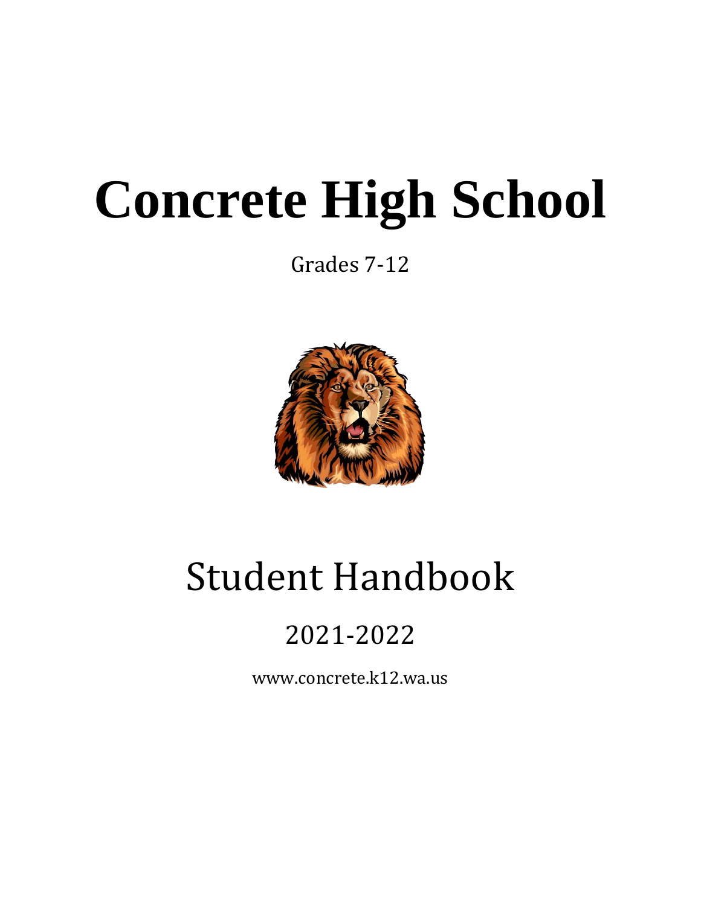# Concrete High School

Grades 7-12

# Student Handbook

## 2021-2022

www.concrete.k12.wa.us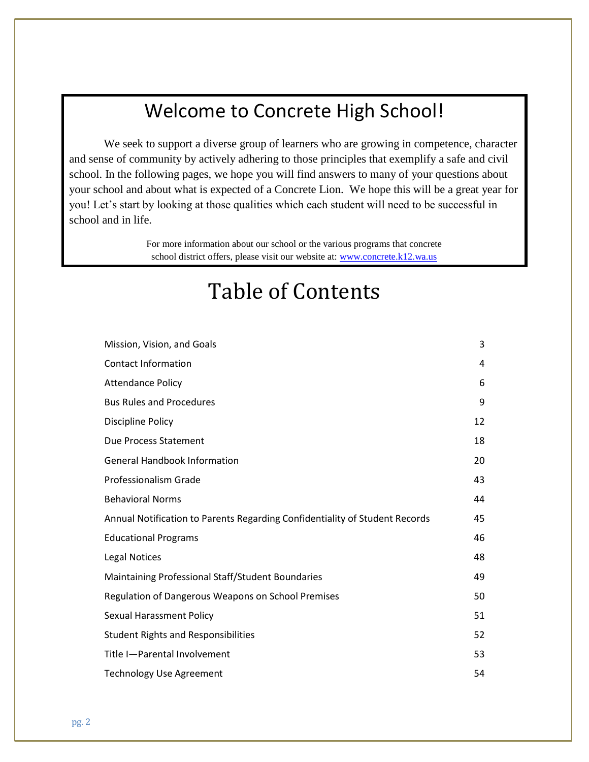# Welcome to Concrete High School!

We seek to support a diverse group of learners who are growing in competence, character and sense of community by actively adhering to those principles that exemplify a safe and civil school. In the following pages, we hope you will find answers to many of your questions about your school and about what is expected of a Concrete Lion. We hope this will be a great year for you! Let's start by looking at those qualities which each student will need to be successful in school and in life.

For more information about our school or the various programs that concrete school district offers, please visit our website at: www.concrete.k12.wa.us

# Table of Contents

| | |
|---|---|
| Mission, Vision, and Goals | 3 |
| Contact Information | 4 |
| Attendance Policy | 6 |
| Bus Rules and Procedures | 9 |
| Discipline Policy | 12 |
| Due Process Statement | 18 |
| General Handbook Information | 20 |
| Professionalism Grade | 43 |
| Behavioral Norms | 44 |
| Annual Notification to Parents Regarding Confidentiality of Student Records | 45 |
| Educational Programs | 46 |
| Legal Notices | 48 |
| Maintaining Professional Staff/Student Boundaries | 49 |
| Regulation of Dangerous Weapons on School Premises | 50 |
| Sexual Harassment Policy | 51 |
| Student Rights and Responsibilities | 52 |
| Title I—Parental Involvement | 53 |
| Technology Use Agreement | 54 |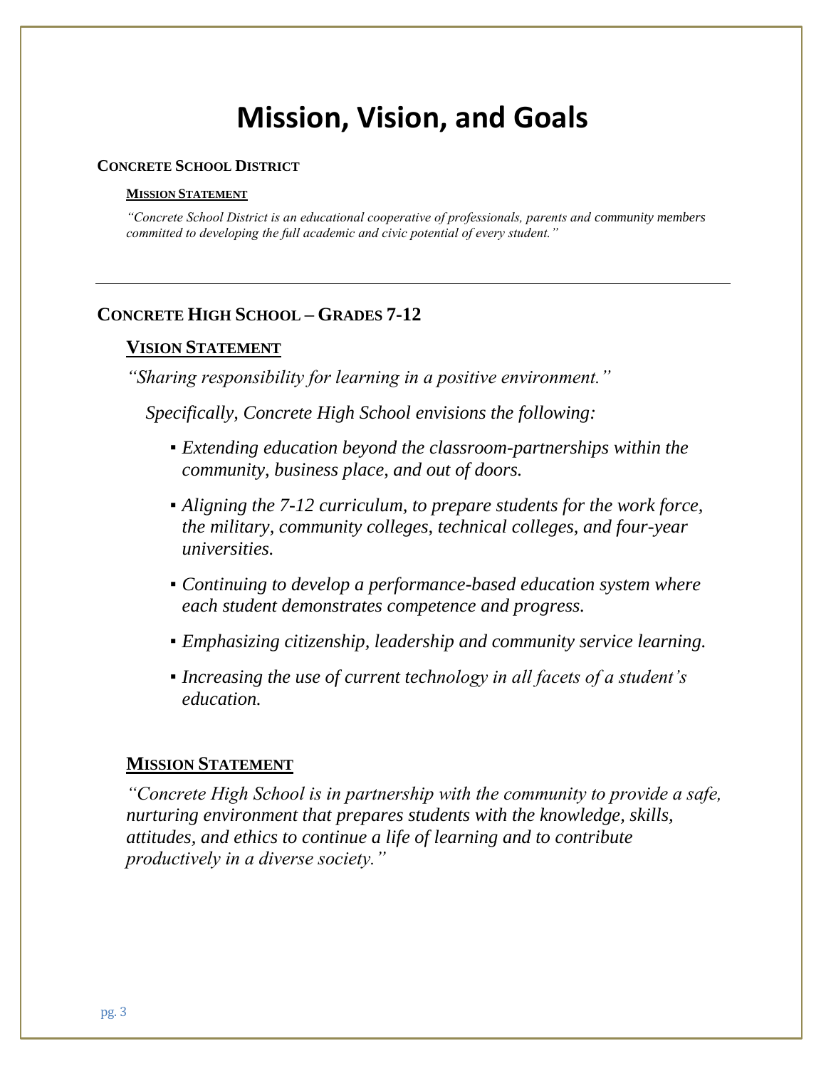# Mission, Vision, and Goals

## Concrete School District

### Mission Statement

*"Concrete School District is an educational cooperative of professionals, parents and community members committed to developing the full academic and civic potential of every student."*

---

## Concrete High School – Grades 7-12

### Vision Statement

*"Sharing responsibility for learning in a positive environment."*

*Specifically, Concrete High School envisions the following:*

- *Extending education beyond the classroom-partnerships within the community, business place, and out of doors.*
- *Aligning the 7-12 curriculum, to prepare students for the work force, the military, community colleges, technical colleges, and four-year universities.*
- *Continuing to develop a performance-based education system where each student demonstrates competence and progress.*
- *Emphasizing citizenship, leadership and community service learning.*
- *Increasing the use of current technology in all facets of a student's education.*

### Mission Statement

*"Concrete High School is in partnership with the community to provide a safe, nurturing environment that prepares students with the knowledge, skills, attitudes, and ethics to continue a life of learning and to contribute productively in a diverse society."*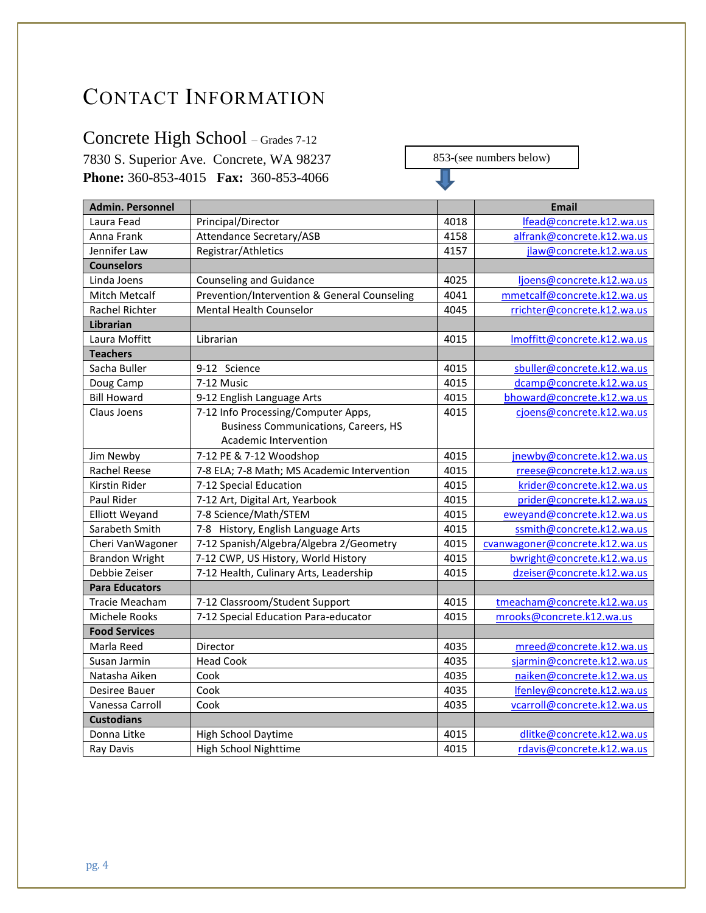# Contact Information

## Concrete High School – Grades 7-12

7830 S. Superior Ave. Concrete, WA 98237

**Phone:** 360-853-4015 **Fax:** 360-853-4066

853-(see numbers below)

| Admin. Personnel | | | Email |
|---|---|---|---|
| Laura Fead | Principal/Director | 4018 | lfead@concrete.k12.wa.us |
| Anna Frank | Attendance Secretary/ASB | 4158 | alfrank@concrete.k12.wa.us |
| Jennifer Law | Registrar/Athletics | 4157 | jlaw@concrete.k12.wa.us |
| **Counselors** | | | |
| Linda Joens | Counseling and Guidance | 4025 | ljoens@concrete.k12.wa.us |
| Mitch Metcalf | Prevention/Intervention & General Counseling | 4041 | mmetcalf@concrete.k12.wa.us |
| Rachel Richter | Mental Health Counselor | 4045 | rrichter@concrete.k12.wa.us |
| **Librarian** | | | |
| Laura Moffitt | Librarian | 4015 | lmoffitt@concrete.k12.wa.us |
| **Teachers** | | | |
| Sacha Buller | 9-12 Science | 4015 | sbuller@concrete.k12.wa.us |
| Doug Camp | 7-12 Music | 4015 | dcamp@concrete.k12.wa.us |
| Bill Howard | 9-12 English Language Arts | 4015 | bhoward@concrete.k12.wa.us |
| Claus Joens | 7-12 Info Processing/Computer Apps, Business Communications, Careers, HS Academic Intervention | 4015 | cjoens@concrete.k12.wa.us |
| Jim Newby | 7-12 PE & 7-12 Woodshop | 4015 | jnewby@concrete.k12.wa.us |
| Rachel Reese | 7-8 ELA; 7-8 Math; MS Academic Intervention | 4015 | rreese@concrete.k12.wa.us |
| Kirstin Rider | 7-12 Special Education | 4015 | krider@concrete.k12.wa.us |
| Paul Rider | 7-12 Art, Digital Art, Yearbook | 4015 | prider@concrete.k12.wa.us |
| Elliott Weyand | 7-8 Science/Math/STEM | 4015 | eweyand@concrete.k12.wa.us |
| Sarabeth Smith | 7-8 History, English Language Arts | 4015 | ssmith@concrete.k12.wa.us |
| Cheri VanWagoner | 7-12 Spanish/Algebra/Algebra 2/Geometry | 4015 | cvanwagoner@concrete.k12.wa.us |
| Brandon Wright | 7-12 CWP, US History, World History | 4015 | bwright@concrete.k12.wa.us |
| Debbie Zeiser | 7-12 Health, Culinary Arts, Leadership | 4015 | dzeiser@concrete.k12.wa.us |
| **Para Educators** | | | |
| Tracie Meacham | 7-12 Classroom/Student Support | 4015 | tmeacham@concrete.k12.wa.us |
| Michele Rooks | 7-12 Special Education Para-educator | 4015 | mrooks@concrete.k12.wa.us |
| **Food Services** | | | |
| Marla Reed | Director | 4035 | mreed@concrete.k12.wa.us |
| Susan Jarmin | Head Cook | 4035 | sjarmin@concrete.k12.wa.us |
| Natasha Aiken | Cook | 4035 | naiken@concrete.k12.wa.us |
| Desiree Bauer | Cook | 4035 | lfenley@concrete.k12.wa.us |
| Vanessa Carroll | Cook | 4035 | vcarroll@concrete.k12.wa.us |
| **Custodians** | | | |
| Donna Litke | High School Daytime | 4015 | dlitke@concrete.k12.wa.us |
| Ray Davis | High School Nighttime | 4015 | rdavis@concrete.k12.wa.us |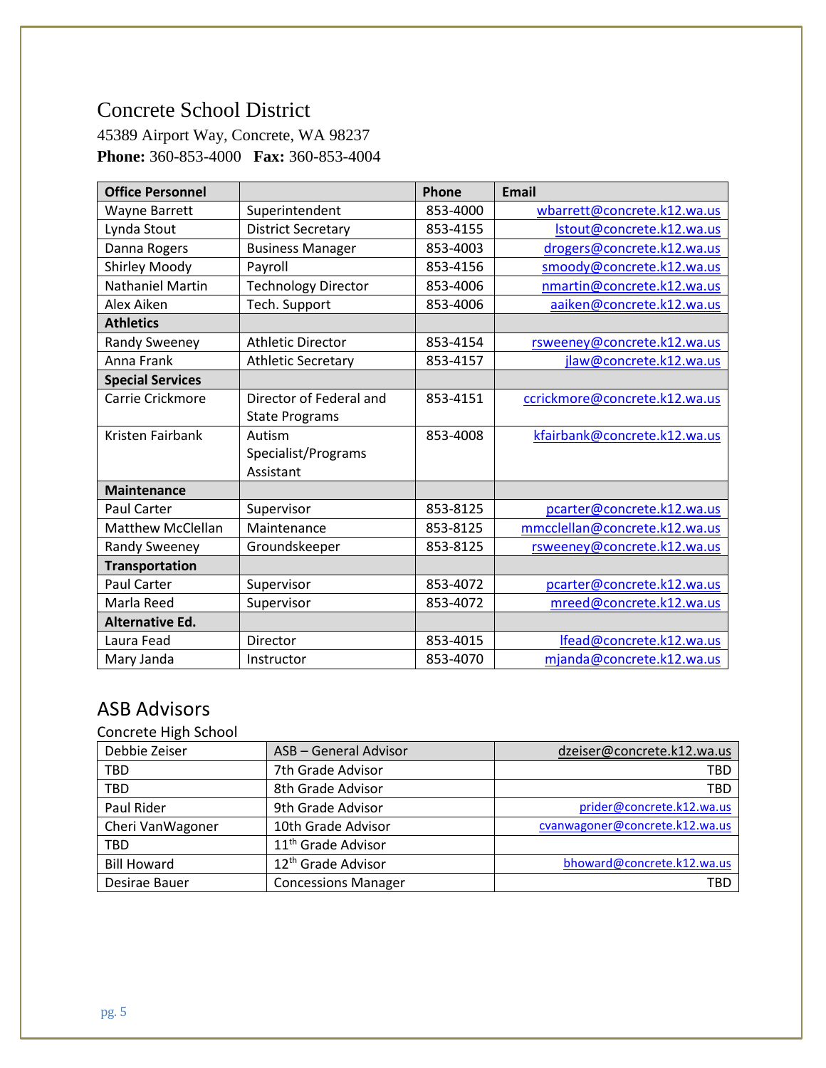# Concrete School District

45389 Airport Way, Concrete, WA 98237

**Phone:** 360-853-4000 **Fax:** 360-853-4004

| Office Personnel | | Phone | Email |
|---|---|---|---|
| Wayne Barrett | Superintendent | 853-4000 | wbarrett@concrete.k12.wa.us |
| Lynda Stout | District Secretary | 853-4155 | lstout@concrete.k12.wa.us |
| Danna Rogers | Business Manager | 853-4003 | drogers@concrete.k12.wa.us |
| Shirley Moody | Payroll | 853-4156 | smoody@concrete.k12.wa.us |
| Nathaniel Martin | Technology Director | 853-4006 | nmartin@concrete.k12.wa.us |
| Alex Aiken | Tech. Support | 853-4006 | aaiken@concrete.k12.wa.us |
| **Athletics** | | | |
| Randy Sweeney | Athletic Director | 853-4154 | rsweeney@concrete.k12.wa.us |
| Anna Frank | Athletic Secretary | 853-4157 | jlaw@concrete.k12.wa.us |
| **Special Services** | | | |
| Carrie Crickmore | Director of Federal and State Programs | 853-4151 | ccrickmore@concrete.k12.wa.us |
| Kristen Fairbank | Autism Specialist/Programs Assistant | 853-4008 | kfairbank@concrete.k12.wa.us |
| **Maintenance** | | | |
| Paul Carter | Supervisor | 853-8125 | pcarter@concrete.k12.wa.us |
| Matthew McClellan | Maintenance | 853-8125 | mmcclellan@concrete.k12.wa.us |
| Randy Sweeney | Groundskeeper | 853-8125 | rsweeney@concrete.k12.wa.us |
| **Transportation** | | | |
| Paul Carter | Supervisor | 853-4072 | pcarter@concrete.k12.wa.us |
| Marla Reed | Supervisor | 853-4072 | mreed@concrete.k12.wa.us |
| **Alternative Ed.** | | | |
| Laura Fead | Director | 853-4015 | lfead@concrete.k12.wa.us |
| Mary Janda | Instructor | 853-4070 | mjanda@concrete.k12.wa.us |

## ASB Advisors

Concrete High School

| | | |
|---|---|---|
| Debbie Zeiser | ASB – General Advisor | dzeiser@concrete.k12.wa.us |
| TBD | 7th Grade Advisor | TBD |
| TBD | 8th Grade Advisor | TBD |
| Paul Rider | 9th Grade Advisor | prider@concrete.k12.wa.us |
| Cheri VanWagoner | 10th Grade Advisor | cvanwagoner@concrete.k12.wa.us |
| TBD | 11th Grade Advisor | |
| Bill Howard | 12th Grade Advisor | bhoward@concrete.k12.wa.us |
| Desirae Bauer | Concessions Manager | TBD |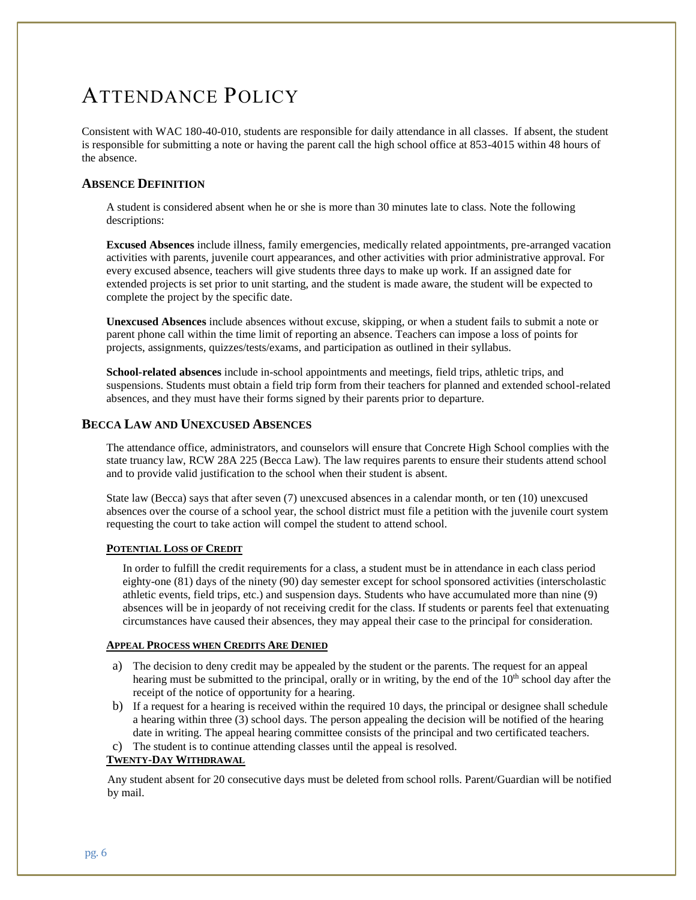# ATTENDANCE POLICY

Consistent with WAC 180-40-010, students are responsible for daily attendance in all classes. If absent, the student is responsible for submitting a note or having the parent call the high school office at 853-4015 within 48 hours of the absence.

## ABSENCE DEFINITION

A student is considered absent when he or she is more than 30 minutes late to class. Note the following descriptions:

**Excused Absences** include illness, family emergencies, medically related appointments, pre-arranged vacation activities with parents, juvenile court appearances, and other activities with prior administrative approval. For every excused absence, teachers will give students three days to make up work. If an assigned date for extended projects is set prior to unit starting, and the student is made aware, the student will be expected to complete the project by the specific date.

**Unexcused Absences** include absences without excuse, skipping, or when a student fails to submit a note or parent phone call within the time limit of reporting an absence. Teachers can impose a loss of points for projects, assignments, quizzes/tests/exams, and participation as outlined in their syllabus.

**School-related absences** include in-school appointments and meetings, field trips, athletic trips, and suspensions. Students must obtain a field trip form from their teachers for planned and extended school-related absences, and they must have their forms signed by their parents prior to departure.

## BECCA LAW AND UNEXCUSED ABSENCES

The attendance office, administrators, and counselors will ensure that Concrete High School complies with the state truancy law, RCW 28A 225 (Becca Law). The law requires parents to ensure their students attend school and to provide valid justification to the school when their student is absent.

State law (Becca) says that after seven (7) unexcused absences in a calendar month, or ten (10) unexcused absences over the course of a school year, the school district must file a petition with the juvenile court system requesting the court to take action will compel the student to attend school.

### POTENTIAL LOSS OF CREDIT

In order to fulfill the credit requirements for a class, a student must be in attendance in each class period eighty-one (81) days of the ninety (90) day semester except for school sponsored activities (interscholastic athletic events, field trips, etc.) and suspension days. Students who have accumulated more than nine (9) absences will be in jeopardy of not receiving credit for the class. If students or parents feel that extenuating circumstances have caused their absences, they may appeal their case to the principal for consideration.

### APPEAL PROCESS WHEN CREDITS ARE DENIED

a) The decision to deny credit may be appealed by the student or the parents. The request for an appeal hearing must be submitted to the principal, orally or in writing, by the end of the 10th school day after the receipt of the notice of opportunity for a hearing.
b) If a request for a hearing is received within the required 10 days, the principal or designee shall schedule a hearing within three (3) school days. The person appealing the decision will be notified of the hearing date in writing. The appeal hearing committee consists of the principal and two certificated teachers.
c) The student is to continue attending classes until the appeal is resolved.

### TWENTY-DAY WITHDRAWAL

Any student absent for 20 consecutive days must be deleted from school rolls. Parent/Guardian will be notified by mail.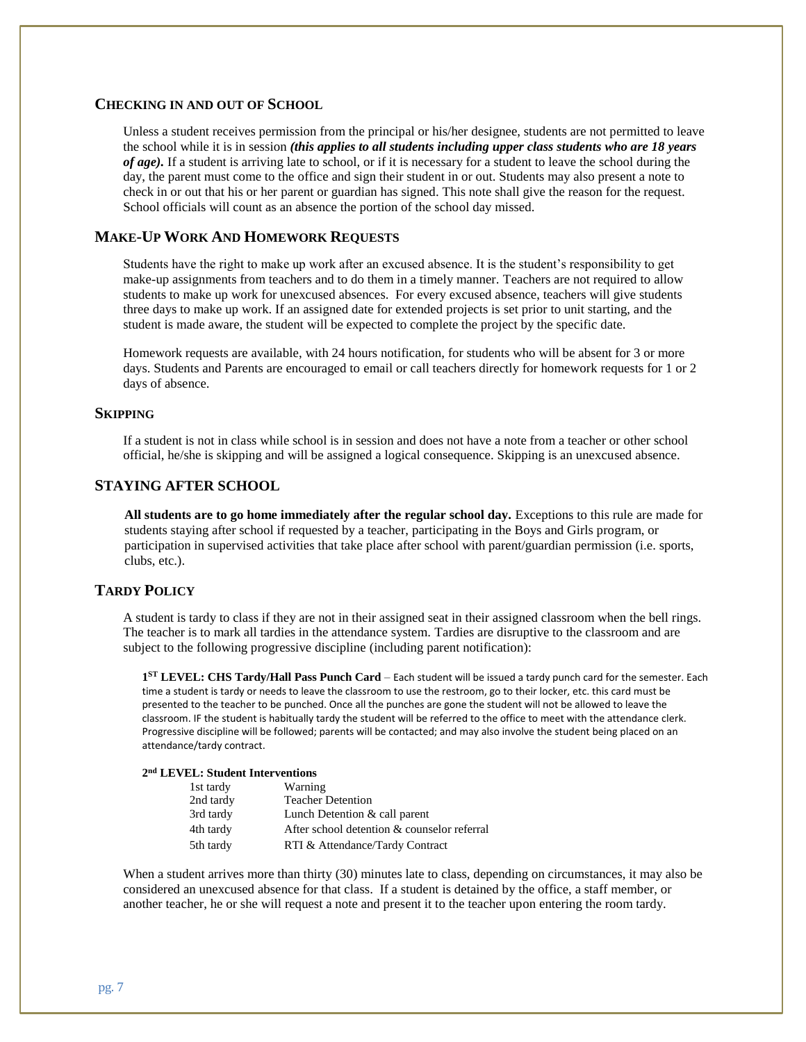## Checking in and out of School

Unless a student receives permission from the principal or his/her designee, students are not permitted to leave the school while it is in session ***(this applies to all students including upper class students who are 18 years of age).*** If a student is arriving late to school, or if it is necessary for a student to leave the school during the day, the parent must come to the office and sign their student in or out. Students may also present a note to check in or out that his or her parent or guardian has signed. This note shall give the reason for the request. School officials will count as an absence the portion of the school day missed.

## Make-Up Work And Homework Requests

Students have the right to make up work after an excused absence. It is the student's responsibility to get make-up assignments from teachers and to do them in a timely manner. Teachers are not required to allow students to make up work for unexcused absences. For every excused absence, teachers will give students three days to make up work. If an assigned date for extended projects is set prior to unit starting, and the student is made aware, the student will be expected to complete the project by the specific date.

Homework requests are available, with 24 hours notification, for students who will be absent for 3 or more days. Students and Parents are encouraged to email or call teachers directly for homework requests for 1 or 2 days of absence.

## Skipping

If a student is not in class while school is in session and does not have a note from a teacher or other school official, he/she is skipping and will be assigned a logical consequence. Skipping is an unexcused absence.

## STAYING AFTER SCHOOL

**All students are to go home immediately after the regular school day.** Exceptions to this rule are made for students staying after school if requested by a teacher, participating in the Boys and Girls program, or participation in supervised activities that take place after school with parent/guardian permission (i.e. sports, clubs, etc.).

## Tardy Policy

A student is tardy to class if they are not in their assigned seat in their assigned classroom when the bell rings. The teacher is to mark all tardies in the attendance system. Tardies are disruptive to the classroom and are subject to the following progressive discipline (including parent notification):

**1ST LEVEL: CHS Tardy/Hall Pass Punch Card** – Each student will be issued a tardy punch card for the semester. Each time a student is tardy or needs to leave the classroom to use the restroom, go to their locker, etc. this card must be presented to the teacher to be punched. Once all the punches are gone the student will not be allowed to leave the classroom. IF the student is habitually tardy the student will be referred to the office to meet with the attendance clerk. Progressive discipline will be followed; parents will be contacted; and may also involve the student being placed on an attendance/tardy contract.

**2nd LEVEL: Student Interventions**

| | |
|---|---|
| 1st tardy | Warning |
| 2nd tardy | Teacher Detention |
| 3rd tardy | Lunch Detention & call parent |
| 4th tardy | After school detention & counselor referral |
| 5th tardy | RTI & Attendance/Tardy Contract |

When a student arrives more than thirty (30) minutes late to class, depending on circumstances, it may also be considered an unexcused absence for that class. If a student is detained by the office, a staff member, or another teacher, he or she will request a note and present it to the teacher upon entering the room tardy.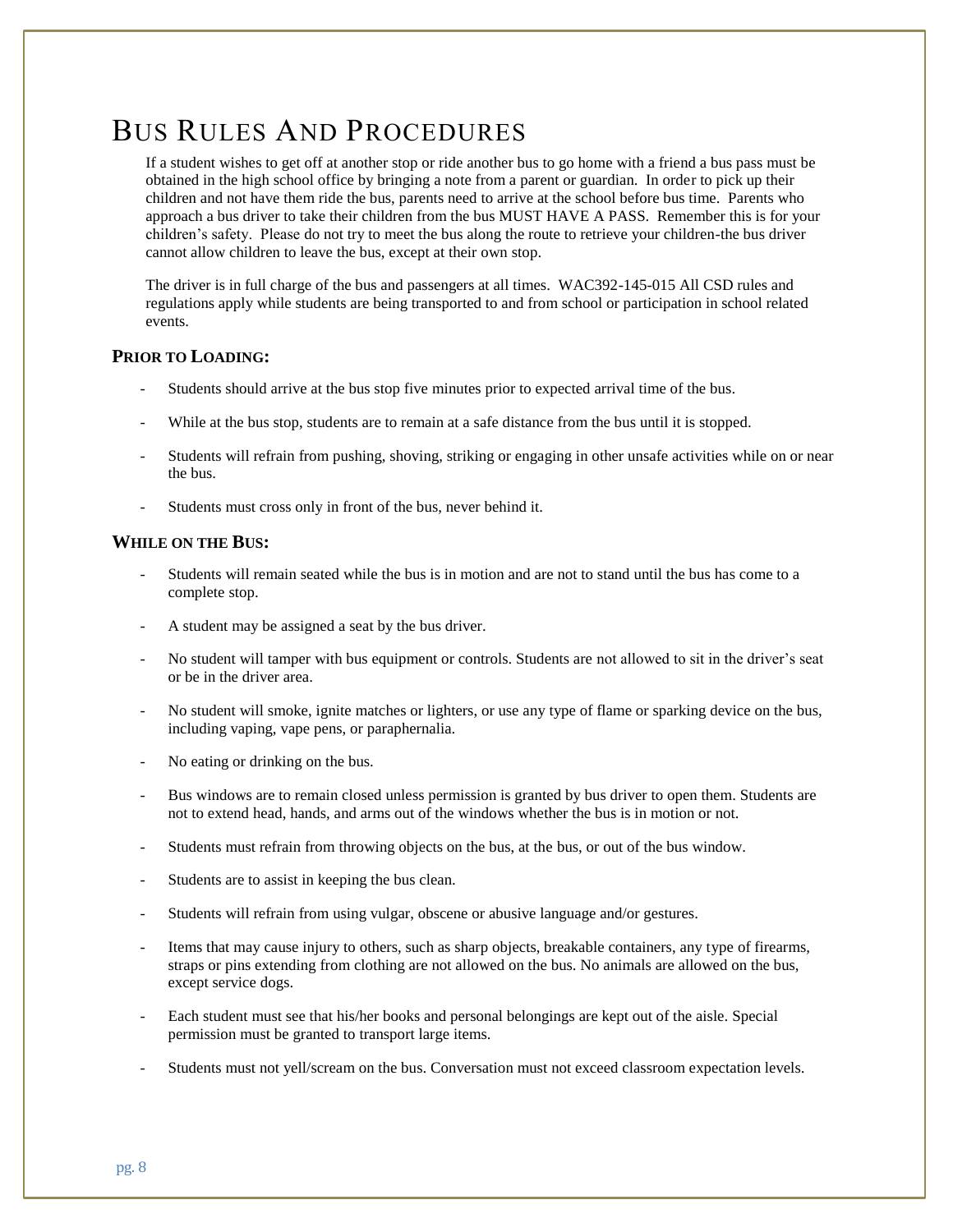# Bus Rules And Procedures

If a student wishes to get off at another stop or ride another bus to go home with a friend a bus pass must be obtained in the high school office by bringing a note from a parent or guardian. In order to pick up their children and not have them ride the bus, parents need to arrive at the school before bus time. Parents who approach a bus driver to take their children from the bus MUST HAVE A PASS. Remember this is for your children's safety. Please do not try to meet the bus along the route to retrieve your children-the bus driver cannot allow children to leave the bus, except at their own stop.

The driver is in full charge of the bus and passengers at all times. WAC392-145-015 All CSD rules and regulations apply while students are being transported to and from school or participation in school related events.

### Prior to Loading:

- Students should arrive at the bus stop five minutes prior to expected arrival time of the bus.
- While at the bus stop, students are to remain at a safe distance from the bus until it is stopped.
- Students will refrain from pushing, shoving, striking or engaging in other unsafe activities while on or near the bus.
- Students must cross only in front of the bus, never behind it.

### While on the Bus:

- Students will remain seated while the bus is in motion and are not to stand until the bus has come to a complete stop.
- A student may be assigned a seat by the bus driver.
- No student will tamper with bus equipment or controls. Students are not allowed to sit in the driver's seat or be in the driver area.
- No student will smoke, ignite matches or lighters, or use any type of flame or sparking device on the bus, including vaping, vape pens, or paraphernalia.
- No eating or drinking on the bus.
- Bus windows are to remain closed unless permission is granted by bus driver to open them. Students are not to extend head, hands, and arms out of the windows whether the bus is in motion or not.
- Students must refrain from throwing objects on the bus, at the bus, or out of the bus window.
- Students are to assist in keeping the bus clean.
- Students will refrain from using vulgar, obscene or abusive language and/or gestures.
- Items that may cause injury to others, such as sharp objects, breakable containers, any type of firearms, straps or pins extending from clothing are not allowed on the bus. No animals are allowed on the bus, except service dogs.
- Each student must see that his/her books and personal belongings are kept out of the aisle. Special permission must be granted to transport large items.
- Students must not yell/scream on the bus. Conversation must not exceed classroom expectation levels.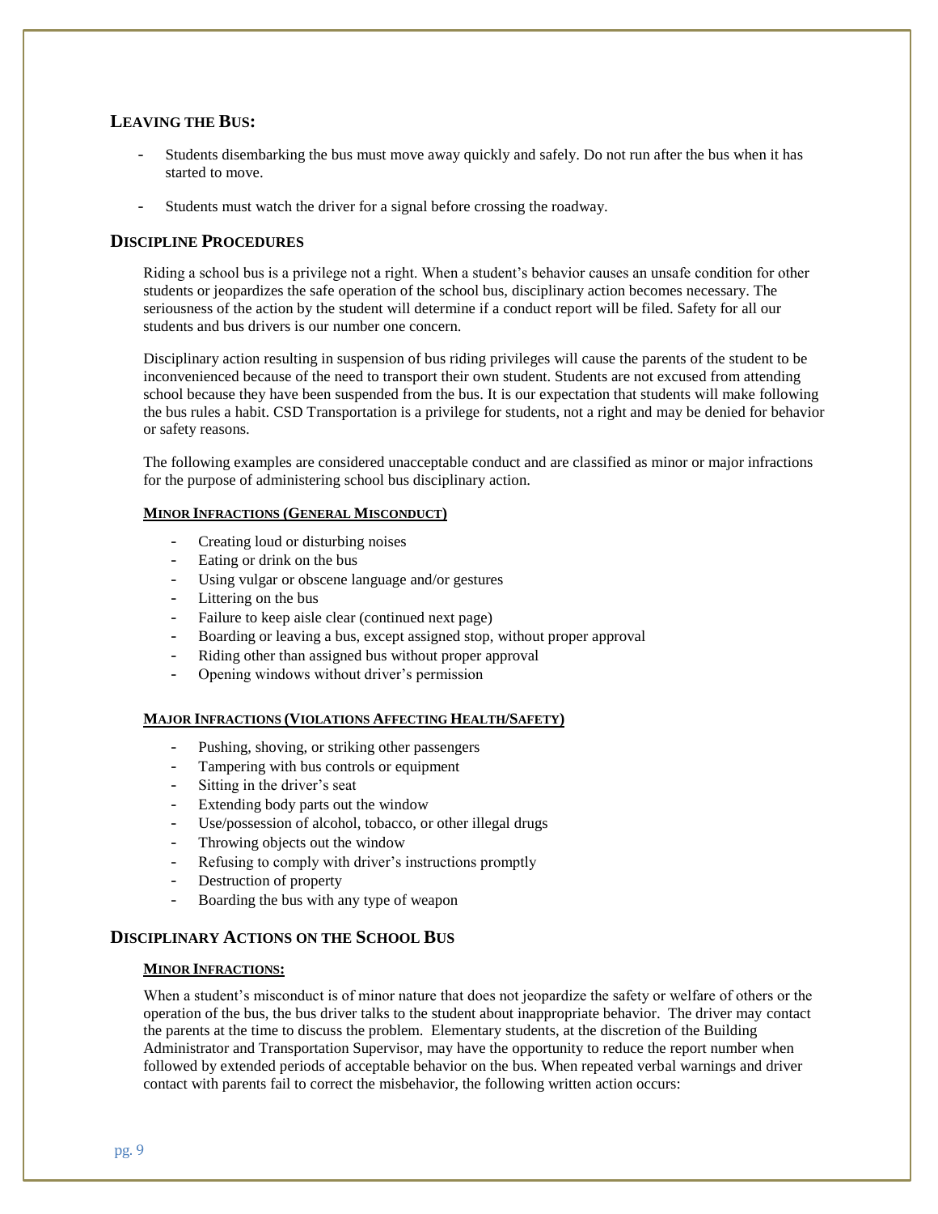## Leaving the Bus:

- Students disembarking the bus must move away quickly and safely. Do not run after the bus when it has started to move.
- Students must watch the driver for a signal before crossing the roadway.

## Discipline Procedures

Riding a school bus is a privilege not a right. When a student's behavior causes an unsafe condition for other students or jeopardizes the safe operation of the school bus, disciplinary action becomes necessary. The seriousness of the action by the student will determine if a conduct report will be filed. Safety for all our students and bus drivers is our number one concern.

Disciplinary action resulting in suspension of bus riding privileges will cause the parents of the student to be inconvenienced because of the need to transport their own student. Students are not excused from attending school because they have been suspended from the bus. It is our expectation that students will make following the bus rules a habit. CSD Transportation is a privilege for students, not a right and may be denied for behavior or safety reasons.

The following examples are considered unacceptable conduct and are classified as minor or major infractions for the purpose of administering school bus disciplinary action.

#### Minor Infractions (General Misconduct)

- Creating loud or disturbing noises
- Eating or drink on the bus
- Using vulgar or obscene language and/or gestures
- Littering on the bus
- Failure to keep aisle clear (continued next page)
- Boarding or leaving a bus, except assigned stop, without proper approval
- Riding other than assigned bus without proper approval
- Opening windows without driver's permission

#### Major Infractions (Violations Affecting Health/Safety)

- Pushing, shoving, or striking other passengers
- Tampering with bus controls or equipment
- Sitting in the driver's seat
- Extending body parts out the window
- Use/possession of alcohol, tobacco, or other illegal drugs
- Throwing objects out the window
- Refusing to comply with driver's instructions promptly
- Destruction of property
- Boarding the bus with any type of weapon

## Disciplinary Actions on the School Bus

#### Minor Infractions:

When a student's misconduct is of minor nature that does not jeopardize the safety or welfare of others or the operation of the bus, the bus driver talks to the student about inappropriate behavior. The driver may contact the parents at the time to discuss the problem. Elementary students, at the discretion of the Building Administrator and Transportation Supervisor, may have the opportunity to reduce the report number when followed by extended periods of acceptable behavior on the bus. When repeated verbal warnings and driver contact with parents fail to correct the misbehavior, the following written action occurs: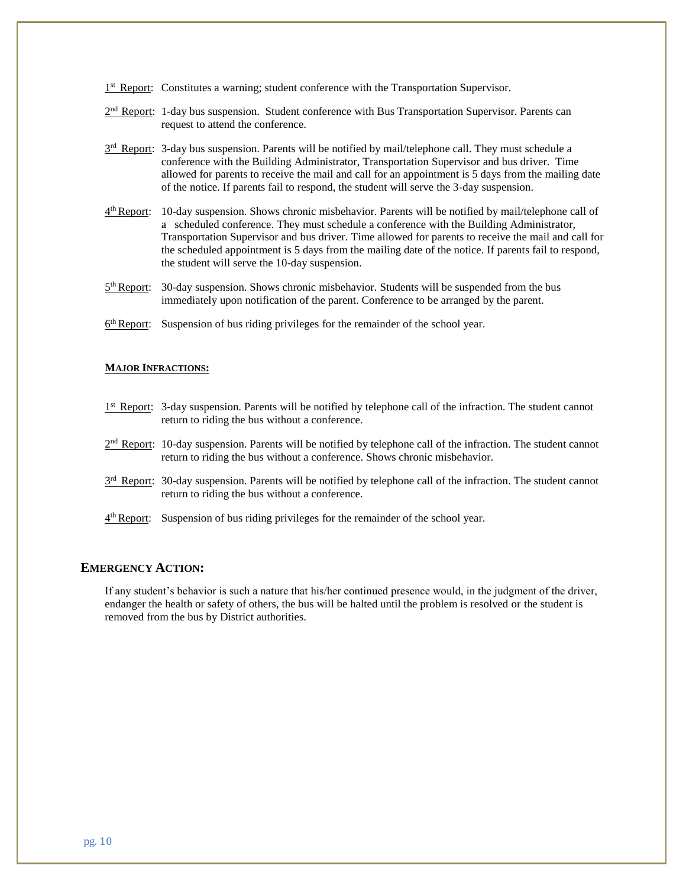1st Report: Constitutes a warning; student conference with the Transportation Supervisor.

2nd Report: 1-day bus suspension. Student conference with Bus Transportation Supervisor. Parents can request to attend the conference.

3rd Report: 3-day bus suspension. Parents will be notified by mail/telephone call. They must schedule a conference with the Building Administrator, Transportation Supervisor and bus driver. Time allowed for parents to receive the mail and call for an appointment is 5 days from the mailing date of the notice. If parents fail to respond, the student will serve the 3-day suspension.

4th Report: 10-day suspension. Shows chronic misbehavior. Parents will be notified by mail/telephone call of a scheduled conference. They must schedule a conference with the Building Administrator, Transportation Supervisor and bus driver. Time allowed for parents to receive the mail and call for the scheduled appointment is 5 days from the mailing date of the notice. If parents fail to respond, the student will serve the 10-day suspension.

5th Report: 30-day suspension. Shows chronic misbehavior. Students will be suspended from the bus immediately upon notification of the parent. Conference to be arranged by the parent.

6th Report: Suspension of bus riding privileges for the remainder of the school year.

**MAJOR INFRACTIONS:**

1st Report: 3-day suspension. Parents will be notified by telephone call of the infraction. The student cannot return to riding the bus without a conference.

2nd Report: 10-day suspension. Parents will be notified by telephone call of the infraction. The student cannot return to riding the bus without a conference. Shows chronic misbehavior.

3rd Report: 30-day suspension. Parents will be notified by telephone call of the infraction. The student cannot return to riding the bus without a conference.

4th Report: Suspension of bus riding privileges for the remainder of the school year.

## EMERGENCY ACTION:

If any student's behavior is such a nature that his/her continued presence would, in the judgment of the driver, endanger the health or safety of others, the bus will be halted until the problem is resolved or the student is removed from the bus by District authorities.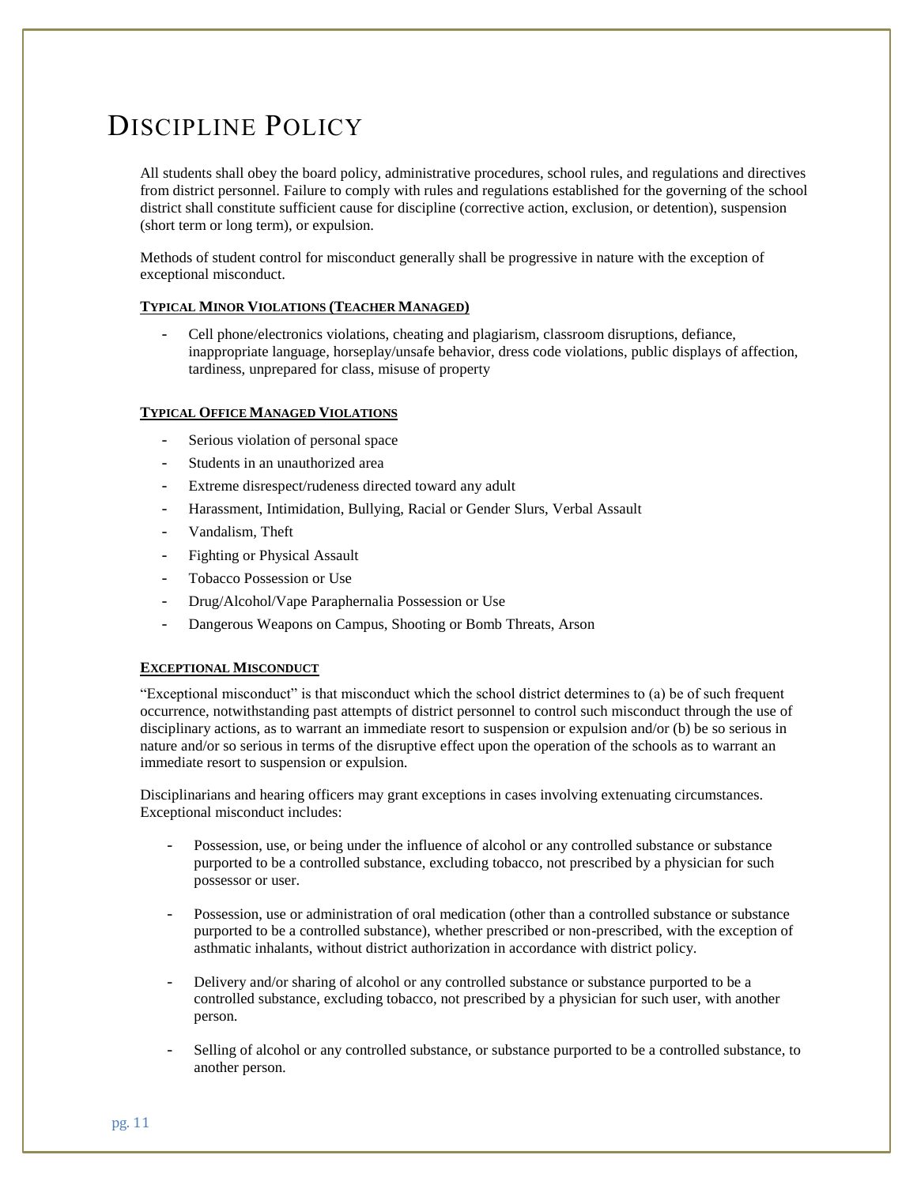# Discipline Policy

All students shall obey the board policy, administrative procedures, school rules, and regulations and directives from district personnel. Failure to comply with rules and regulations established for the governing of the school district shall constitute sufficient cause for discipline (corrective action, exclusion, or detention), suspension (short term or long term), or expulsion.

Methods of student control for misconduct generally shall be progressive in nature with the exception of exceptional misconduct.

**Typical Minor Violations (Teacher Managed)**

- Cell phone/electronics violations, cheating and plagiarism, classroom disruptions, defiance, inappropriate language, horseplay/unsafe behavior, dress code violations, public displays of affection, tardiness, unprepared for class, misuse of property

**Typical Office Managed Violations**

- Serious violation of personal space
- Students in an unauthorized area
- Extreme disrespect/rudeness directed toward any adult
- Harassment, Intimidation, Bullying, Racial or Gender Slurs, Verbal Assault
- Vandalism, Theft
- Fighting or Physical Assault
- Tobacco Possession or Use
- Drug/Alcohol/Vape Paraphernalia Possession or Use
- Dangerous Weapons on Campus, Shooting or Bomb Threats, Arson

**Exceptional Misconduct**

"Exceptional misconduct" is that misconduct which the school district determines to (a) be of such frequent occurrence, notwithstanding past attempts of district personnel to control such misconduct through the use of disciplinary actions, as to warrant an immediate resort to suspension or expulsion and/or (b) be so serious in nature and/or so serious in terms of the disruptive effect upon the operation of the schools as to warrant an immediate resort to suspension or expulsion.

Disciplinarians and hearing officers may grant exceptions in cases involving extenuating circumstances. Exceptional misconduct includes:

- Possession, use, or being under the influence of alcohol or any controlled substance or substance purported to be a controlled substance, excluding tobacco, not prescribed by a physician for such possessor or user.
- Possession, use or administration of oral medication (other than a controlled substance or substance purported to be a controlled substance), whether prescribed or non-prescribed, with the exception of asthmatic inhalants, without district authorization in accordance with district policy.
- Delivery and/or sharing of alcohol or any controlled substance or substance purported to be a controlled substance, excluding tobacco, not prescribed by a physician for such user, with another person.
- Selling of alcohol or any controlled substance, or substance purported to be a controlled substance, to another person.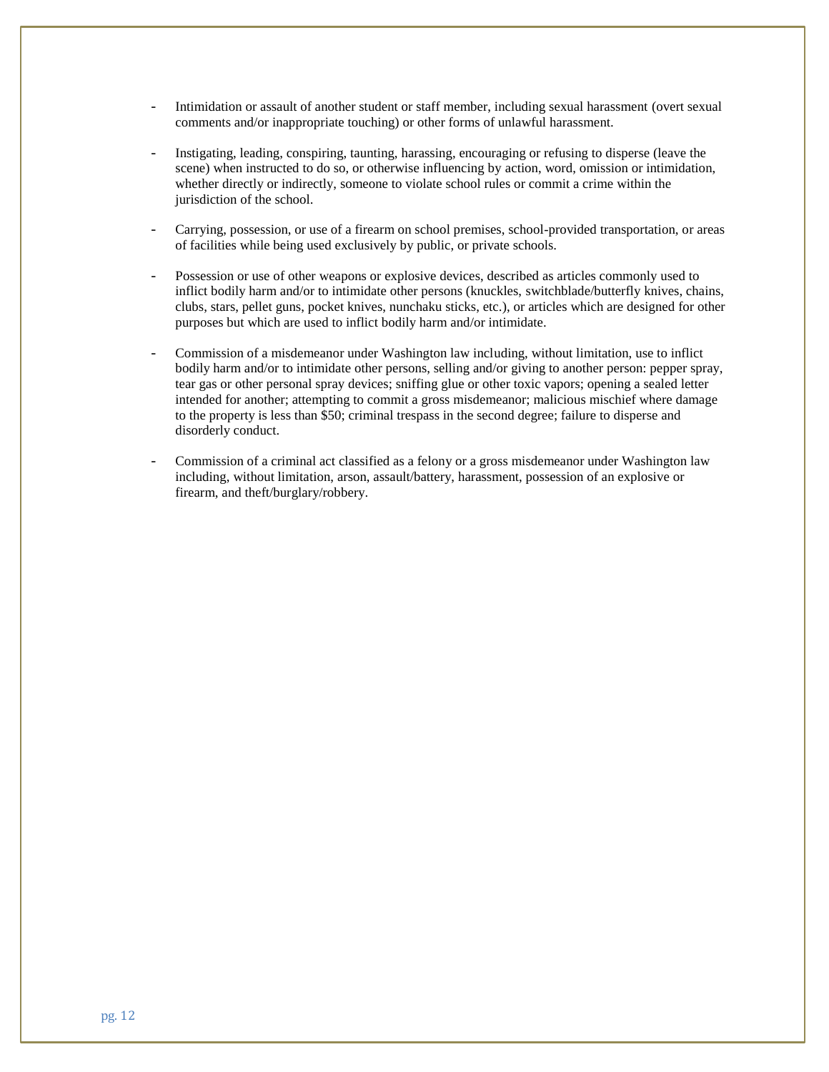- Intimidation or assault of another student or staff member, including sexual harassment (overt sexual comments and/or inappropriate touching) or other forms of unlawful harassment.

- Instigating, leading, conspiring, taunting, harassing, encouraging or refusing to disperse (leave the scene) when instructed to do so, or otherwise influencing by action, word, omission or intimidation, whether directly or indirectly, someone to violate school rules or commit a crime within the jurisdiction of the school.

- Carrying, possession, or use of a firearm on school premises, school-provided transportation, or areas of facilities while being used exclusively by public, or private schools.

- Possession or use of other weapons or explosive devices, described as articles commonly used to inflict bodily harm and/or to intimidate other persons (knuckles, switchblade/butterfly knives, chains, clubs, stars, pellet guns, pocket knives, nunchaku sticks, etc.), or articles which are designed for other purposes but which are used to inflict bodily harm and/or intimidate.

- Commission of a misdemeanor under Washington law including, without limitation, use to inflict bodily harm and/or to intimidate other persons, selling and/or giving to another person: pepper spray, tear gas or other personal spray devices; sniffing glue or other toxic vapors; opening a sealed letter intended for another; attempting to commit a gross misdemeanor; malicious mischief where damage to the property is less than $50; criminal trespass in the second degree; failure to disperse and disorderly conduct.

- Commission of a criminal act classified as a felony or a gross misdemeanor under Washington law including, without limitation, arson, assault/battery, harassment, possession of an explosive or firearm, and theft/burglary/robbery.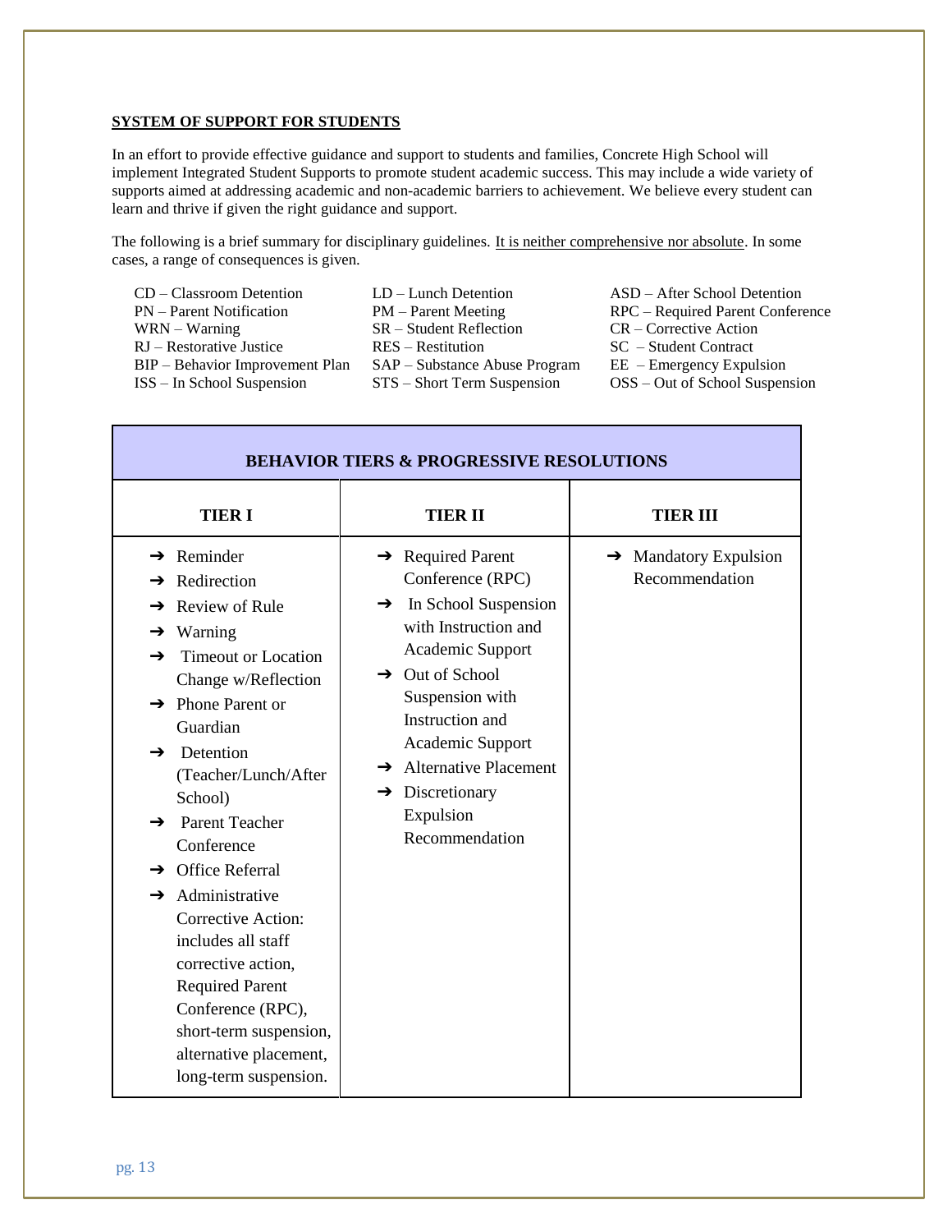## SYSTEM OF SUPPORT FOR STUDENTS

In an effort to provide effective guidance and support to students and families, Concrete High School will implement Integrated Student Supports to promote student academic success. This may include a wide variety of supports aimed at addressing academic and non-academic barriers to achievement. We believe every student can learn and thrive if given the right guidance and support.

The following is a brief summary for disciplinary guidelines. It is neither comprehensive nor absolute. In some cases, a range of consequences is given.

| | | |
|---|---|---|
| CD – Classroom Detention | LD – Lunch Detention | ASD – After School Detention |
| PN – Parent Notification | PM – Parent Meeting | RPC – Required Parent Conference |
| WRN – Warning | SR – Student Reflection | CR – Corrective Action |
| RJ – Restorative Justice | RES – Restitution | SC – Student Contract |
| BIP – Behavior Improvement Plan | SAP – Substance Abuse Program | EE – Emergency Expulsion |
| ISS – In School Suspension | STS – Short Term Suspension | OSS – Out of School Suspension |

**BEHAVIOR TIERS & PROGRESSIVE RESOLUTIONS**

| TIER I | TIER II | TIER III |
|---|---|---|
| ➔ Reminder<br>➔ Redirection<br>➔ Review of Rule<br>➔ Warning<br>➔ Timeout or Location Change w/Reflection<br>➔ Phone Parent or Guardian<br>➔ Detention (Teacher/Lunch/After School)<br>➔ Parent Teacher Conference<br>➔ Office Referral<br>➔ Administrative Corrective Action: includes all staff corrective action, Required Parent Conference (RPC), short-term suspension, alternative placement, long-term suspension. | ➔ Required Parent Conference (RPC)<br>➔ In School Suspension with Instruction and Academic Support<br>➔ Out of School Suspension with Instruction and Academic Support<br>➔ Alternative Placement<br>➔ Discretionary Expulsion Recommendation | ➔ Mandatory Expulsion Recommendation |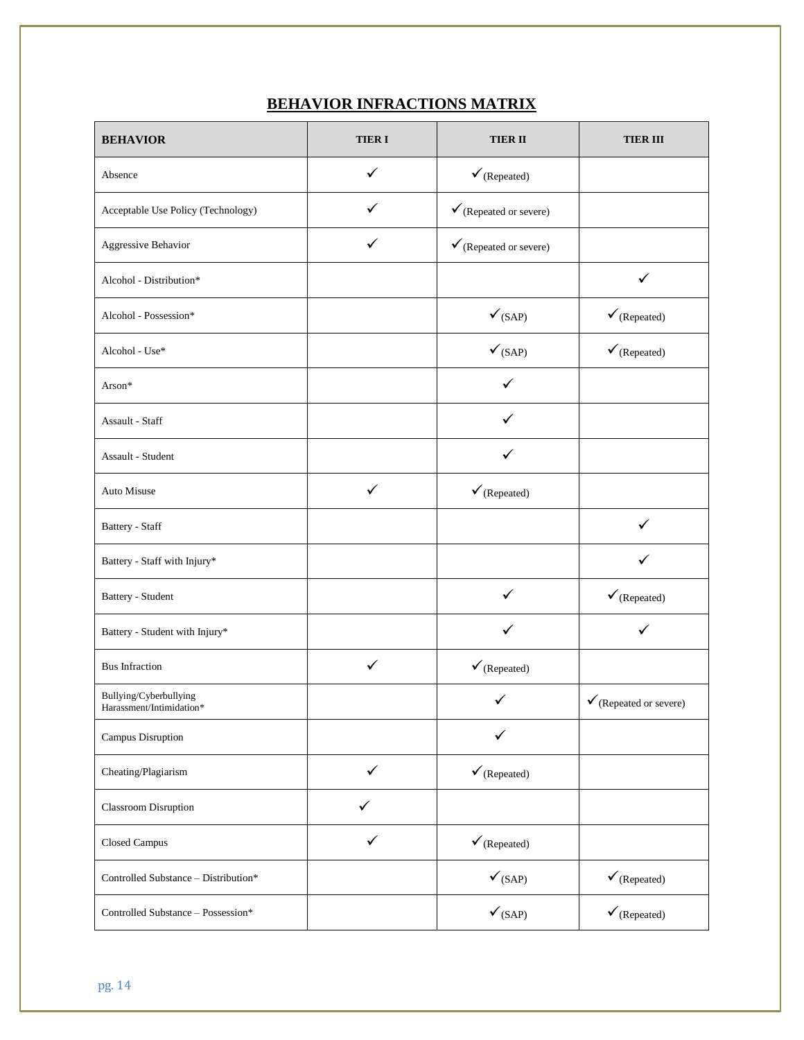## BEHAVIOR INFRACTIONS MATRIX

| BEHAVIOR | TIER I | TIER II | TIER III |
|---|---|---|---|
| Absence | ✓ | ✓(Repeated) | |
| Acceptable Use Policy (Technology) | ✓ | ✓(Repeated or severe) | |
| Aggressive Behavior | ✓ | ✓(Repeated or severe) | |
| Alcohol - Distribution* | | | ✓ |
| Alcohol - Possession* | | ✓(SAP) | ✓(Repeated) |
| Alcohol - Use* | | ✓(SAP) | ✓(Repeated) |
| Arson* | | ✓ | |
| Assault - Staff | | ✓ | |
| Assault - Student | | ✓ | |
| Auto Misuse | ✓ | ✓(Repeated) | |
| Battery - Staff | | | ✓ |
| Battery - Staff with Injury* | | | ✓ |
| Battery - Student | | ✓ | ✓(Repeated) |
| Battery - Student with Injury* | | ✓ | ✓ |
| Bus Infraction | ✓ | ✓(Repeated) | |
| Bullying/Cyberbullying Harassment/Intimidation* | | ✓ | ✓(Repeated or severe) |
| Campus Disruption | | ✓ | |
| Cheating/Plagiarism | ✓ | ✓(Repeated) | |
| Classroom Disruption | ✓ | | |
| Closed Campus | ✓ | ✓(Repeated) | |
| Controlled Substance – Distribution* | | ✓(SAP) | ✓(Repeated) |
| Controlled Substance – Possession* | | ✓(SAP) | ✓(Repeated) |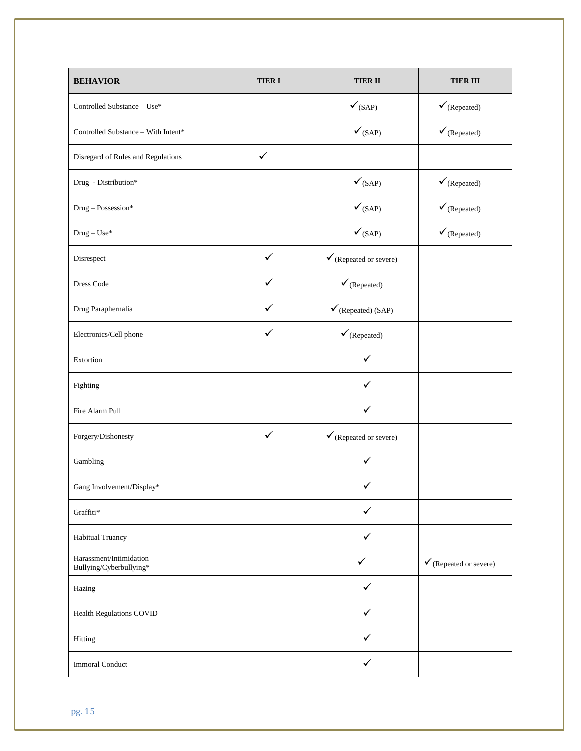| BEHAVIOR | TIER I | TIER II | TIER III |
|---|---|---|---|
| Controlled Substance – Use* | | ✓(SAP) | ✓(Repeated) |
| Controlled Substance – With Intent* | | ✓(SAP) | ✓(Repeated) |
| Disregard of Rules and Regulations | ✓ | | |
| Drug - Distribution* | | ✓(SAP) | ✓(Repeated) |
| Drug – Possession* | | ✓(SAP) | ✓(Repeated) |
| Drug – Use* | | ✓(SAP) | ✓(Repeated) |
| Disrespect | ✓ | ✓(Repeated or severe) | |
| Dress Code | ✓ | ✓(Repeated) | |
| Drug Paraphernalia | ✓ | ✓(Repeated) (SAP) | |
| Electronics/Cell phone | ✓ | ✓(Repeated) | |
| Extortion | | ✓ | |
| Fighting | | ✓ | |
| Fire Alarm Pull | | ✓ | |
| Forgery/Dishonesty | ✓ | ✓(Repeated or severe) | |
| Gambling | | ✓ | |
| Gang Involvement/Display* | | ✓ | |
| Graffiti* | | ✓ | |
| Habitual Truancy | | ✓ | |
| Harassment/Intimidation Bullying/Cyberbullying* | | ✓ | ✓(Repeated or severe) |
| Hazing | | ✓ | |
| Health Regulations COVID | | ✓ | |
| Hitting | | ✓ | |
| Immoral Conduct | | ✓ | |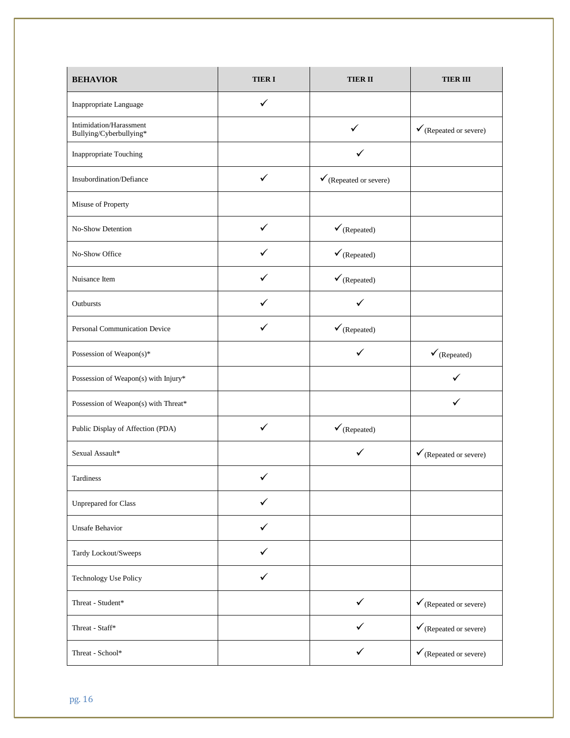| BEHAVIOR | TIER I | TIER II | TIER III |
|---|---|---|---|
| Inappropriate Language | ✓ | | |
| Intimidation/Harassment Bullying/Cyberbullying* | | ✓ | ✓(Repeated or severe) |
| Inappropriate Touching | | ✓ | |
| Insubordination/Defiance | ✓ | ✓(Repeated or severe) | |
| Misuse of Property | | | |
| No-Show Detention | ✓ | ✓(Repeated) | |
| No-Show Office | ✓ | ✓(Repeated) | |
| Nuisance Item | ✓ | ✓(Repeated) | |
| Outbursts | ✓ | ✓ | |
| Personal Communication Device | ✓ | ✓(Repeated) | |
| Possession of Weapon(s)* | | ✓ | ✓(Repeated) |
| Possession of Weapon(s) with Injury* | | | ✓ |
| Possession of Weapon(s) with Threat* | | | ✓ |
| Public Display of Affection (PDA) | ✓ | ✓(Repeated) | |
| Sexual Assault* | | ✓ | ✓(Repeated or severe) |
| Tardiness | ✓ | | |
| Unprepared for Class | ✓ | | |
| Unsafe Behavior | ✓ | | |
| Tardy Lockout/Sweeps | ✓ | | |
| Technology Use Policy | ✓ | | |
| Threat - Student* | | ✓ | ✓(Repeated or severe) |
| Threat - Staff* | | ✓ | ✓(Repeated or severe) |
| Threat - School* | | ✓ | ✓(Repeated or severe) |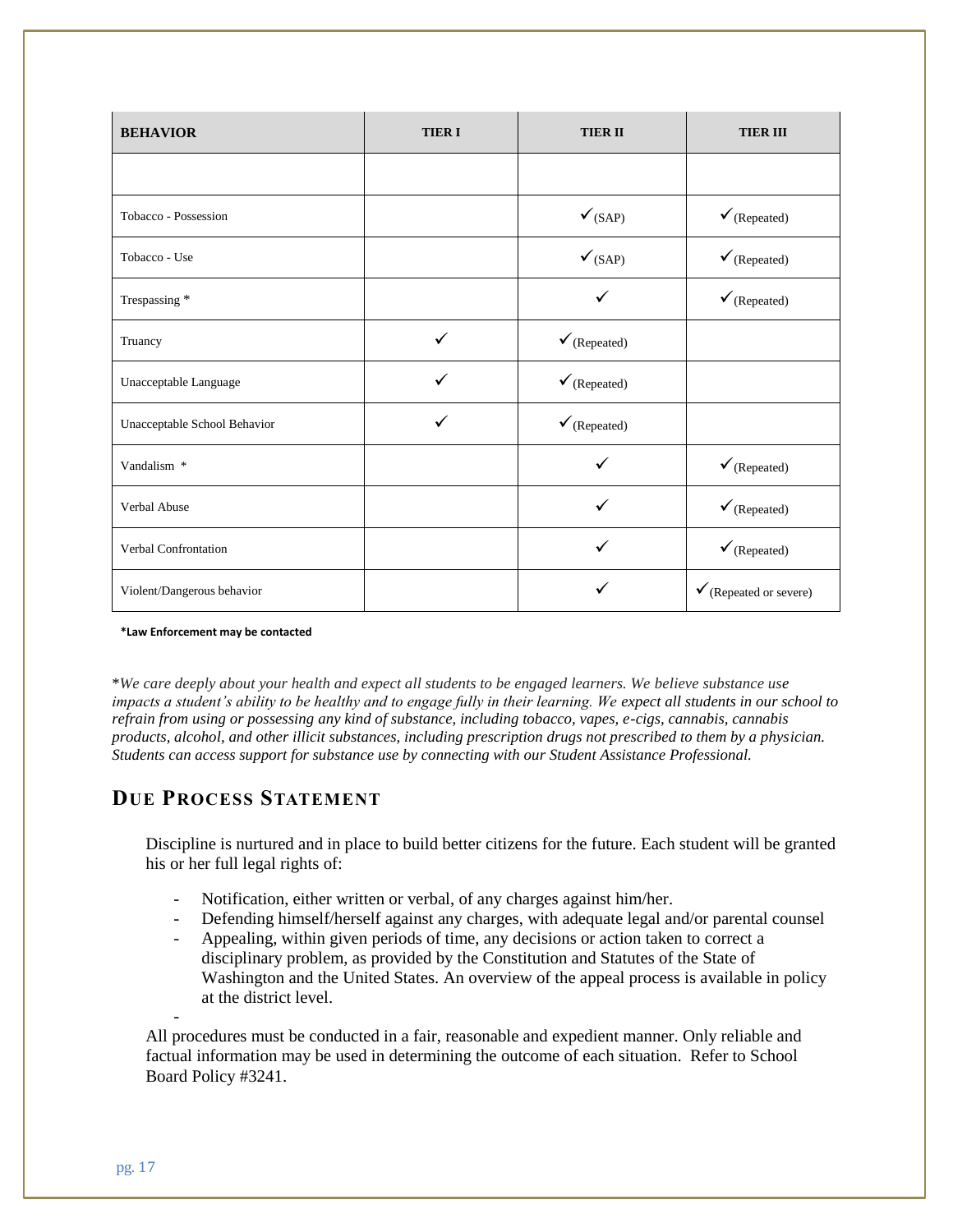| BEHAVIOR | TIER I | TIER II | TIER III |
|---|---|---|---|
| | | | |
| Tobacco - Possession | | ✓(SAP) | ✓(Repeated) |
| Tobacco - Use | | ✓(SAP) | ✓(Repeated) |
| Trespassing * | | ✓ | ✓(Repeated) |
| Truancy | ✓ | ✓(Repeated) | |
| Unacceptable Language | ✓ | ✓(Repeated) | |
| Unacceptable School Behavior | ✓ | ✓(Repeated) | |
| Vandalism * | | ✓ | ✓(Repeated) |
| Verbal Abuse | | ✓ | ✓(Repeated) |
| Verbal Confrontation | | ✓ | ✓(Repeated) |
| Violent/Dangerous behavior | | ✓ | ✓(Repeated or severe) |

**\*Law Enforcement may be contacted**

*\*We care deeply about your health and expect all students to be engaged learners. We believe substance use impacts a student's ability to be healthy and to engage fully in their learning. We expect all students in our school to refrain from using or possessing any kind of substance, including tobacco, vapes, e-cigs, cannabis, cannabis products, alcohol, and other illicit substances, including prescription drugs not prescribed to them by a physician. Students can access support for substance use by connecting with our Student Assistance Professional.*

## DUE PROCESS STATEMENT

Discipline is nurtured and in place to build better citizens for the future. Each student will be granted his or her full legal rights of:

- Notification, either written or verbal, of any charges against him/her.
- Defending himself/herself against any charges, with adequate legal and/or parental counsel
- Appealing, within given periods of time, any decisions or action taken to correct a disciplinary problem, as provided by the Constitution and Statutes of the State of Washington and the United States. An overview of the appeal process is available in policy at the district level.
-

All procedures must be conducted in a fair, reasonable and expedient manner. Only reliable and factual information may be used in determining the outcome of each situation. Refer to School Board Policy #3241.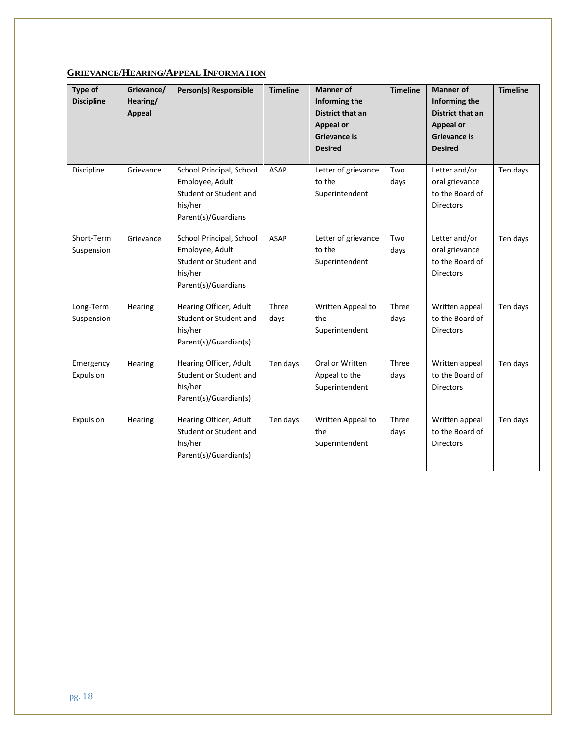## Grievance/Hearing/Appeal Information

| Type of Discipline | Grievance/ Hearing/ Appeal | Person(s) Responsible | Timeline | Manner of Informing the District that an Appeal or Grievance is Desired | Timeline | Manner of Informing the District that an Appeal or Grievance is Desired | Timeline |
|---|---|---|---|---|---|---|---|
| Discipline | Grievance | School Principal, School Employee, Adult Student or Student and his/her Parent(s)/Guardians | ASAP | Letter of grievance to the Superintendent | Two days | Letter and/or oral grievance to the Board of Directors | Ten days |
| Short-Term Suspension | Grievance | School Principal, School Employee, Adult Student or Student and his/her Parent(s)/Guardians | ASAP | Letter of grievance to the Superintendent | Two days | Letter and/or oral grievance to the Board of Directors | Ten days |
| Long-Term Suspension | Hearing | Hearing Officer, Adult Student or Student and his/her Parent(s)/Guardian(s) | Three days | Written Appeal to the Superintendent | Three days | Written appeal to the Board of Directors | Ten days |
| Emergency Expulsion | Hearing | Hearing Officer, Adult Student or Student and his/her Parent(s)/Guardian(s) | Ten days | Oral or Written Appeal to the Superintendent | Three days | Written appeal to the Board of Directors | Ten days |
| Expulsion | Hearing | Hearing Officer, Adult Student or Student and his/her Parent(s)/Guardian(s) | Ten days | Written Appeal to the Superintendent | Three days | Written appeal to the Board of Directors | Ten days |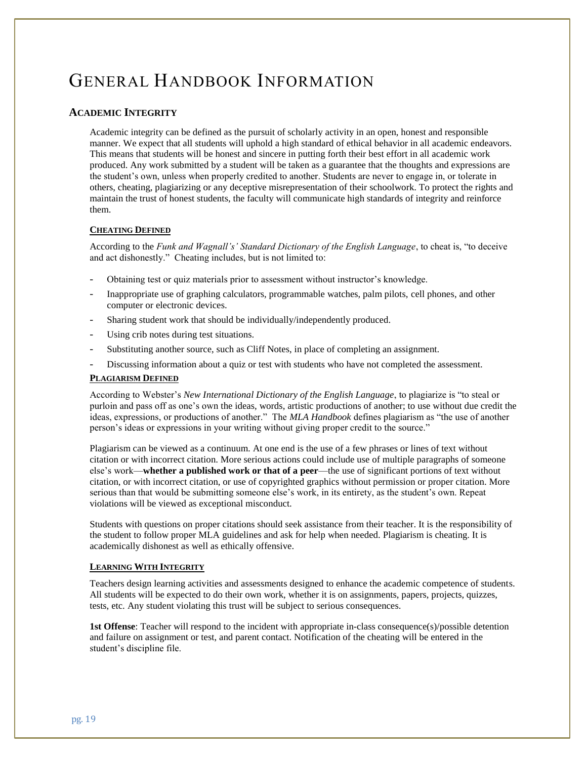# General Handbook Information

## Academic Integrity

Academic integrity can be defined as the pursuit of scholarly activity in an open, honest and responsible manner. We expect that all students will uphold a high standard of ethical behavior in all academic endeavors. This means that students will be honest and sincere in putting forth their best effort in all academic work produced. Any work submitted by a student will be taken as a guarantee that the thoughts and expressions are the student's own, unless when properly credited to another. Students are never to engage in, or tolerate in others, cheating, plagiarizing or any deceptive misrepresentation of their schoolwork. To protect the rights and maintain the trust of honest students, the faculty will communicate high standards of integrity and reinforce them.

### Cheating Defined

According to the *Funk and Wagnall's' Standard Dictionary of the English Language*, to cheat is, "to deceive and act dishonestly." Cheating includes, but is not limited to:

- Obtaining test or quiz materials prior to assessment without instructor's knowledge.
- Inappropriate use of graphing calculators, programmable watches, palm pilots, cell phones, and other computer or electronic devices.
- Sharing student work that should be individually/independently produced.
- Using crib notes during test situations.
- Substituting another source, such as Cliff Notes, in place of completing an assignment.
- Discussing information about a quiz or test with students who have not completed the assessment.

### Plagiarism Defined

According to Webster's *New International Dictionary of the English Language*, to plagiarize is "to steal or purloin and pass off as one's own the ideas, words, artistic productions of another; to use without due credit the ideas, expressions, or productions of another." The *MLA Handbook* defines plagiarism as "the use of another person's ideas or expressions in your writing without giving proper credit to the source."

Plagiarism can be viewed as a continuum. At one end is the use of a few phrases or lines of text without citation or with incorrect citation. More serious actions could include use of multiple paragraphs of someone else's work—**whether a published work or that of a peer**—the use of significant portions of text without citation, or with incorrect citation, or use of copyrighted graphics without permission or proper citation. More serious than that would be submitting someone else's work, in its entirety, as the student's own. Repeat violations will be viewed as exceptional misconduct.

Students with questions on proper citations should seek assistance from their teacher. It is the responsibility of the student to follow proper MLA guidelines and ask for help when needed. Plagiarism is cheating. It is academically dishonest as well as ethically offensive.

### Learning With Integrity

Teachers design learning activities and assessments designed to enhance the academic competence of students. All students will be expected to do their own work, whether it is on assignments, papers, projects, quizzes, tests, etc. Any student violating this trust will be subject to serious consequences.

**1st Offense**: Teacher will respond to the incident with appropriate in-class consequence(s)/possible detention and failure on assignment or test, and parent contact. Notification of the cheating will be entered in the student's discipline file.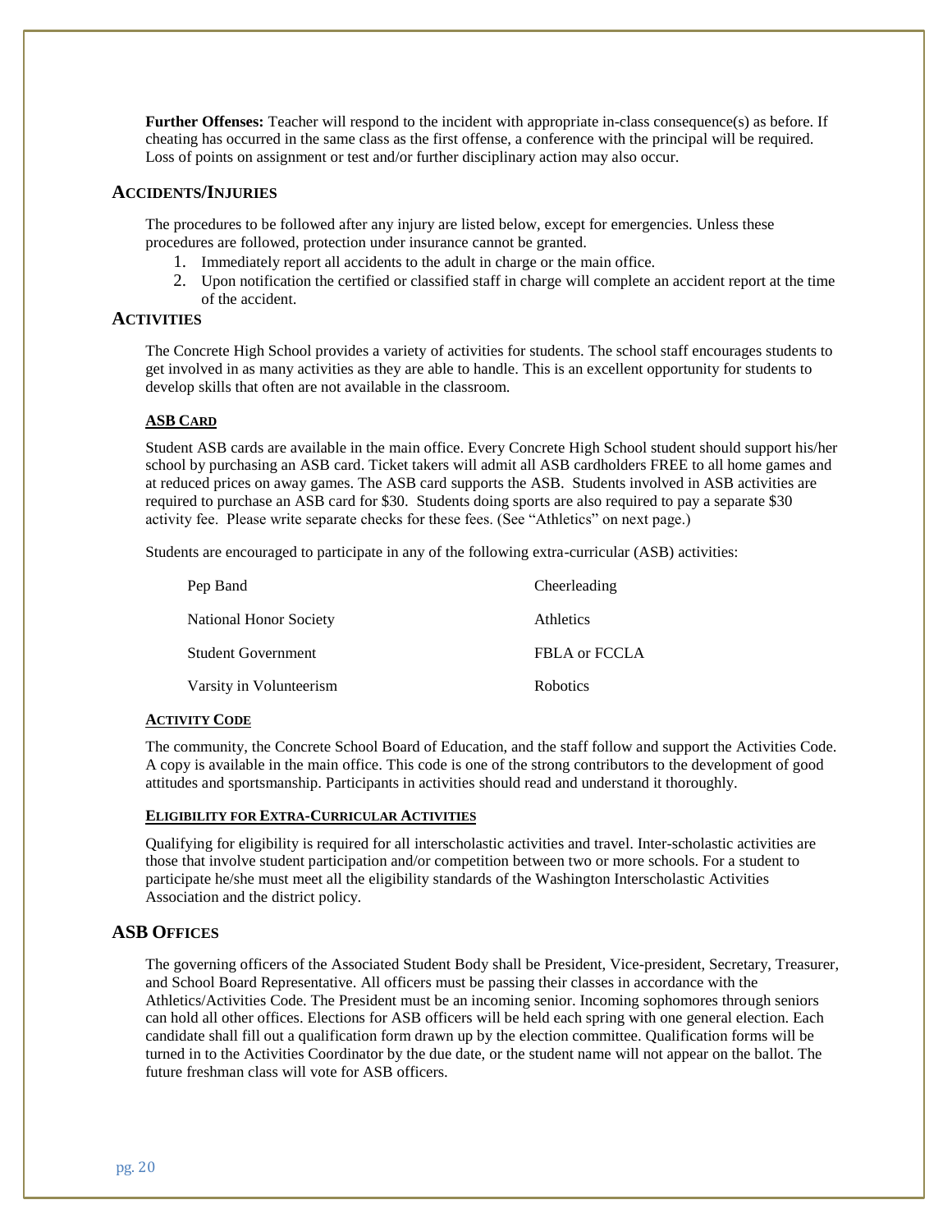**Further Offenses:** Teacher will respond to the incident with appropriate in-class consequence(s) as before. If cheating has occurred in the same class as the first offense, a conference with the principal will be required. Loss of points on assignment or test and/or further disciplinary action may also occur.

## ACCIDENTS/INJURIES

The procedures to be followed after any injury are listed below, except for emergencies. Unless these procedures are followed, protection under insurance cannot be granted.

1. Immediately report all accidents to the adult in charge or the main office.
2. Upon notification the certified or classified staff in charge will complete an accident report at the time of the accident.

## ACTIVITIES

The Concrete High School provides a variety of activities for students. The school staff encourages students to get involved in as many activities as they are able to handle. This is an excellent opportunity for students to develop skills that often are not available in the classroom.

### ASB CARD

Student ASB cards are available in the main office. Every Concrete High School student should support his/her school by purchasing an ASB card. Ticket takers will admit all ASB cardholders FREE to all home games and at reduced prices on away games. The ASB card supports the ASB. Students involved in ASB activities are required to purchase an ASB card for $30. Students doing sports are also required to pay a separate $30 activity fee. Please write separate checks for these fees. (See "Athletics" on next page.)

Students are encouraged to participate in any of the following extra-curricular (ASB) activities:

- Pep Band
- Cheerleading
- National Honor Society
- Athletics
- Student Government
- FBLA or FCCLA
- Varsity in Volunteerism
- Robotics

### ACTIVITY CODE

The community, the Concrete School Board of Education, and the staff follow and support the Activities Code. A copy is available in the main office. This code is one of the strong contributors to the development of good attitudes and sportsmanship. Participants in activities should read and understand it thoroughly.

### ELIGIBILITY FOR EXTRA-CURRICULAR ACTIVITIES

Qualifying for eligibility is required for all interscholastic activities and travel. Inter-scholastic activities are those that involve student participation and/or competition between two or more schools. For a student to participate he/she must meet all the eligibility standards of the Washington Interscholastic Activities Association and the district policy.

## ASB OFFICES

The governing officers of the Associated Student Body shall be President, Vice-president, Secretary, Treasurer, and School Board Representative. All officers must be passing their classes in accordance with the Athletics/Activities Code. The President must be an incoming senior. Incoming sophomores through seniors can hold all other offices. Elections for ASB officers will be held each spring with one general election. Each candidate shall fill out a qualification form drawn up by the election committee. Qualification forms will be turned in to the Activities Coordinator by the due date, or the student name will not appear on the ballot. The future freshman class will vote for ASB officers.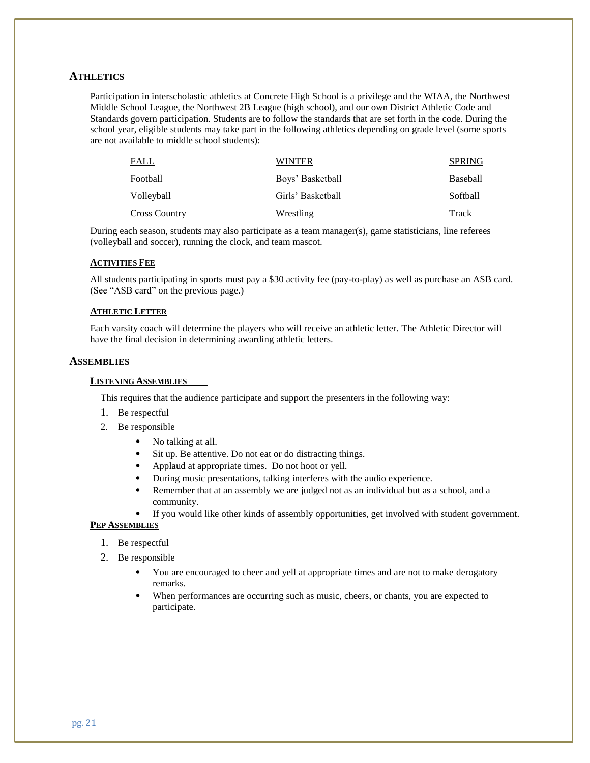## ATHLETICS

Participation in interscholastic athletics at Concrete High School is a privilege and the WIAA, the Northwest Middle School League, the Northwest 2B League (high school), and our own District Athletic Code and Standards govern participation. Students are to follow the standards that are set forth in the code. During the school year, eligible students may take part in the following athletics depending on grade level (some sports are not available to middle school students):

| FALL | WINTER | SPRING |
|---|---|---|
| Football | Boys' Basketball | Baseball |
| Volleyball | Girls' Basketball | Softball |
| Cross Country | Wrestling | Track |

During each season, students may also participate as a team manager(s), game statisticians, line referees (volleyball and soccer), running the clock, and team mascot.

### ACTIVITIES FEE

All students participating in sports must pay a $30 activity fee (pay-to-play) as well as purchase an ASB card. (See "ASB card" on the previous page.)

### ATHLETIC LETTER

Each varsity coach will determine the players who will receive an athletic letter. The Athletic Director will have the final decision in determining awarding athletic letters.

## ASSEMBLIES

### LISTENING ASSEMBLIES

This requires that the audience participate and support the presenters in the following way:

1. Be respectful
2. Be responsible
   - No talking at all.
   - Sit up. Be attentive. Do not eat or do distracting things.
   - Applaud at appropriate times. Do not hoot or yell.
   - During music presentations, talking interferes with the audio experience.
   - Remember that at an assembly we are judged not as an individual but as a school, and a community.
   - If you would like other kinds of assembly opportunities, get involved with student government.

### PEP ASSEMBLIES

1. Be respectful
2. Be responsible
   - You are encouraged to cheer and yell at appropriate times and are not to make derogatory remarks.
   - When performances are occurring such as music, cheers, or chants, you are expected to participate.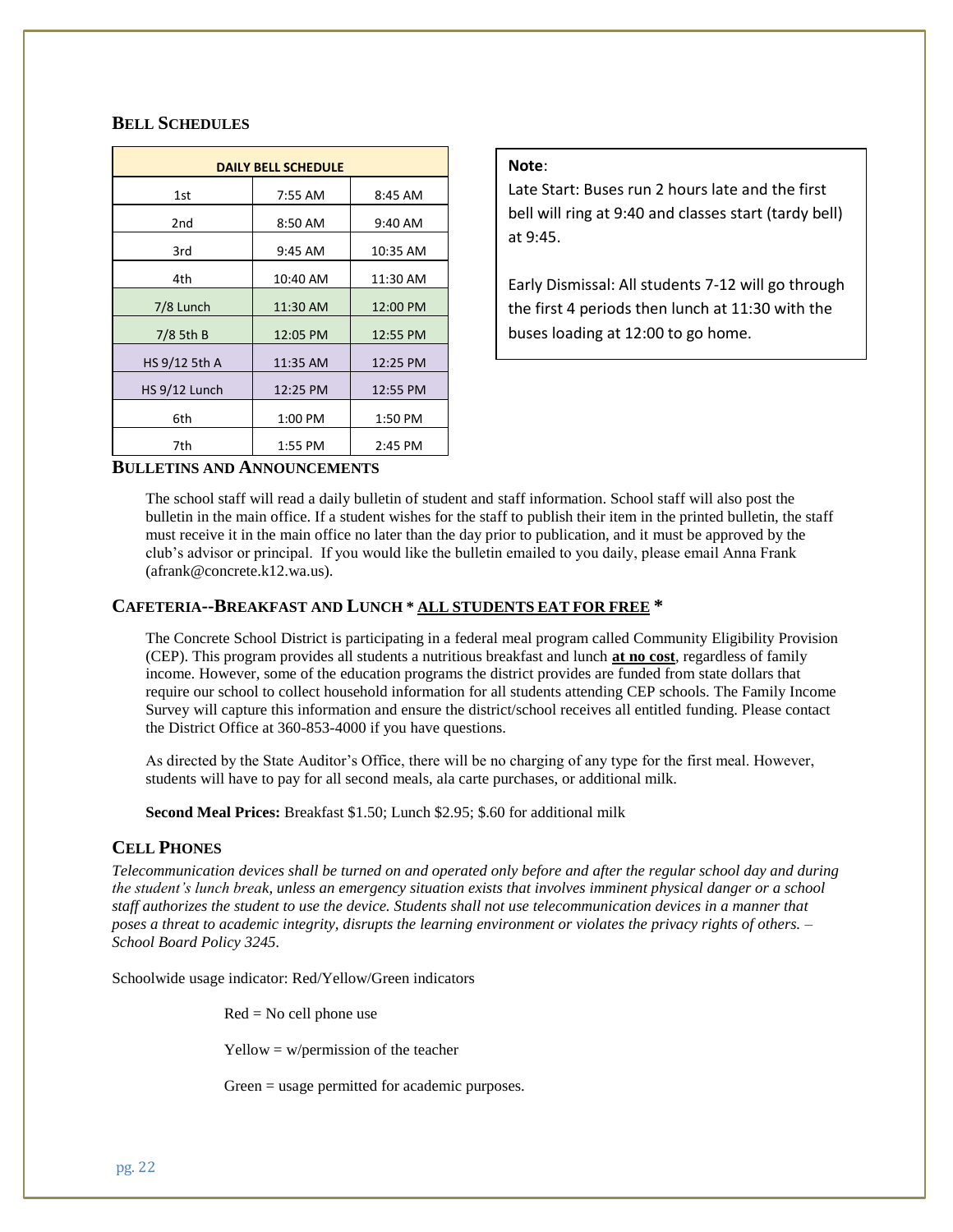## Bell Schedules

| DAILY BELL SCHEDULE | | |
|---|---|---|
| 1st | 7:55 AM | 8:45 AM |
| 2nd | 8:50 AM | 9:40 AM |
| 3rd | 9:45 AM | 10:35 AM |
| 4th | 10:40 AM | 11:30 AM |
| 7/8 Lunch | 11:30 AM | 12:00 PM |
| 7/8 5th B | 12:05 PM | 12:55 PM |
| HS 9/12 5th A | 11:35 AM | 12:25 PM |
| HS 9/12 Lunch | 12:25 PM | 12:55 PM |
| 6th | 1:00 PM | 1:50 PM |
| 7th | 1:55 PM | 2:45 PM |

**Note**:
Late Start: Buses run 2 hours late and the first bell will ring at 9:40 and classes start (tardy bell) at 9:45.

Early Dismissal: All students 7-12 will go through the first 4 periods then lunch at 11:30 with the buses loading at 12:00 to go home.

## Bulletins and Announcements

The school staff will read a daily bulletin of student and staff information. School staff will also post the bulletin in the main office. If a student wishes for the staff to publish their item in the printed bulletin, the staff must receive it in the main office no later than the day prior to publication, and it must be approved by the club's advisor or principal. If you would like the bulletin emailed to you daily, please email Anna Frank (afrank@concrete.k12.wa.us).

## Cafeteria--Breakfast and Lunch * ALL STUDENTS EAT FOR FREE *

The Concrete School District is participating in a federal meal program called Community Eligibility Provision (CEP). This program provides all students a nutritious breakfast and lunch **at no cost**, regardless of family income. However, some of the education programs the district provides are funded from state dollars that require our school to collect household information for all students attending CEP schools. The Family Income Survey will capture this information and ensure the district/school receives all entitled funding. Please contact the District Office at 360-853-4000 if you have questions.

As directed by the State Auditor's Office, there will be no charging of any type for the first meal. However, students will have to pay for all second meals, ala carte purchases, or additional milk.

**Second Meal Prices:** Breakfast $1.50; Lunch $2.95; $.60 for additional milk

## Cell Phones

*Telecommunication devices shall be turned on and operated only before and after the regular school day and during the student's lunch break, unless an emergency situation exists that involves imminent physical danger or a school staff authorizes the student to use the device. Students shall not use telecommunication devices in a manner that poses a threat to academic integrity, disrupts the learning environment or violates the privacy rights of others. – School Board Policy 3245.*

Schoolwide usage indicator: Red/Yellow/Green indicators

Red = No cell phone use

Yellow = w/permission of the teacher

Green = usage permitted for academic purposes.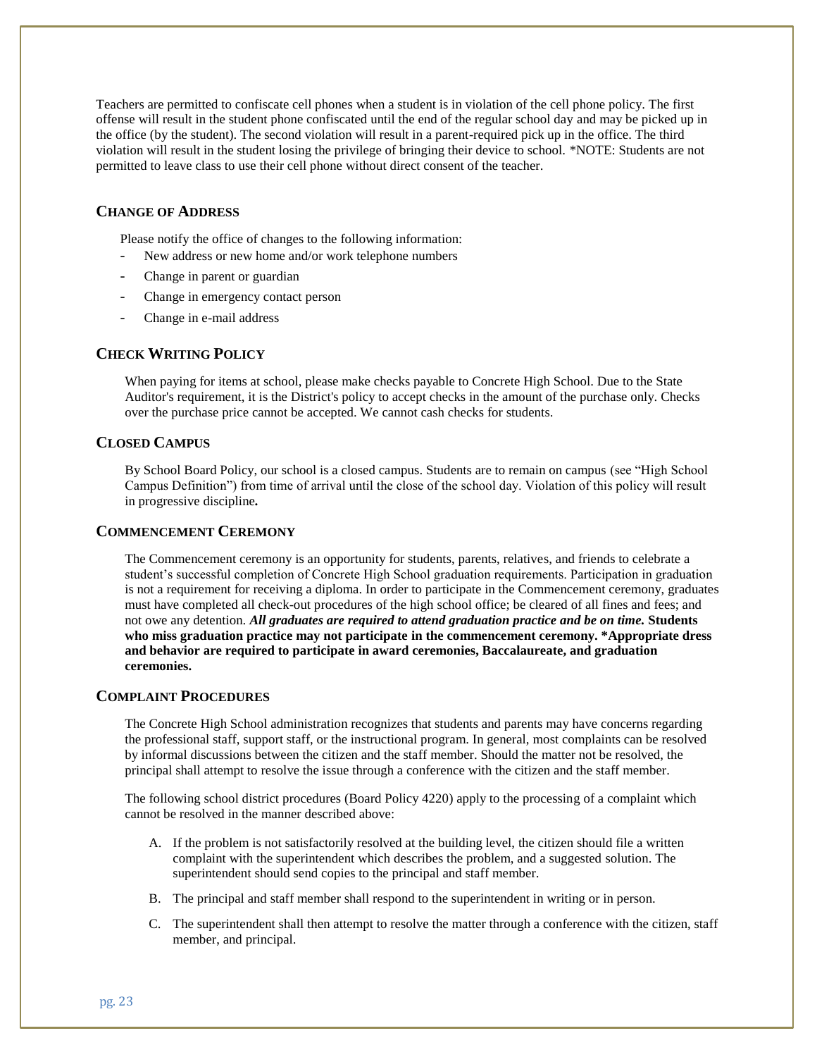Teachers are permitted to confiscate cell phones when a student is in violation of the cell phone policy. The first offense will result in the student phone confiscated until the end of the regular school day and may be picked up in the office (by the student). The second violation will result in a parent-required pick up in the office. The third violation will result in the student losing the privilege of bringing their device to school. *NOTE: Students are not permitted to leave class to use their cell phone without direct consent of the teacher.

## CHANGE OF ADDRESS

Please notify the office of changes to the following information:

- New address or new home and/or work telephone numbers
- Change in parent or guardian
- Change in emergency contact person
- Change in e-mail address

## CHECK WRITING POLICY

When paying for items at school, please make checks payable to Concrete High School. Due to the State Auditor's requirement, it is the District's policy to accept checks in the amount of the purchase only. Checks over the purchase price cannot be accepted. We cannot cash checks for students.

## CLOSED CAMPUS

By School Board Policy, our school is a closed campus. Students are to remain on campus (see "High School Campus Definition") from time of arrival until the close of the school day. Violation of this policy will result in progressive discipline**.**

## COMMENCEMENT CEREMONY

The Commencement ceremony is an opportunity for students, parents, relatives, and friends to celebrate a student's successful completion of Concrete High School graduation requirements. Participation in graduation is not a requirement for receiving a diploma. In order to participate in the Commencement ceremony, graduates must have completed all check-out procedures of the high school office; be cleared of all fines and fees; and not owe any detention. ***All graduates are required to attend graduation practice and be on time.*** **Students who miss graduation practice may not participate in the commencement ceremony. *Appropriate dress and behavior are required to participate in award ceremonies, Baccalaureate, and graduation ceremonies.**

## COMPLAINT PROCEDURES

The Concrete High School administration recognizes that students and parents may have concerns regarding the professional staff, support staff, or the instructional program. In general, most complaints can be resolved by informal discussions between the citizen and the staff member. Should the matter not be resolved, the principal shall attempt to resolve the issue through a conference with the citizen and the staff member.

The following school district procedures (Board Policy 4220) apply to the processing of a complaint which cannot be resolved in the manner described above:

A. If the problem is not satisfactorily resolved at the building level, the citizen should file a written complaint with the superintendent which describes the problem, and a suggested solution. The superintendent should send copies to the principal and staff member.

B. The principal and staff member shall respond to the superintendent in writing or in person.

C. The superintendent shall then attempt to resolve the matter through a conference with the citizen, staff member, and principal.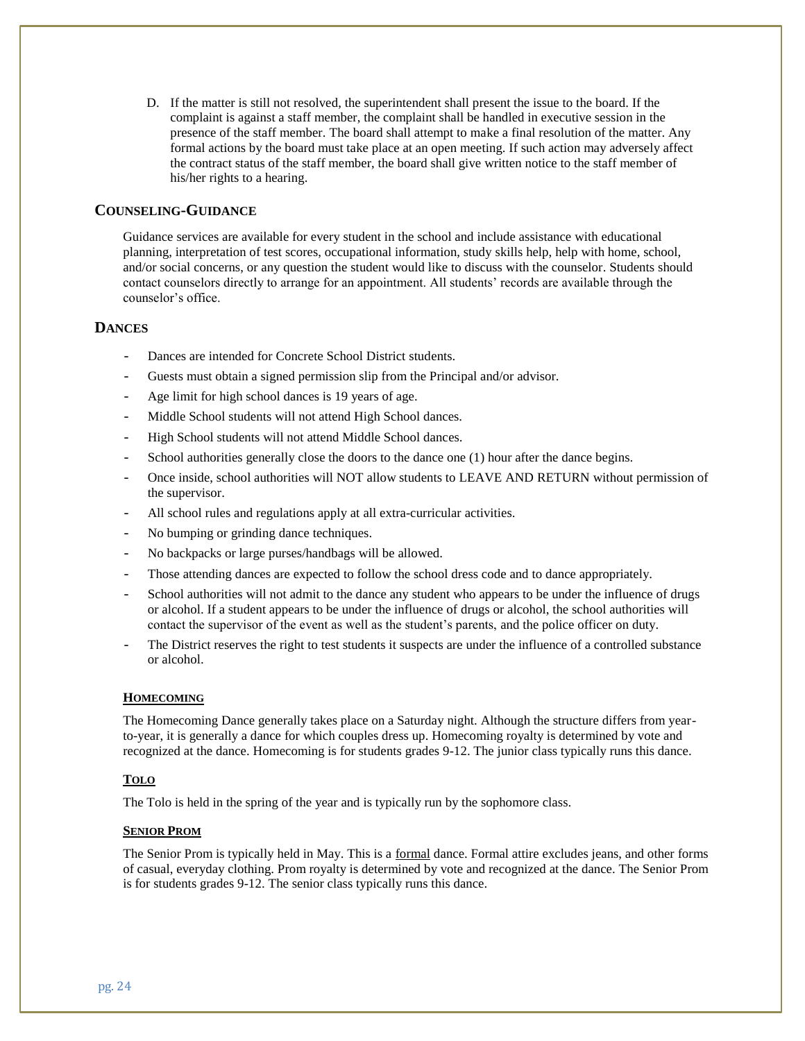D. If the matter is still not resolved, the superintendent shall present the issue to the board. If the complaint is against a staff member, the complaint shall be handled in executive session in the presence of the staff member. The board shall attempt to make a final resolution of the matter. Any formal actions by the board must take place at an open meeting. If such action may adversely affect the contract status of the staff member, the board shall give written notice to the staff member of his/her rights to a hearing.

## COUNSELING-GUIDANCE

Guidance services are available for every student in the school and include assistance with educational planning, interpretation of test scores, occupational information, study skills help, help with home, school, and/or social concerns, or any question the student would like to discuss with the counselor. Students should contact counselors directly to arrange for an appointment. All students' records are available through the counselor's office.

## DANCES

- Dances are intended for Concrete School District students.
- Guests must obtain a signed permission slip from the Principal and/or advisor.
- Age limit for high school dances is 19 years of age.
- Middle School students will not attend High School dances.
- High School students will not attend Middle School dances.
- School authorities generally close the doors to the dance one (1) hour after the dance begins.
- Once inside, school authorities will NOT allow students to LEAVE AND RETURN without permission of the supervisor.
- All school rules and regulations apply at all extra-curricular activities.
- No bumping or grinding dance techniques.
- No backpacks or large purses/handbags will be allowed.
- Those attending dances are expected to follow the school dress code and to dance appropriately.
- School authorities will not admit to the dance any student who appears to be under the influence of drugs or alcohol. If a student appears to be under the influence of drugs or alcohol, the school authorities will contact the supervisor of the event as well as the student's parents, and the police officer on duty.
- The District reserves the right to test students it suspects are under the influence of a controlled substance or alcohol.

### HOMECOMING

The Homecoming Dance generally takes place on a Saturday night. Although the structure differs from year-to-year, it is generally a dance for which couples dress up. Homecoming royalty is determined by vote and recognized at the dance. Homecoming is for students grades 9-12. The junior class typically runs this dance.

### TOLO

The Tolo is held in the spring of the year and is typically run by the sophomore class.

### SENIOR PROM

The Senior Prom is typically held in May. This is a formal dance. Formal attire excludes jeans, and other forms of casual, everyday clothing. Prom royalty is determined by vote and recognized at the dance. The Senior Prom is for students grades 9-12. The senior class typically runs this dance.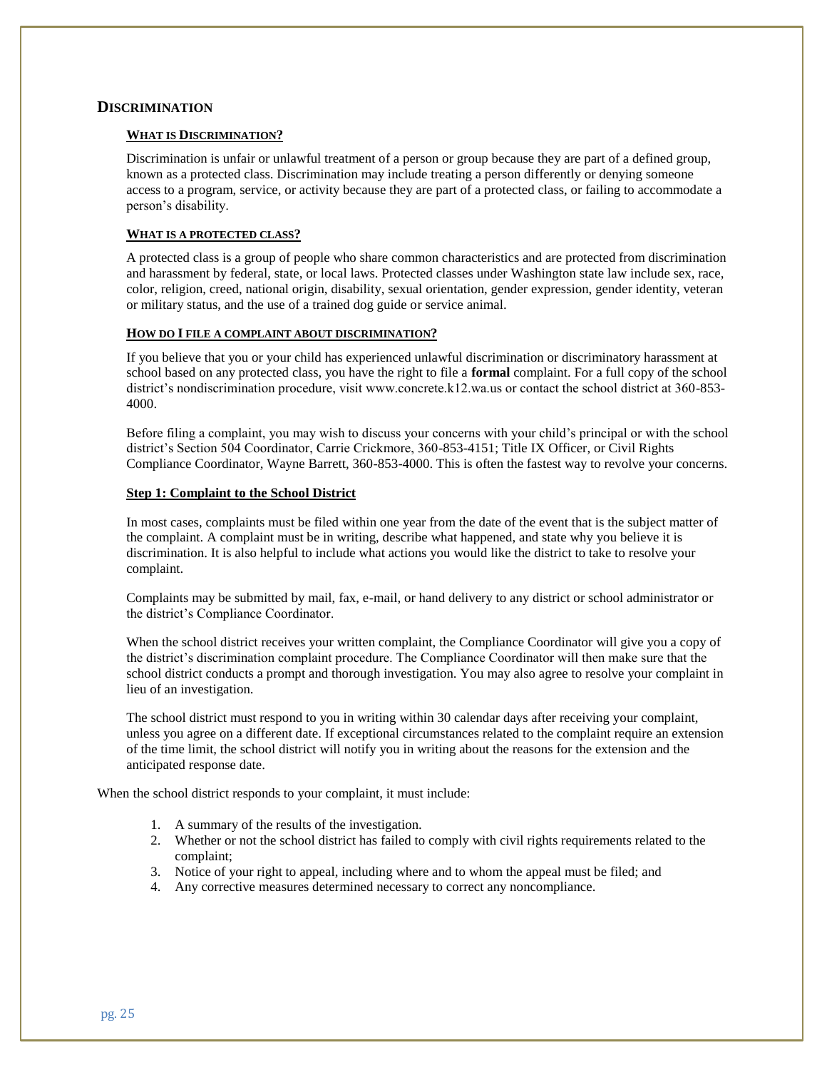## Discrimination

### What is Discrimination?

Discrimination is unfair or unlawful treatment of a person or group because they are part of a defined group, known as a protected class. Discrimination may include treating a person differently or denying someone access to a program, service, or activity because they are part of a protected class, or failing to accommodate a person's disability.

### What is a protected class?

A protected class is a group of people who share common characteristics and are protected from discrimination and harassment by federal, state, or local laws. Protected classes under Washington state law include sex, race, color, religion, creed, national origin, disability, sexual orientation, gender expression, gender identity, veteran or military status, and the use of a trained dog guide or service animal.

### How do I file a complaint about discrimination?

If you believe that you or your child has experienced unlawful discrimination or discriminatory harassment at school based on any protected class, you have the right to file a **formal** complaint. For a full copy of the school district's nondiscrimination procedure, visit www.concrete.k12.wa.us or contact the school district at 360-853-4000.

Before filing a complaint, you may wish to discuss your concerns with your child's principal or with the school district's Section 504 Coordinator, Carrie Crickmore, 360-853-4151; Title IX Officer, or Civil Rights Compliance Coordinator, Wayne Barrett, 360-853-4000. This is often the fastest way to revolve your concerns.

#### Step 1: Complaint to the School District

In most cases, complaints must be filed within one year from the date of the event that is the subject matter of the complaint. A complaint must be in writing, describe what happened, and state why you believe it is discrimination. It is also helpful to include what actions you would like the district to take to resolve your complaint.

Complaints may be submitted by mail, fax, e-mail, or hand delivery to any district or school administrator or the district's Compliance Coordinator.

When the school district receives your written complaint, the Compliance Coordinator will give you a copy of the district's discrimination complaint procedure. The Compliance Coordinator will then make sure that the school district conducts a prompt and thorough investigation. You may also agree to resolve your complaint in lieu of an investigation.

The school district must respond to you in writing within 30 calendar days after receiving your complaint, unless you agree on a different date. If exceptional circumstances related to the complaint require an extension of the time limit, the school district will notify you in writing about the reasons for the extension and the anticipated response date.

When the school district responds to your complaint, it must include:

1. A summary of the results of the investigation.
2. Whether or not the school district has failed to comply with civil rights requirements related to the complaint;
3. Notice of your right to appeal, including where and to whom the appeal must be filed; and
4. Any corrective measures determined necessary to correct any noncompliance.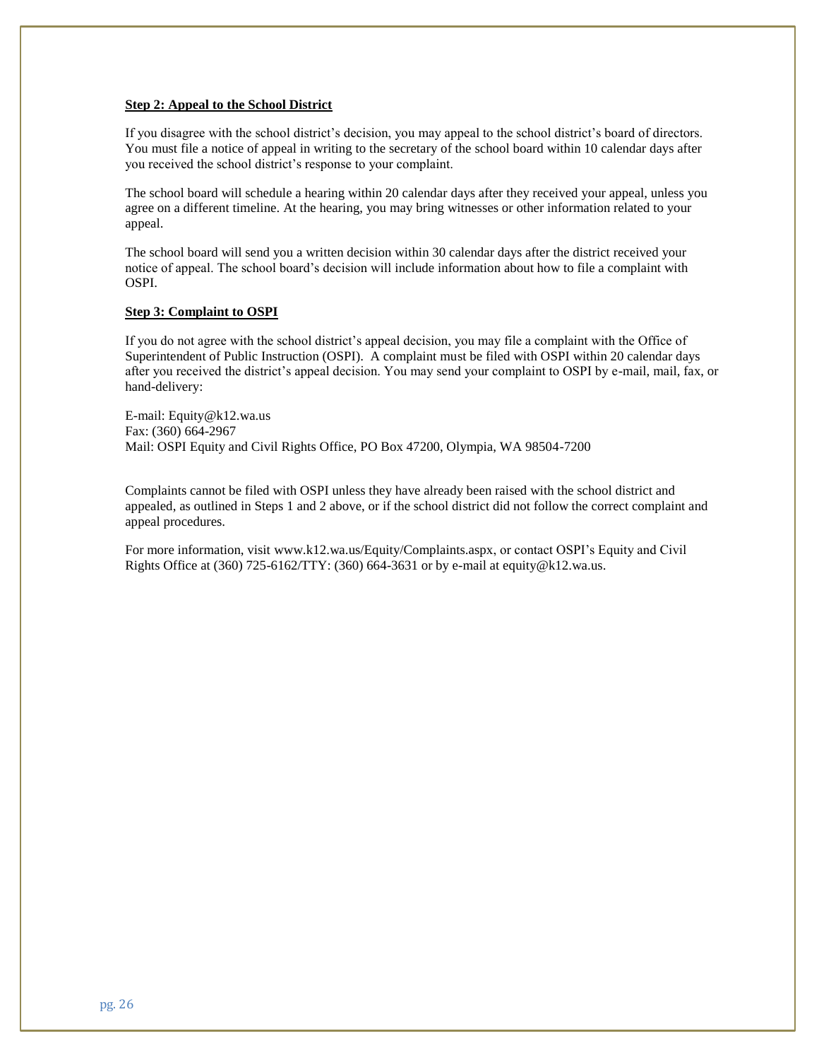**Step 2: Appeal to the School District**

If you disagree with the school district's decision, you may appeal to the school district's board of directors. You must file a notice of appeal in writing to the secretary of the school board within 10 calendar days after you received the school district's response to your complaint.

The school board will schedule a hearing within 20 calendar days after they received your appeal, unless you agree on a different timeline. At the hearing, you may bring witnesses or other information related to your appeal.

The school board will send you a written decision within 30 calendar days after the district received your notice of appeal. The school board's decision will include information about how to file a complaint with OSPI.

**Step 3: Complaint to OSPI**

If you do not agree with the school district's appeal decision, you may file a complaint with the Office of Superintendent of Public Instruction (OSPI). A complaint must be filed with OSPI within 20 calendar days after you received the district's appeal decision. You may send your complaint to OSPI by e-mail, mail, fax, or hand-delivery:

E-mail: Equity@k12.wa.us
Fax: (360) 664-2967
Mail: OSPI Equity and Civil Rights Office, PO Box 47200, Olympia, WA 98504-7200

Complaints cannot be filed with OSPI unless they have already been raised with the school district and appealed, as outlined in Steps 1 and 2 above, or if the school district did not follow the correct complaint and appeal procedures.

For more information, visit www.k12.wa.us/Equity/Complaints.aspx, or contact OSPI's Equity and Civil Rights Office at (360) 725-6162/TTY: (360) 664-3631 or by e-mail at equity@k12.wa.us.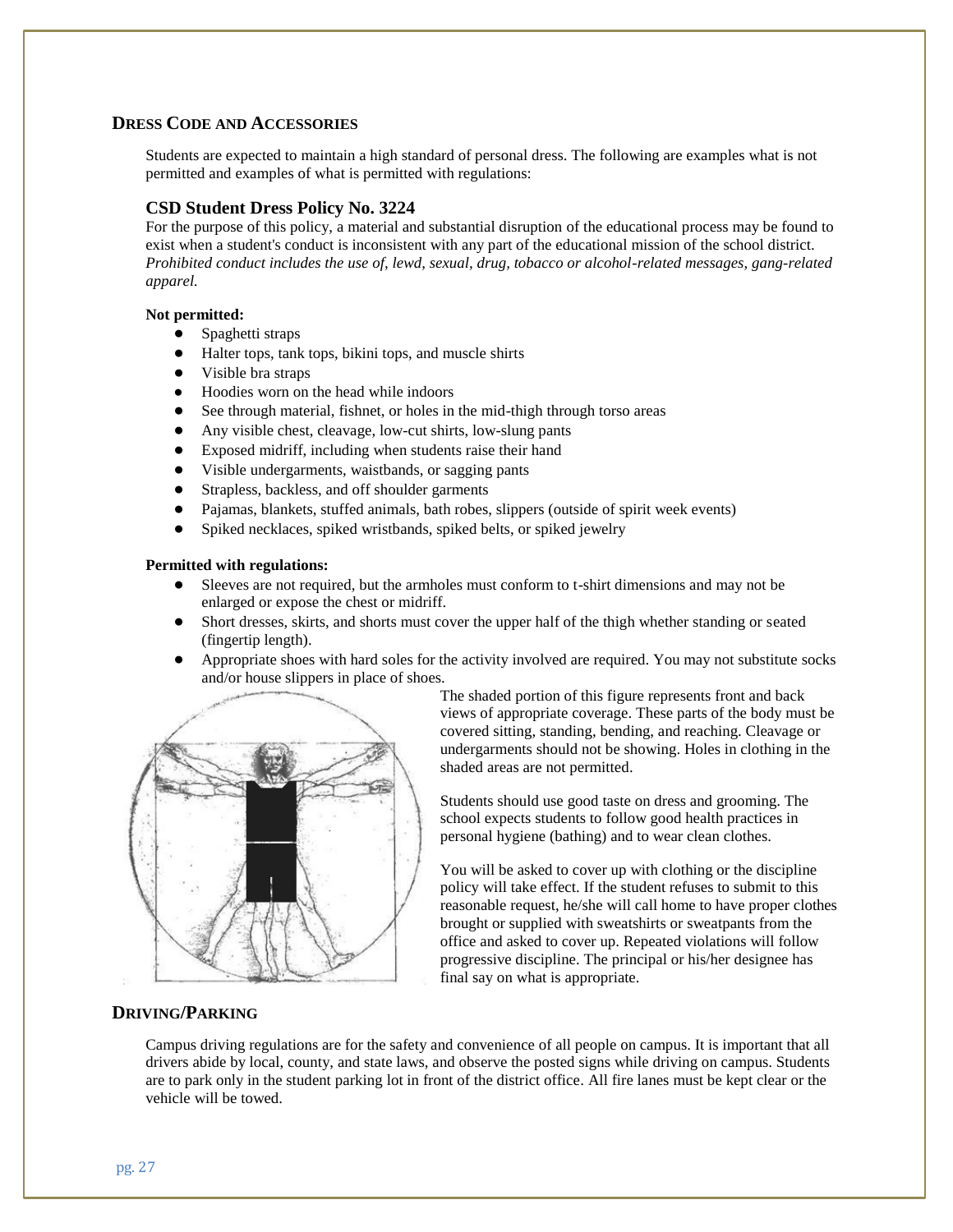## DRESS CODE AND ACCESSORIES

Students are expected to maintain a high standard of personal dress. The following are examples what is not permitted and examples of what is permitted with regulations:

### CSD Student Dress Policy No. 3224

For the purpose of this policy, a material and substantial disruption of the educational process may be found to exist when a student's conduct is inconsistent with any part of the educational mission of the school district. *Prohibited conduct includes the use of, lewd, sexual, drug, tobacco or alcohol-related messages, gang-related apparel.*

**Not permitted:**

- Spaghetti straps
- Halter tops, tank tops, bikini tops, and muscle shirts
- Visible bra straps
- Hoodies worn on the head while indoors
- See through material, fishnet, or holes in the mid-thigh through torso areas
- Any visible chest, cleavage, low-cut shirts, low-slung pants
- Exposed midriff, including when students raise their hand
- Visible undergarments, waistbands, or sagging pants
- Strapless, backless, and off shoulder garments
- Pajamas, blankets, stuffed animals, bath robes, slippers (outside of spirit week events)
- Spiked necklaces, spiked wristbands, spiked belts, or spiked jewelry

**Permitted with regulations:**

- Sleeves are not required, but the armholes must conform to t-shirt dimensions and may not be enlarged or expose the chest or midriff.
- Short dresses, skirts, and shorts must cover the upper half of the thigh whether standing or seated (fingertip length).
- Appropriate shoes with hard soles for the activity involved are required. You may not substitute socks and/or house slippers in place of shoes.

The shaded portion of this figure represents front and back views of appropriate coverage. These parts of the body must be covered sitting, standing, bending, and reaching. Cleavage or undergarments should not be showing. Holes in clothing in the shaded areas are not permitted.

Students should use good taste on dress and grooming. The school expects students to follow good health practices in personal hygiene (bathing) and to wear clean clothes.

You will be asked to cover up with clothing or the discipline policy will take effect. If the student refuses to submit to this reasonable request, he/she will call home to have proper clothes brought or supplied with sweatshirts or sweatpants from the office and asked to cover up. Repeated violations will follow progressive discipline. The principal or his/her designee has final say on what is appropriate.

## DRIVING/PARKING

Campus driving regulations are for the safety and convenience of all people on campus. It is important that all drivers abide by local, county, and state laws, and observe the posted signs while driving on campus. Students are to park only in the student parking lot in front of the district office. All fire lanes must be kept clear or the vehicle will be towed.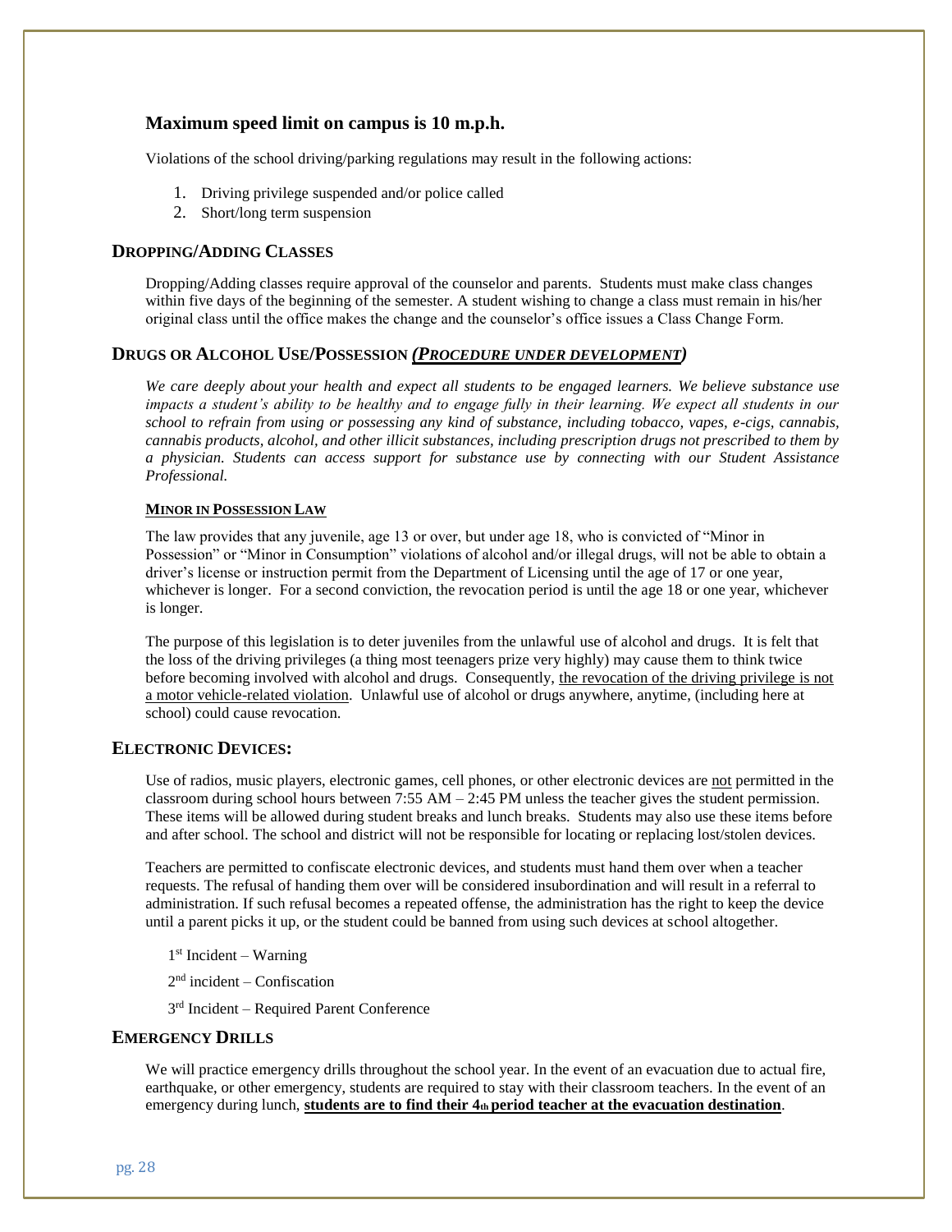### Maximum speed limit on campus is 10 m.p.h.

Violations of the school driving/parking regulations may result in the following actions:

1. Driving privilege suspended and/or police called
2. Short/long term suspension

## DROPPING/ADDING CLASSES

Dropping/Adding classes require approval of the counselor and parents. Students must make class changes within five days of the beginning of the semester. A student wishing to change a class must remain in his/her original class until the office makes the change and the counselor's office issues a Class Change Form.

## DRUGS OR ALCOHOL USE/POSSESSION *(PROCEDURE UNDER DEVELOPMENT)*

***We care deeply about your health and expect all students to be engaged learners. We believe substance use impacts a student's ability to be healthy and to engage fully in their learning. We expect all students in our school to refrain from using or possessing any kind of substance, including tobacco, vapes, e-cigs, cannabis, cannabis products, alcohol, and other illicit substances, including prescription drugs not prescribed to them by a physician. Students can access support for substance use by connecting with our Student Assistance Professional.***

#### MINOR IN POSSESSION LAW

The law provides that any juvenile, age 13 or over, but under age 18, who is convicted of "Minor in Possession" or "Minor in Consumption" violations of alcohol and/or illegal drugs, will not be able to obtain a driver's license or instruction permit from the Department of Licensing until the age of 17 or one year, whichever is longer. For a second conviction, the revocation period is until the age 18 or one year, whichever is longer.

The purpose of this legislation is to deter juveniles from the unlawful use of alcohol and drugs. It is felt that the loss of the driving privileges (a thing most teenagers prize very highly) may cause them to think twice before becoming involved with alcohol and drugs. Consequently, the revocation of the driving privilege is not a motor vehicle-related violation. Unlawful use of alcohol or drugs anywhere, anytime, (including here at school) could cause revocation.

## ELECTRONIC DEVICES:

Use of radios, music players, electronic games, cell phones, or other electronic devices are not permitted in the classroom during school hours between 7:55 AM – 2:45 PM unless the teacher gives the student permission. These items will be allowed during student breaks and lunch breaks. Students may also use these items before and after school. The school and district will not be responsible for locating or replacing lost/stolen devices.

Teachers are permitted to confiscate electronic devices, and students must hand them over when a teacher requests. The refusal of handing them over will be considered insubordination and will result in a referral to administration. If such refusal becomes a repeated offense, the administration has the right to keep the device until a parent picks it up, or the student could be banned from using such devices at school altogether.

1st Incident – Warning

2nd incident – Confiscation

3rd Incident – Required Parent Conference

## EMERGENCY DRILLS

We will practice emergency drills throughout the school year. In the event of an evacuation due to actual fire, earthquake, or other emergency, students are required to stay with their classroom teachers. In the event of an emergency during lunch, **students are to find their 4th period teacher at the evacuation destination**.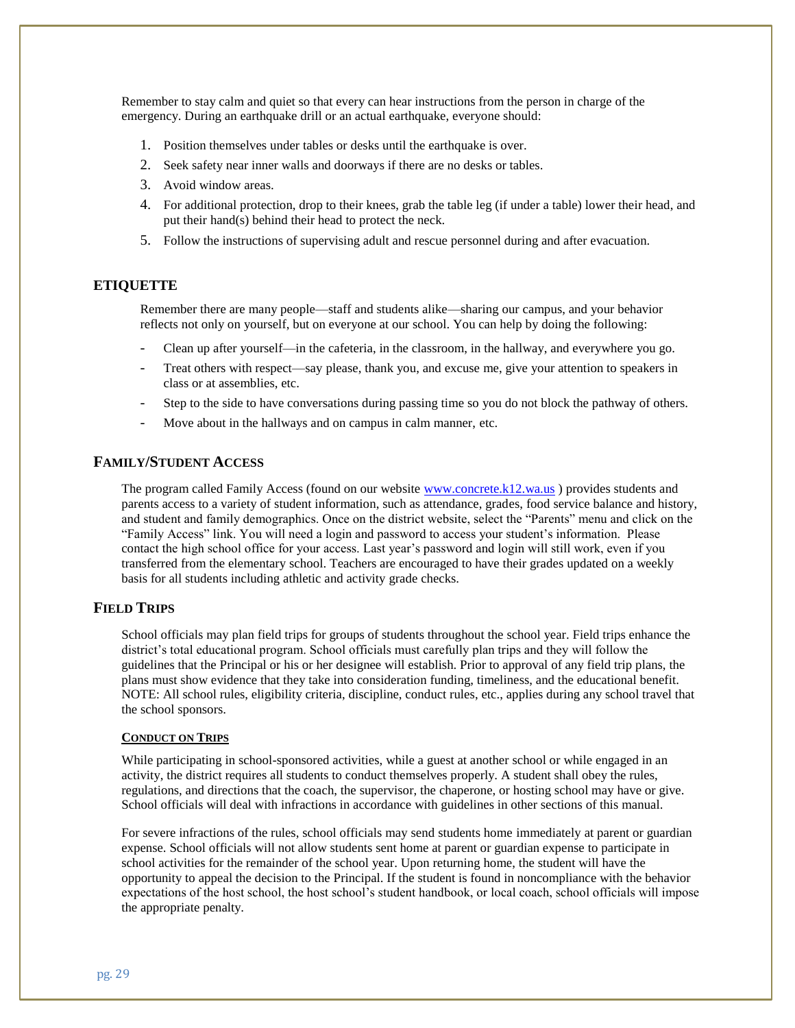Remember to stay calm and quiet so that every can hear instructions from the person in charge of the emergency. During an earthquake drill or an actual earthquake, everyone should:

1. Position themselves under tables or desks until the earthquake is over.
2. Seek safety near inner walls and doorways if there are no desks or tables.
3. Avoid window areas.
4. For additional protection, drop to their knees, grab the table leg (if under a table) lower their head, and put their hand(s) behind their head to protect the neck.
5. Follow the instructions of supervising adult and rescue personnel during and after evacuation.

## ETIQUETTE

Remember there are many people—staff and students alike—sharing our campus, and your behavior reflects not only on yourself, but on everyone at our school. You can help by doing the following:

- Clean up after yourself—in the cafeteria, in the classroom, in the hallway, and everywhere you go.
- Treat others with respect—say please, thank you, and excuse me, give your attention to speakers in class or at assemblies, etc.
- Step to the side to have conversations during passing time so you do not block the pathway of others.
- Move about in the hallways and on campus in calm manner, etc.

## FAMILY/STUDENT ACCESS

The program called Family Access (found on our website www.concrete.k12.wa.us ) provides students and parents access to a variety of student information, such as attendance, grades, food service balance and history, and student and family demographics. Once on the district website, select the "Parents" menu and click on the "Family Access" link. You will need a login and password to access your student's information. Please contact the high school office for your access. Last year's password and login will still work, even if you transferred from the elementary school. Teachers are encouraged to have their grades updated on a weekly basis for all students including athletic and activity grade checks.

## FIELD TRIPS

School officials may plan field trips for groups of students throughout the school year. Field trips enhance the district's total educational program. School officials must carefully plan trips and they will follow the guidelines that the Principal or his or her designee will establish. Prior to approval of any field trip plans, the plans must show evidence that they take into consideration funding, timeliness, and the educational benefit. NOTE: All school rules, eligibility criteria, discipline, conduct rules, etc., applies during any school travel that the school sponsors.

### CONDUCT ON TRIPS

While participating in school-sponsored activities, while a guest at another school or while engaged in an activity, the district requires all students to conduct themselves properly. A student shall obey the rules, regulations, and directions that the coach, the supervisor, the chaperone, or hosting school may have or give. School officials will deal with infractions in accordance with guidelines in other sections of this manual.

For severe infractions of the rules, school officials may send students home immediately at parent or guardian expense. School officials will not allow students sent home at parent or guardian expense to participate in school activities for the remainder of the school year. Upon returning home, the student will have the opportunity to appeal the decision to the Principal. If the student is found in noncompliance with the behavior expectations of the host school, the host school's student handbook, or local coach, school officials will impose the appropriate penalty.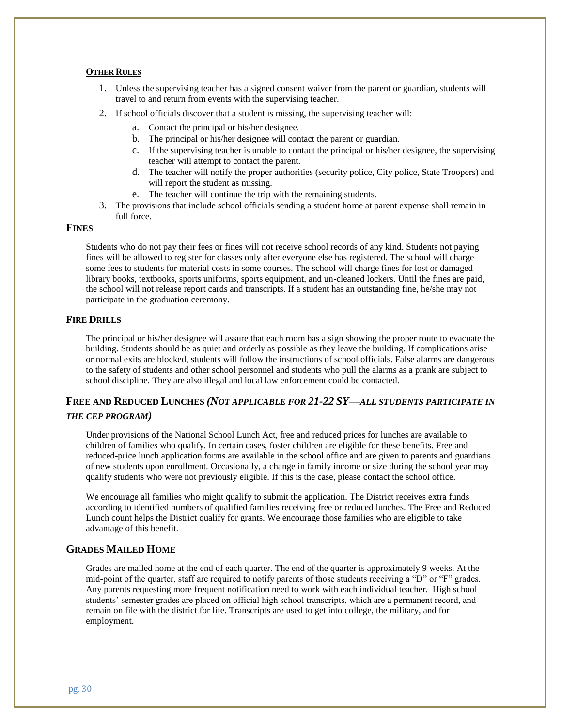#### **Other Rules**

1. Unless the supervising teacher has a signed consent waiver from the parent or guardian, students will travel to and return from events with the supervising teacher.
2. If school officials discover that a student is missing, the supervising teacher will:
    a. Contact the principal or his/her designee.
    b. The principal or his/her designee will contact the parent or guardian.
    c. If the supervising teacher is unable to contact the principal or his/her designee, the supervising teacher will attempt to contact the parent.
    d. The teacher will notify the proper authorities (security police, City police, State Troopers) and will report the student as missing.
    e. The teacher will continue the trip with the remaining students.
3. The provisions that include school officials sending a student home at parent expense shall remain in full force.

### **Fines**

Students who do not pay their fees or fines will not receive school records of any kind. Students not paying fines will be allowed to register for classes only after everyone else has registered. The school will charge some fees to students for material costs in some courses. The school will charge fines for lost or damaged library books, textbooks, sports uniforms, sports equipment, and un-cleaned lockers. Until the fines are paid, the school will not release report cards and transcripts. If a student has an outstanding fine, he/she may not participate in the graduation ceremony.

### **Fire Drills**

The principal or his/her designee will assure that each room has a sign showing the proper route to evacuate the building. Students should be as quiet and orderly as possible as they leave the building. If complications arise or normal exits are blocked, students will follow the instructions of school officials. False alarms are dangerous to the safety of students and other school personnel and students who pull the alarms as a prank are subject to school discipline. They are also illegal and local law enforcement could be contacted.

### **Free and Reduced Lunches *(Not applicable for 21-22 SY—all students participate in the CEP program)***

Under provisions of the National School Lunch Act, free and reduced prices for lunches are available to children of families who qualify. In certain cases, foster children are eligible for these benefits. Free and reduced-price lunch application forms are available in the school office and are given to parents and guardians of new students upon enrollment. Occasionally, a change in family income or size during the school year may qualify students who were not previously eligible. If this is the case, please contact the school office.

We encourage all families who might qualify to submit the application. The District receives extra funds according to identified numbers of qualified families receiving free or reduced lunches. The Free and Reduced Lunch count helps the District qualify for grants. We encourage those families who are eligible to take advantage of this benefit.

### **Grades Mailed Home**

Grades are mailed home at the end of each quarter. The end of the quarter is approximately 9 weeks. At the mid-point of the quarter, staff are required to notify parents of those students receiving a "D" or "F" grades. Any parents requesting more frequent notification need to work with each individual teacher. High school students' semester grades are placed on official high school transcripts, which are a permanent record, and remain on file with the district for life. Transcripts are used to get into college, the military, and for employment.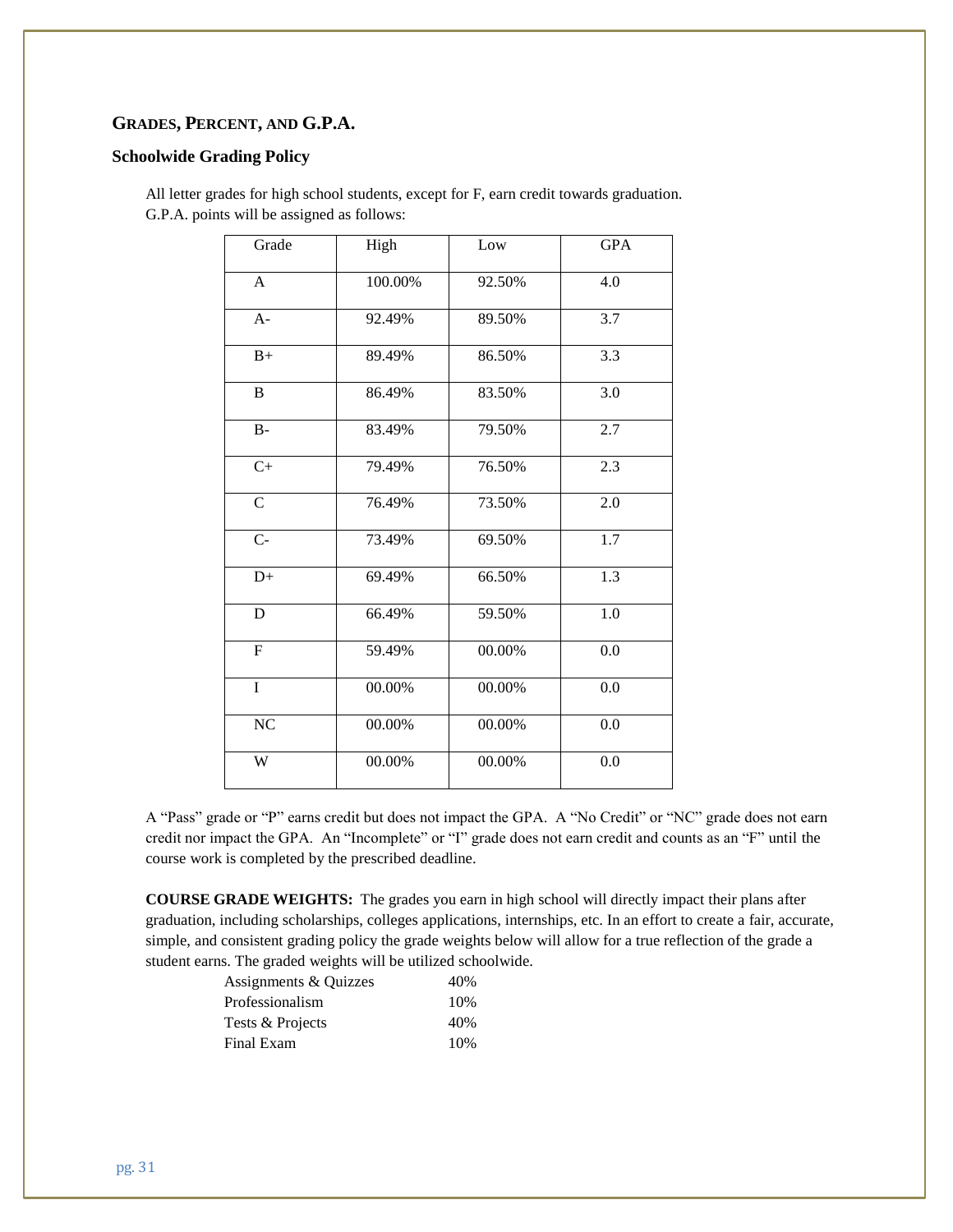## GRADES, PERCENT, AND G.P.A.

### Schoolwide Grading Policy

All letter grades for high school students, except for F, earn credit towards graduation. G.P.A. points will be assigned as follows:

| Grade | High | Low | GPA |
|---|---|---|---|
| A | 100.00% | 92.50% | 4.0 |
| A- | 92.49% | 89.50% | 3.7 |
| B+ | 89.49% | 86.50% | 3.3 |
| B | 86.49% | 83.50% | 3.0 |
| B- | 83.49% | 79.50% | 2.7 |
| C+ | 79.49% | 76.50% | 2.3 |
| C | 76.49% | 73.50% | 2.0 |
| C- | 73.49% | 69.50% | 1.7 |
| D+ | 69.49% | 66.50% | 1.3 |
| D | 66.49% | 59.50% | 1.0 |
| F | 59.49% | 00.00% | 0.0 |
| I | 00.00% | 00.00% | 0.0 |
| NC | 00.00% | 00.00% | 0.0 |
| W | 00.00% | 00.00% | 0.0 |

A "Pass" grade or "P" earns credit but does not impact the GPA. A "No Credit" or "NC" grade does not earn credit nor impact the GPA. An "Incomplete" or "I" grade does not earn credit and counts as an "F" until the course work is completed by the prescribed deadline.

**COURSE GRADE WEIGHTS:** The grades you earn in high school will directly impact their plans after graduation, including scholarships, colleges applications, internships, etc. In an effort to create a fair, accurate, simple, and consistent grading policy the grade weights below will allow for a true reflection of the grade a student earns. The graded weights will be utilized schoolwide.

| | |
|---|---|
| Assignments & Quizzes | 40% |
| Professionalism | 10% |
| Tests & Projects | 40% |
| Final Exam | 10% |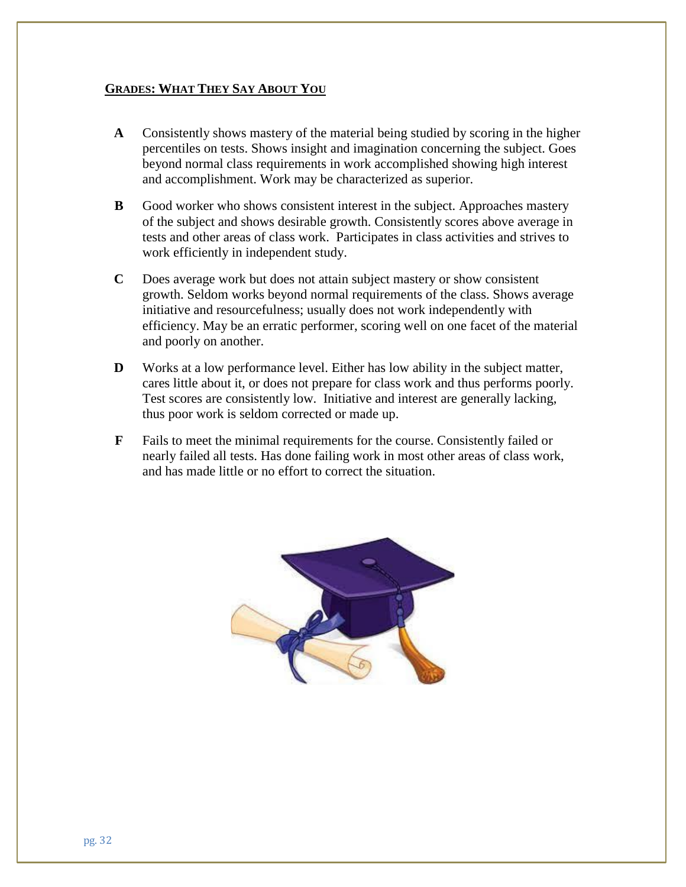## GRADES: WHAT THEY SAY ABOUT YOU

**A** Consistently shows mastery of the material being studied by scoring in the higher percentiles on tests. Shows insight and imagination concerning the subject. Goes beyond normal class requirements in work accomplished showing high interest and accomplishment. Work may be characterized as superior.

**B** Good worker who shows consistent interest in the subject. Approaches mastery of the subject and shows desirable growth. Consistently scores above average in tests and other areas of class work. Participates in class activities and strives to work efficiently in independent study.

**C** Does average work but does not attain subject mastery or show consistent growth. Seldom works beyond normal requirements of the class. Shows average initiative and resourcefulness; usually does not work independently with efficiency. May be an erratic performer, scoring well on one facet of the material and poorly on another.

**D** Works at a low performance level. Either has low ability in the subject matter, cares little about it, or does not prepare for class work and thus performs poorly. Test scores are consistently low. Initiative and interest are generally lacking, thus poor work is seldom corrected or made up.

**F** Fails to meet the minimal requirements for the course. Consistently failed or nearly failed all tests. Has done failing work in most other areas of class work, and has made little or no effort to correct the situation.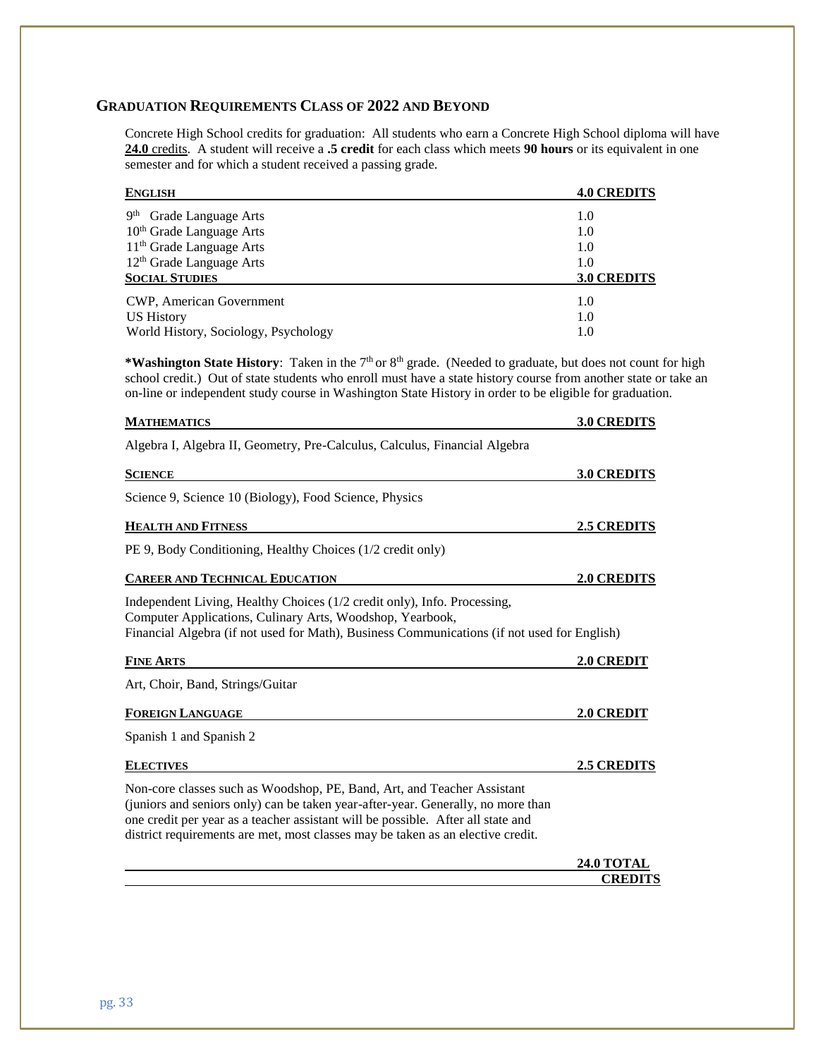## GRADUATION REQUIREMENTS CLASS OF 2022 AND BEYOND

Concrete High School credits for graduation: All students who earn a Concrete High School diploma will have **24.0** credits. A student will receive a **.5 credit** for each class which meets **90 hours** or its equivalent in one semester and for which a student received a passing grade.

| **ENGLISH** | **4.0 CREDITS** |
|---|---|
| 9th Grade Language Arts | 1.0 |
| 10th Grade Language Arts | 1.0 |
| 11th Grade Language Arts | 1.0 |
| 12th Grade Language Arts | 1.0 |

| **SOCIAL STUDIES** | **3.0 CREDITS** |
|---|---|
| CWP, American Government | 1.0 |
| US History | 1.0 |
| World History, Sociology, Psychology | 1.0 |

***Washington State History**: Taken in the 7th or 8th grade. (Needed to graduate, but does not count for high school credit.) Out of state students who enroll must have a state history course from another state or take an on-line or independent study course in Washington State History in order to be eligible for graduation.

**MATHEMATICS** — **3.0 CREDITS**

Algebra I, Algebra II, Geometry, Pre-Calculus, Calculus, Financial Algebra

**SCIENCE** — **3.0 CREDITS**

Science 9, Science 10 (Biology), Food Science, Physics

**HEALTH AND FITNESS** — **2.5 CREDITS**

PE 9, Body Conditioning, Healthy Choices (1/2 credit only)

**CAREER AND TECHNICAL EDUCATION** — **2.0 CREDITS**

Independent Living, Healthy Choices (1/2 credit only), Info. Processing,
Computer Applications, Culinary Arts, Woodshop, Yearbook,
Financial Algebra (if not used for Math), Business Communications (if not used for English)

**FINE ARTS** — **2.0 CREDIT**

Art, Choir, Band, Strings/Guitar

**FOREIGN LANGUAGE** — **2.0 CREDIT**

Spanish 1 and Spanish 2

**ELECTIVES** — **2.5 CREDITS**

Non-core classes such as Woodshop, PE, Band, Art, and Teacher Assistant (juniors and seniors only) can be taken year-after-year. Generally, no more than one credit per year as a teacher assistant will be possible. After all state and district requirements are met, most classes may be taken as an elective credit.

**24.0 TOTAL CREDITS**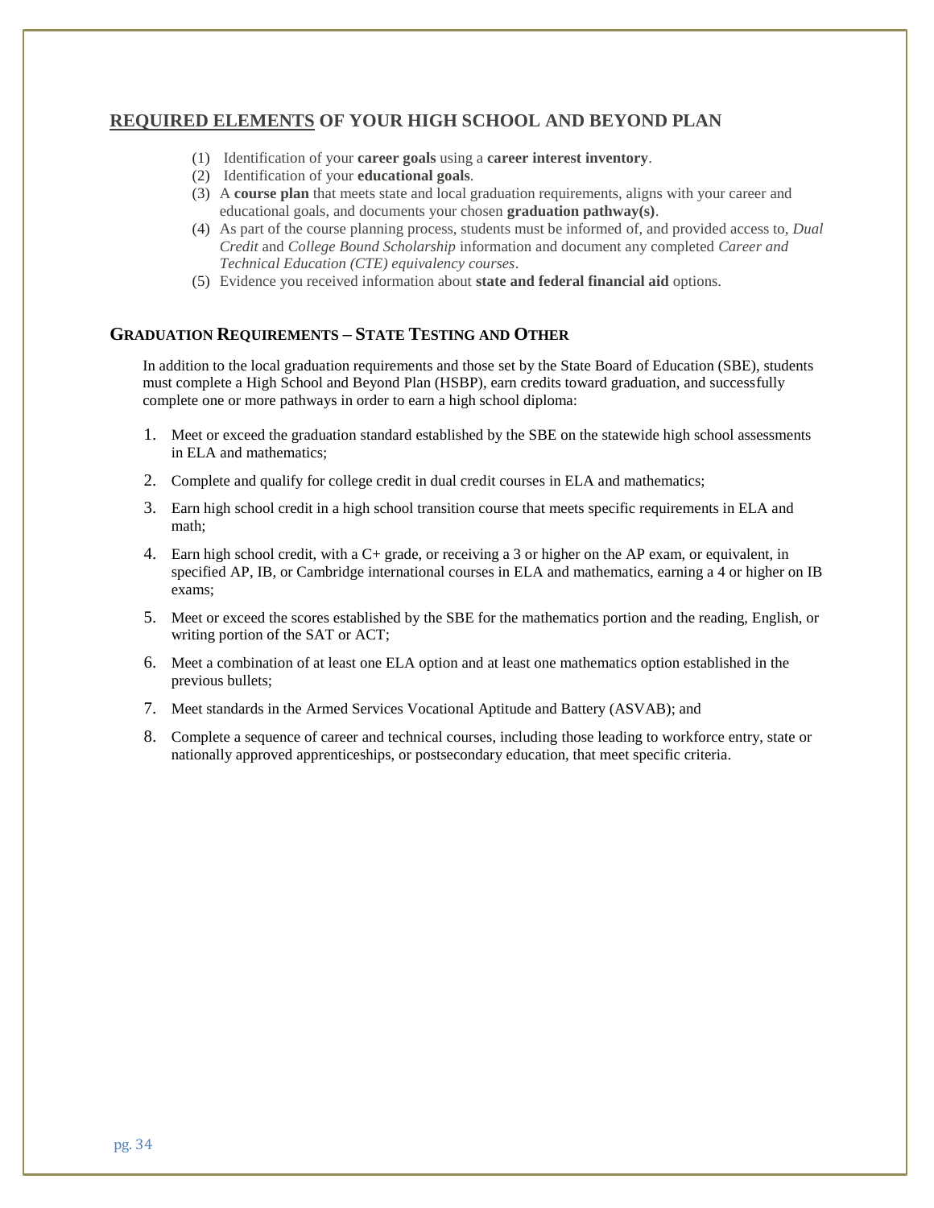## <u>REQUIRED ELEMENTS</u> OF YOUR HIGH SCHOOL AND BEYOND PLAN

(1) Identification of your **career goals** using a **career interest inventory**.
(2) Identification of your **educational goals**.
(3) A **course plan** that meets state and local graduation requirements, aligns with your career and educational goals, and documents your chosen **graduation pathway(s)**.
(4) As part of the course planning process, students must be informed of, and provided access to, *Dual Credit* and *College Bound Scholarship* information and document any completed *Career and Technical Education (CTE) equivalency courses*.
(5) Evidence you received information about **state and federal financial aid** options.

### GRADUATION REQUIREMENTS – STATE TESTING AND OTHER

In addition to the local graduation requirements and those set by the State Board of Education (SBE), students must complete a High School and Beyond Plan (HSBP), earn credits toward graduation, and successfully complete one or more pathways in order to earn a high school diploma:

1. Meet or exceed the graduation standard established by the SBE on the statewide high school assessments in ELA and mathematics;
2. Complete and qualify for college credit in dual credit courses in ELA and mathematics;
3. Earn high school credit in a high school transition course that meets specific requirements in ELA and math;
4. Earn high school credit, with a C+ grade, or receiving a 3 or higher on the AP exam, or equivalent, in specified AP, IB, or Cambridge international courses in ELA and mathematics, earning a 4 or higher on IB exams;
5. Meet or exceed the scores established by the SBE for the mathematics portion and the reading, English, or writing portion of the SAT or ACT;
6. Meet a combination of at least one ELA option and at least one mathematics option established in the previous bullets;
7. Meet standards in the Armed Services Vocational Aptitude and Battery (ASVAB); and
8. Complete a sequence of career and technical courses, including those leading to workforce entry, state or nationally approved apprenticeships, or postsecondary education, that meet specific criteria.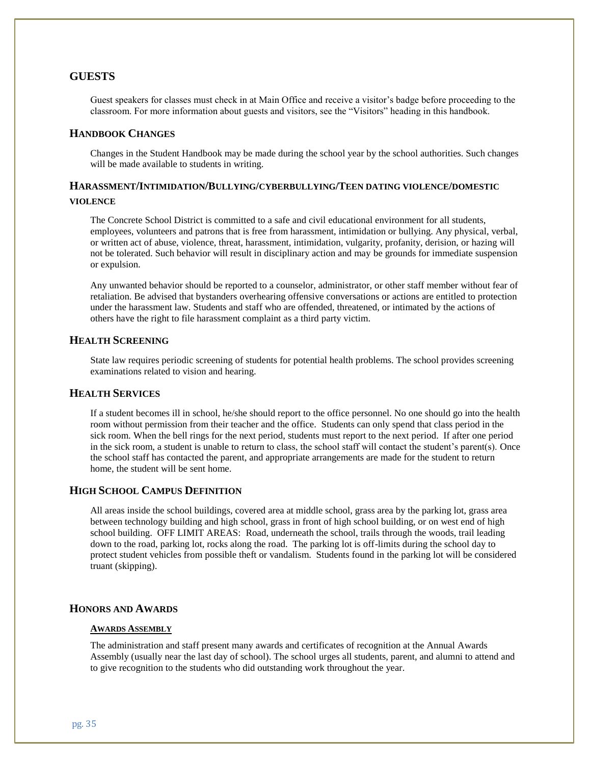## GUESTS

Guest speakers for classes must check in at Main Office and receive a visitor's badge before proceeding to the classroom. For more information about guests and visitors, see the "Visitors" heading in this handbook.

### HANDBOOK CHANGES

Changes in the Student Handbook may be made during the school year by the school authorities. Such changes will be made available to students in writing.

### HARASSMENT/INTIMIDATION/BULLYING/CYBERBULLYING/TEEN DATING VIOLENCE/DOMESTIC VIOLENCE

The Concrete School District is committed to a safe and civil educational environment for all students, employees, volunteers and patrons that is free from harassment, intimidation or bullying. Any physical, verbal, or written act of abuse, violence, threat, harassment, intimidation, vulgarity, profanity, derision, or hazing will not be tolerated. Such behavior will result in disciplinary action and may be grounds for immediate suspension or expulsion.

Any unwanted behavior should be reported to a counselor, administrator, or other staff member without fear of retaliation. Be advised that bystanders overhearing offensive conversations or actions are entitled to protection under the harassment law. Students and staff who are offended, threatened, or intimated by the actions of others have the right to file harassment complaint as a third party victim.

### HEALTH SCREENING

State law requires periodic screening of students for potential health problems. The school provides screening examinations related to vision and hearing.

### HEALTH SERVICES

If a student becomes ill in school, he/she should report to the office personnel. No one should go into the health room without permission from their teacher and the office. Students can only spend that class period in the sick room. When the bell rings for the next period, students must report to the next period. If after one period in the sick room, a student is unable to return to class, the school staff will contact the student's parent(s). Once the school staff has contacted the parent, and appropriate arrangements are made for the student to return home, the student will be sent home.

### HIGH SCHOOL CAMPUS DEFINITION

All areas inside the school buildings, covered area at middle school, grass area by the parking lot, grass area between technology building and high school, grass in front of high school building, or on west end of high school building. OFF LIMIT AREAS: Road, underneath the school, trails through the woods, trail leading down to the road, parking lot, rocks along the road. The parking lot is off-limits during the school day to protect student vehicles from possible theft or vandalism. Students found in the parking lot will be considered truant (skipping).

### HONORS AND AWARDS

#### AWARDS ASSEMBLY

The administration and staff present many awards and certificates of recognition at the Annual Awards Assembly (usually near the last day of school). The school urges all students, parent, and alumni to attend and to give recognition to the students who did outstanding work throughout the year.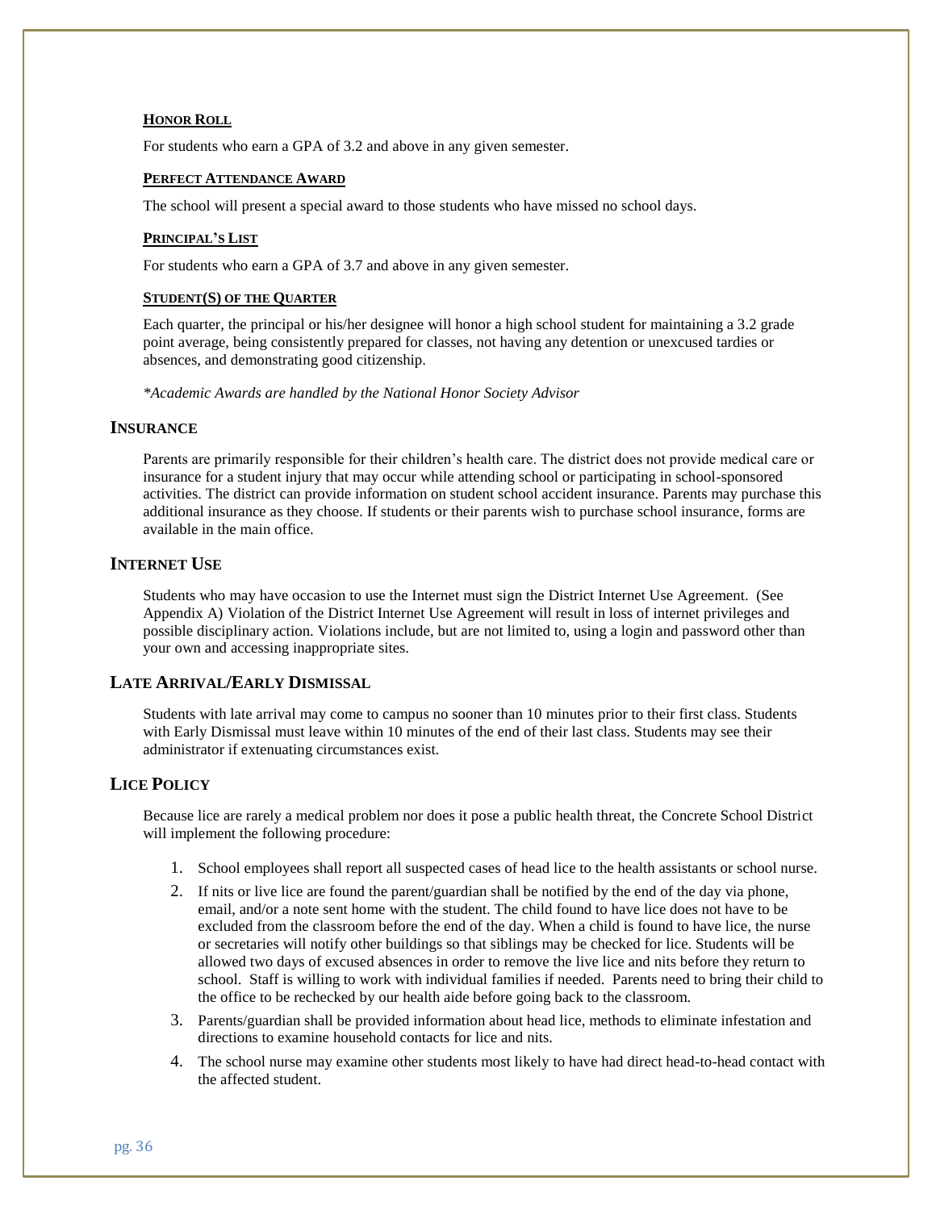#### HONOR ROLL

For students who earn a GPA of 3.2 and above in any given semester.

#### PERFECT ATTENDANCE AWARD

The school will present a special award to those students who have missed no school days.

#### PRINCIPAL'S LIST

For students who earn a GPA of 3.7 and above in any given semester.

#### STUDENT(S) OF THE QUARTER

Each quarter, the principal or his/her designee will honor a high school student for maintaining a 3.2 grade point average, being consistently prepared for classes, not having any detention or unexcused tardies or absences, and demonstrating good citizenship.

*\*Academic Awards are handled by the National Honor Society Advisor*

## INSURANCE

Parents are primarily responsible for their children's health care. The district does not provide medical care or insurance for a student injury that may occur while attending school or participating in school-sponsored activities. The district can provide information on student school accident insurance. Parents may purchase this additional insurance as they choose. If students or their parents wish to purchase school insurance, forms are available in the main office.

## INTERNET USE

Students who may have occasion to use the Internet must sign the District Internet Use Agreement. (See Appendix A) Violation of the District Internet Use Agreement will result in loss of internet privileges and possible disciplinary action. Violations include, but are not limited to, using a login and password other than your own and accessing inappropriate sites.

## LATE ARRIVAL/EARLY DISMISSAL

Students with late arrival may come to campus no sooner than 10 minutes prior to their first class. Students with Early Dismissal must leave within 10 minutes of the end of their last class. Students may see their administrator if extenuating circumstances exist.

## LICE POLICY

Because lice are rarely a medical problem nor does it pose a public health threat, the Concrete School District will implement the following procedure:

1. School employees shall report all suspected cases of head lice to the health assistants or school nurse.
2. If nits or live lice are found the parent/guardian shall be notified by the end of the day via phone, email, and/or a note sent home with the student. The child found to have lice does not have to be excluded from the classroom before the end of the day. When a child is found to have lice, the nurse or secretaries will notify other buildings so that siblings may be checked for lice. Students will be allowed two days of excused absences in order to remove the live lice and nits before they return to school. Staff is willing to work with individual families if needed. Parents need to bring their child to the office to be rechecked by our health aide before going back to the classroom.
3. Parents/guardian shall be provided information about head lice, methods to eliminate infestation and directions to examine household contacts for lice and nits.
4. The school nurse may examine other students most likely to have had direct head-to-head contact with the affected student.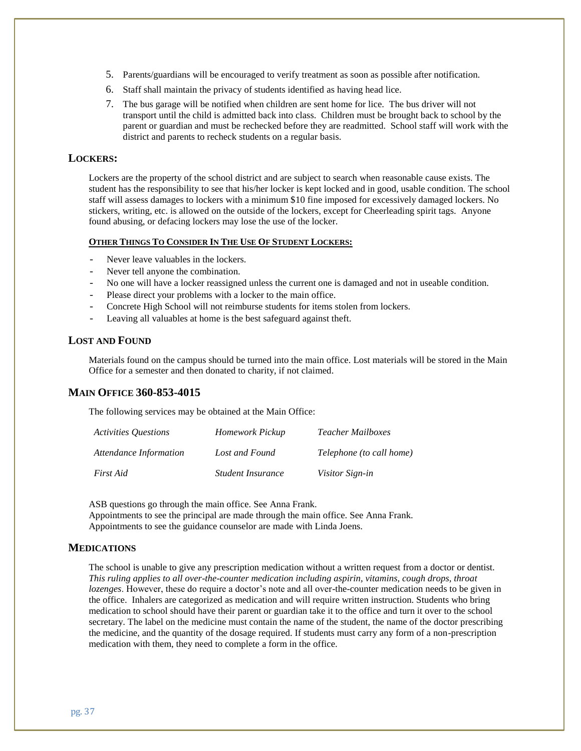5. Parents/guardians will be encouraged to verify treatment as soon as possible after notification.
6. Staff shall maintain the privacy of students identified as having head lice.
7. The bus garage will be notified when children are sent home for lice. The bus driver will not transport until the child is admitted back into class. Children must be brought back to school by the parent or guardian and must be rechecked before they are readmitted. School staff will work with the district and parents to recheck students on a regular basis.

## LOCKERS:

Lockers are the property of the school district and are subject to search when reasonable cause exists. The student has the responsibility to see that his/her locker is kept locked and in good, usable condition. The school staff will assess damages to lockers with a minimum $10 fine imposed for excessively damaged lockers. No stickers, writing, etc. is allowed on the outside of the lockers, except for Cheerleading spirit tags. Anyone found abusing, or defacing lockers may lose the use of the locker.

### OTHER THINGS TO CONSIDER IN THE USE OF STUDENT LOCKERS:

- Never leave valuables in the lockers.
- Never tell anyone the combination.
- No one will have a locker reassigned unless the current one is damaged and not in useable condition.
- Please direct your problems with a locker to the main office.
- Concrete High School will not reimburse students for items stolen from lockers.
- Leaving all valuables at home is the best safeguard against theft.

## LOST AND FOUND

Materials found on the campus should be turned into the main office. Lost materials will be stored in the Main Office for a semester and then donated to charity, if not claimed.

## MAIN OFFICE 360-853-4015

The following services may be obtained at the Main Office:

| | | |
|---|---|---|
| *Activities Questions* | *Homework Pickup* | *Teacher Mailboxes* |
| *Attendance Information* | *Lost and Found* | *Telephone (to call home)* |
| *First Aid* | *Student Insurance* | *Visitor Sign-in* |

ASB questions go through the main office. See Anna Frank.
Appointments to see the principal are made through the main office. See Anna Frank.
Appointments to see the guidance counselor are made with Linda Joens.

## MEDICATIONS

The school is unable to give any prescription medication without a written request from a doctor or dentist. *This ruling applies to all over-the-counter medication including aspirin, vitamins, cough drops, throat lozenges*. However, these do require a doctor's note and all over-the-counter medication needs to be given in the office. Inhalers are categorized as medication and will require written instruction. Students who bring medication to school should have their parent or guardian take it to the office and turn it over to the school secretary. The label on the medicine must contain the name of the student, the name of the doctor prescribing the medicine, and the quantity of the dosage required. If students must carry any form of a non-prescription medication with them, they need to complete a form in the office.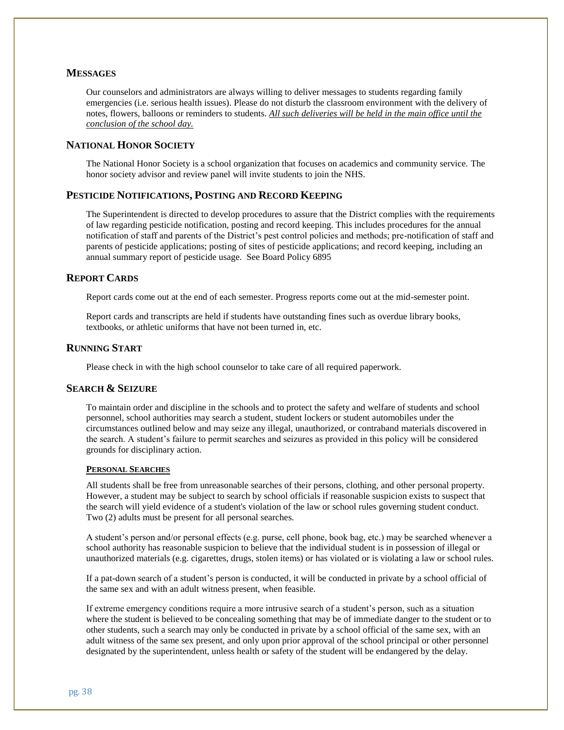## Messages

Our counselors and administrators are always willing to deliver messages to students regarding family emergencies (i.e. serious health issues). Please do not disturb the classroom environment with the delivery of notes, flowers, balloons or reminders to students. ***All such deliveries will be held in the main office until the conclusion of the school day.***

## National Honor Society

The National Honor Society is a school organization that focuses on academics and community service. The honor society advisor and review panel will invite students to join the NHS.

## Pesticide Notifications, Posting and Record Keeping

The Superintendent is directed to develop procedures to assure that the District complies with the requirements of law regarding pesticide notification, posting and record keeping. This includes procedures for the annual notification of staff and parents of the District's pest control policies and methods; pre-notification of staff and parents of pesticide applications; posting of sites of pesticide applications; and record keeping, including an annual summary report of pesticide usage. See Board Policy 6895

## Report Cards

Report cards come out at the end of each semester. Progress reports come out at the mid-semester point.

Report cards and transcripts are held if students have outstanding fines such as overdue library books, textbooks, or athletic uniforms that have not been turned in, etc.

## Running Start

Please check in with the high school counselor to take care of all required paperwork.

## Search & Seizure

To maintain order and discipline in the schools and to protect the safety and welfare of students and school personnel, school authorities may search a student, student lockers or student automobiles under the circumstances outlined below and may seize any illegal, unauthorized, or contraband materials discovered in the search. A student's failure to permit searches and seizures as provided in this policy will be considered grounds for disciplinary action.

### Personal Searches

All students shall be free from unreasonable searches of their persons, clothing, and other personal property. However, a student may be subject to search by school officials if reasonable suspicion exists to suspect that the search will yield evidence of a student's violation of the law or school rules governing student conduct. Two (2) adults must be present for all personal searches.

A student's person and/or personal effects (e.g. purse, cell phone, book bag, etc.) may be searched whenever a school authority has reasonable suspicion to believe that the individual student is in possession of illegal or unauthorized materials (e.g. cigarettes, drugs, stolen items) or has violated or is violating a law or school rules.

If a pat-down search of a student's person is conducted, it will be conducted in private by a school official of the same sex and with an adult witness present, when feasible.

If extreme emergency conditions require a more intrusive search of a student's person, such as a situation where the student is believed to be concealing something that may be of immediate danger to the student or to other students, such a search may only be conducted in private by a school official of the same sex, with an adult witness of the same sex present, and only upon prior approval of the school principal or other personnel designated by the superintendent, unless health or safety of the student will be endangered by the delay.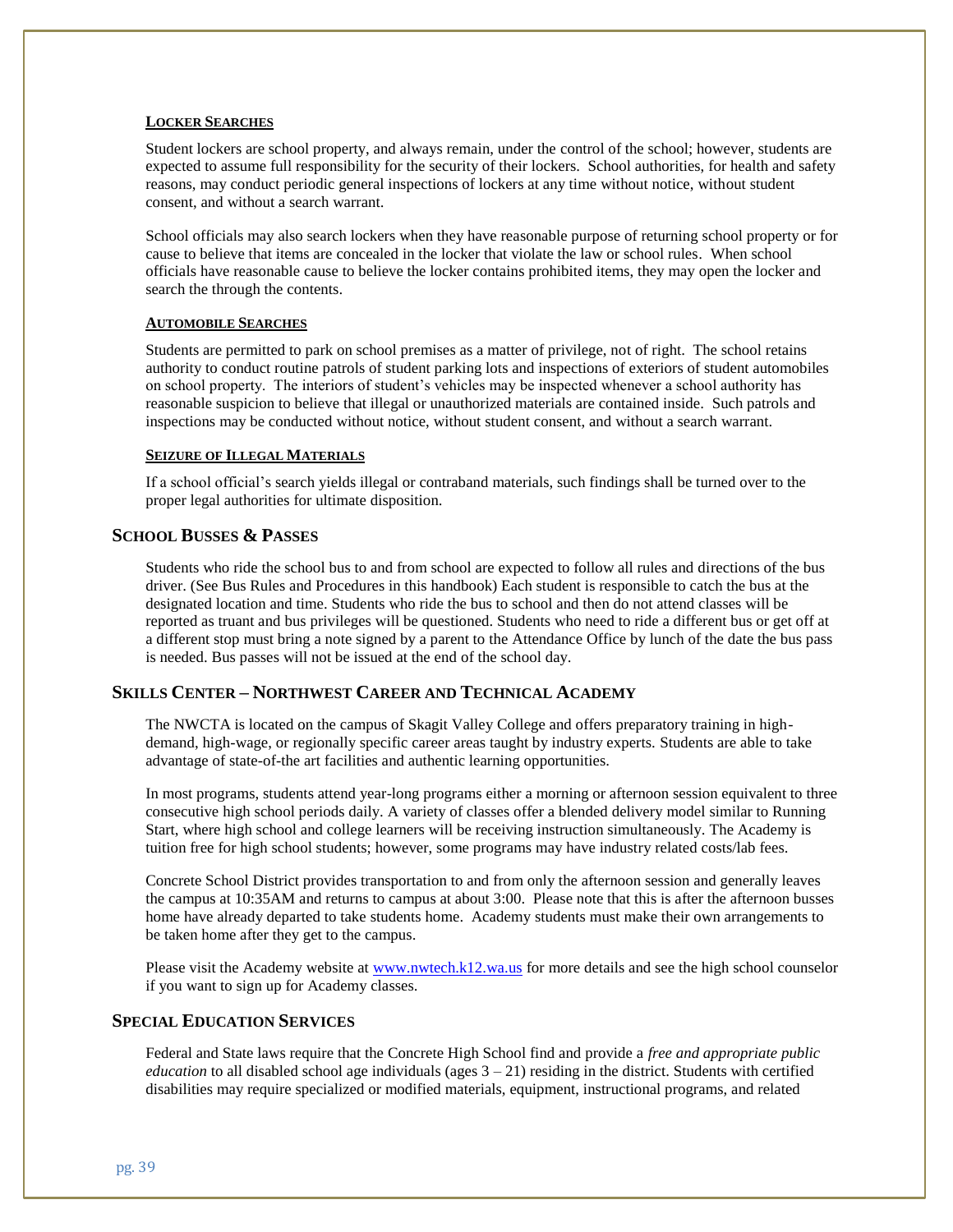#### LOCKER SEARCHES

Student lockers are school property, and always remain, under the control of the school; however, students are expected to assume full responsibility for the security of their lockers. School authorities, for health and safety reasons, may conduct periodic general inspections of lockers at any time without notice, without student consent, and without a search warrant.

School officials may also search lockers when they have reasonable purpose of returning school property or for cause to believe that items are concealed in the locker that violate the law or school rules. When school officials have reasonable cause to believe the locker contains prohibited items, they may open the locker and search the through the contents.

#### AUTOMOBILE SEARCHES

Students are permitted to park on school premises as a matter of privilege, not of right. The school retains authority to conduct routine patrols of student parking lots and inspections of exteriors of student automobiles on school property. The interiors of student's vehicles may be inspected whenever a school authority has reasonable suspicion to believe that illegal or unauthorized materials are contained inside. Such patrols and inspections may be conducted without notice, without student consent, and without a search warrant.

#### SEIZURE OF ILLEGAL MATERIALS

If a school official's search yields illegal or contraband materials, such findings shall be turned over to the proper legal authorities for ultimate disposition.

### SCHOOL BUSSES & PASSES

Students who ride the school bus to and from school are expected to follow all rules and directions of the bus driver. (See Bus Rules and Procedures in this handbook) Each student is responsible to catch the bus at the designated location and time. Students who ride the bus to school and then do not attend classes will be reported as truant and bus privileges will be questioned. Students who need to ride a different bus or get off at a different stop must bring a note signed by a parent to the Attendance Office by lunch of the date the bus pass is needed. Bus passes will not be issued at the end of the school day.

### SKILLS CENTER – NORTHWEST CAREER AND TECHNICAL ACADEMY

The NWCTA is located on the campus of Skagit Valley College and offers preparatory training in high-demand, high-wage, or regionally specific career areas taught by industry experts. Students are able to take advantage of state-of-the art facilities and authentic learning opportunities.

In most programs, students attend year-long programs either a morning or afternoon session equivalent to three consecutive high school periods daily. A variety of classes offer a blended delivery model similar to Running Start, where high school and college learners will be receiving instruction simultaneously. The Academy is tuition free for high school students; however, some programs may have industry related costs/lab fees.

Concrete School District provides transportation to and from only the afternoon session and generally leaves the campus at 10:35AM and returns to campus at about 3:00. Please note that this is after the afternoon busses home have already departed to take students home. Academy students must make their own arrangements to be taken home after they get to the campus.

Please visit the Academy website at [www.nwtech.k12.wa.us](www.nwtech.k12.wa.us) for more details and see the high school counselor if you want to sign up for Academy classes.

### SPECIAL EDUCATION SERVICES

Federal and State laws require that the Concrete High School find and provide a *free and appropriate public education* to all disabled school age individuals (ages 3 – 21) residing in the district. Students with certified disabilities may require specialized or modified materials, equipment, instructional programs, and related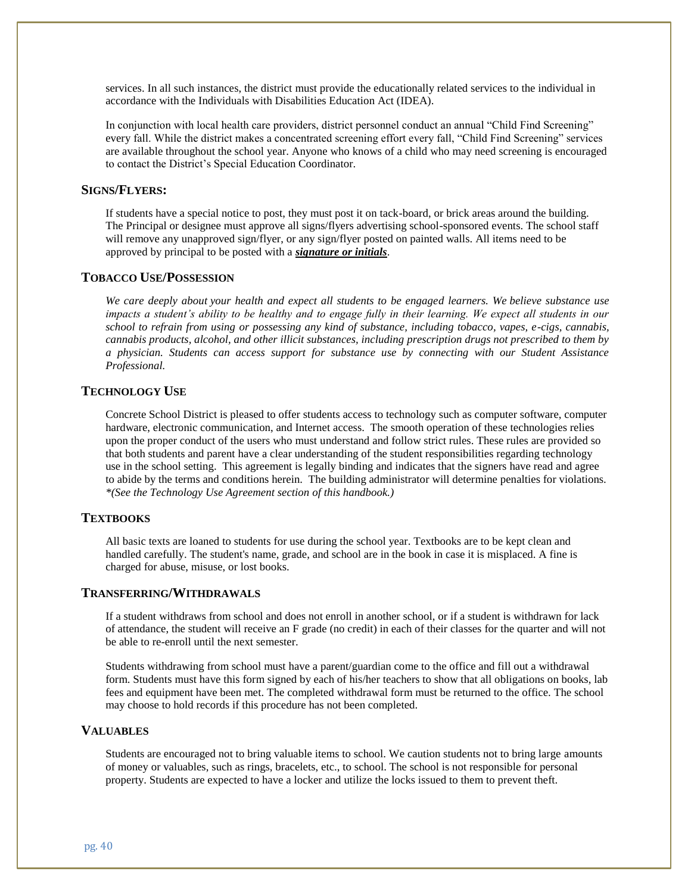services. In all such instances, the district must provide the educationally related services to the individual in accordance with the Individuals with Disabilities Education Act (IDEA).

In conjunction with local health care providers, district personnel conduct an annual "Child Find Screening" every fall. While the district makes a concentrated screening effort every fall, "Child Find Screening" services are available throughout the school year. Anyone who knows of a child who may need screening is encouraged to contact the District's Special Education Coordinator.

## SIGNS/FLYERS:

If students have a special notice to post, they must post it on tack-board, or brick areas around the building. The Principal or designee must approve all signs/flyers advertising school-sponsored events. The school staff will remove any unapproved sign/flyer, or any sign/flyer posted on painted walls. All items need to be approved by principal to be posted with a ***signature or initials***.

## TOBACCO USE/POSSESSION

*We care deeply about your health and expect all students to be engaged learners. We believe substance use impacts a student's ability to be healthy and to engage fully in their learning. We expect all students in our school to refrain from using or possessing any kind of substance, including tobacco, vapes, e-cigs, cannabis, cannabis products, alcohol, and other illicit substances, including prescription drugs not prescribed to them by a physician. Students can access support for substance use by connecting with our Student Assistance Professional.*

## TECHNOLOGY USE

Concrete School District is pleased to offer students access to technology such as computer software, computer hardware, electronic communication, and Internet access. The smooth operation of these technologies relies upon the proper conduct of the users who must understand and follow strict rules. These rules are provided so that both students and parent have a clear understanding of the student responsibilities regarding technology use in the school setting. This agreement is legally binding and indicates that the signers have read and agree to abide by the terms and conditions herein. The building administrator will determine penalties for violations. *\*(See the Technology Use Agreement section of this handbook.)*

## TEXTBOOKS

All basic texts are loaned to students for use during the school year. Textbooks are to be kept clean and handled carefully. The student's name, grade, and school are in the book in case it is misplaced. A fine is charged for abuse, misuse, or lost books.

## TRANSFERRING/WITHDRAWALS

If a student withdraws from school and does not enroll in another school, or if a student is withdrawn for lack of attendance, the student will receive an F grade (no credit) in each of their classes for the quarter and will not be able to re-enroll until the next semester.

Students withdrawing from school must have a parent/guardian come to the office and fill out a withdrawal form. Students must have this form signed by each of his/her teachers to show that all obligations on books, lab fees and equipment have been met. The completed withdrawal form must be returned to the office. The school may choose to hold records if this procedure has not been completed.

## VALUABLES

Students are encouraged not to bring valuable items to school. We caution students not to bring large amounts of money or valuables, such as rings, bracelets, etc., to school. The school is not responsible for personal property. Students are expected to have a locker and utilize the locks issued to them to prevent theft.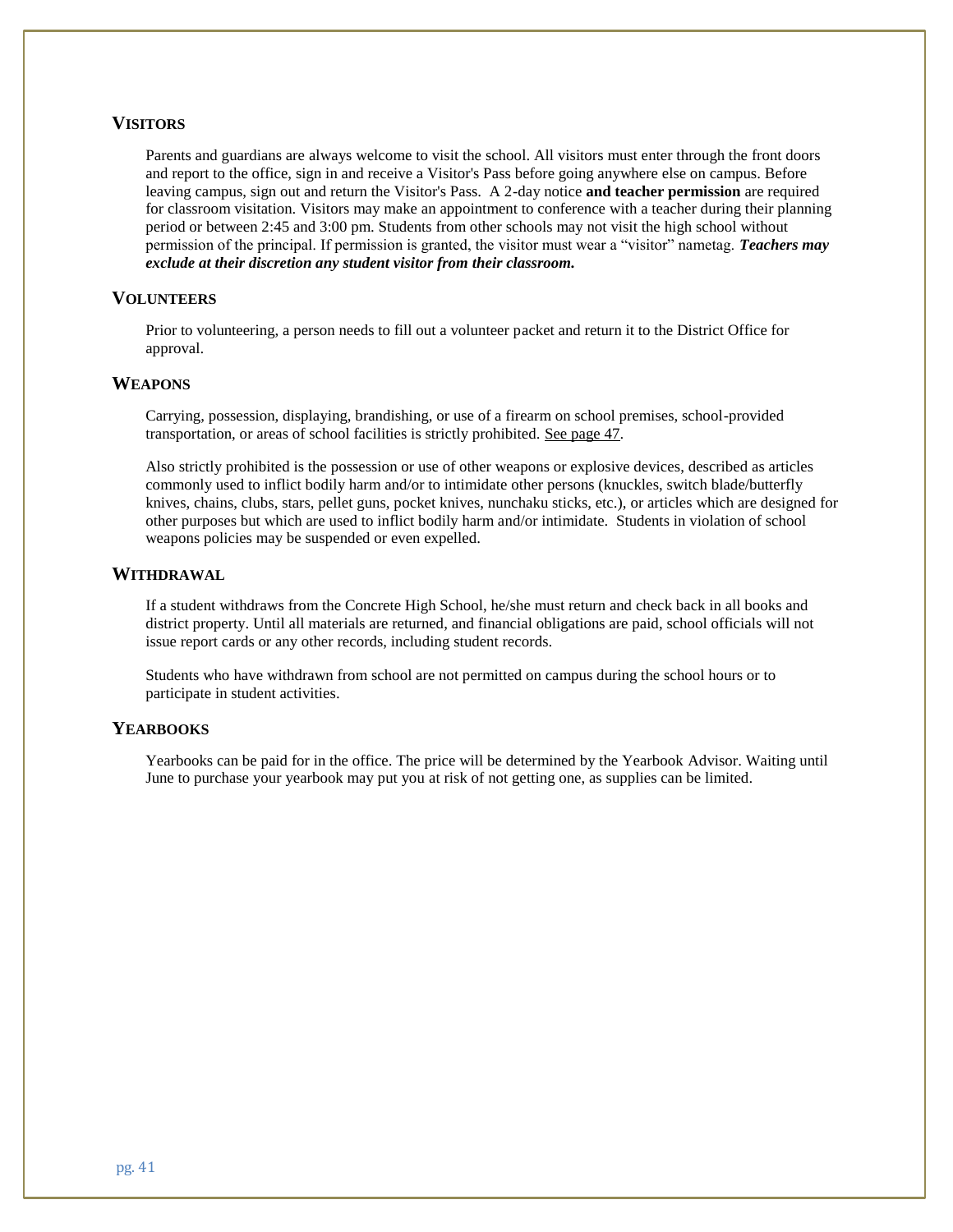## VISITORS

Parents and guardians are always welcome to visit the school. All visitors must enter through the front doors and report to the office, sign in and receive a Visitor's Pass before going anywhere else on campus. Before leaving campus, sign out and return the Visitor's Pass. A 2-day notice **and teacher permission** are required for classroom visitation. Visitors may make an appointment to conference with a teacher during their planning period or between 2:45 and 3:00 pm. Students from other schools may not visit the high school without permission of the principal. If permission is granted, the visitor must wear a "visitor" nametag. ***Teachers may exclude at their discretion any student visitor from their classroom.***

## VOLUNTEERS

Prior to volunteering, a person needs to fill out a volunteer packet and return it to the District Office for approval.

## WEAPONS

Carrying, possession, displaying, brandishing, or use of a firearm on school premises, school-provided transportation, or areas of school facilities is strictly prohibited. See page 47.

Also strictly prohibited is the possession or use of other weapons or explosive devices, described as articles commonly used to inflict bodily harm and/or to intimidate other persons (knuckles, switch blade/butterfly knives, chains, clubs, stars, pellet guns, pocket knives, nunchaku sticks, etc.), or articles which are designed for other purposes but which are used to inflict bodily harm and/or intimidate. Students in violation of school weapons policies may be suspended or even expelled.

## WITHDRAWAL

If a student withdraws from the Concrete High School, he/she must return and check back in all books and district property. Until all materials are returned, and financial obligations are paid, school officials will not issue report cards or any other records, including student records.

Students who have withdrawn from school are not permitted on campus during the school hours or to participate in student activities.

## YEARBOOKS

Yearbooks can be paid for in the office. The price will be determined by the Yearbook Advisor. Waiting until June to purchase your yearbook may put you at risk of not getting one, as supplies can be limited.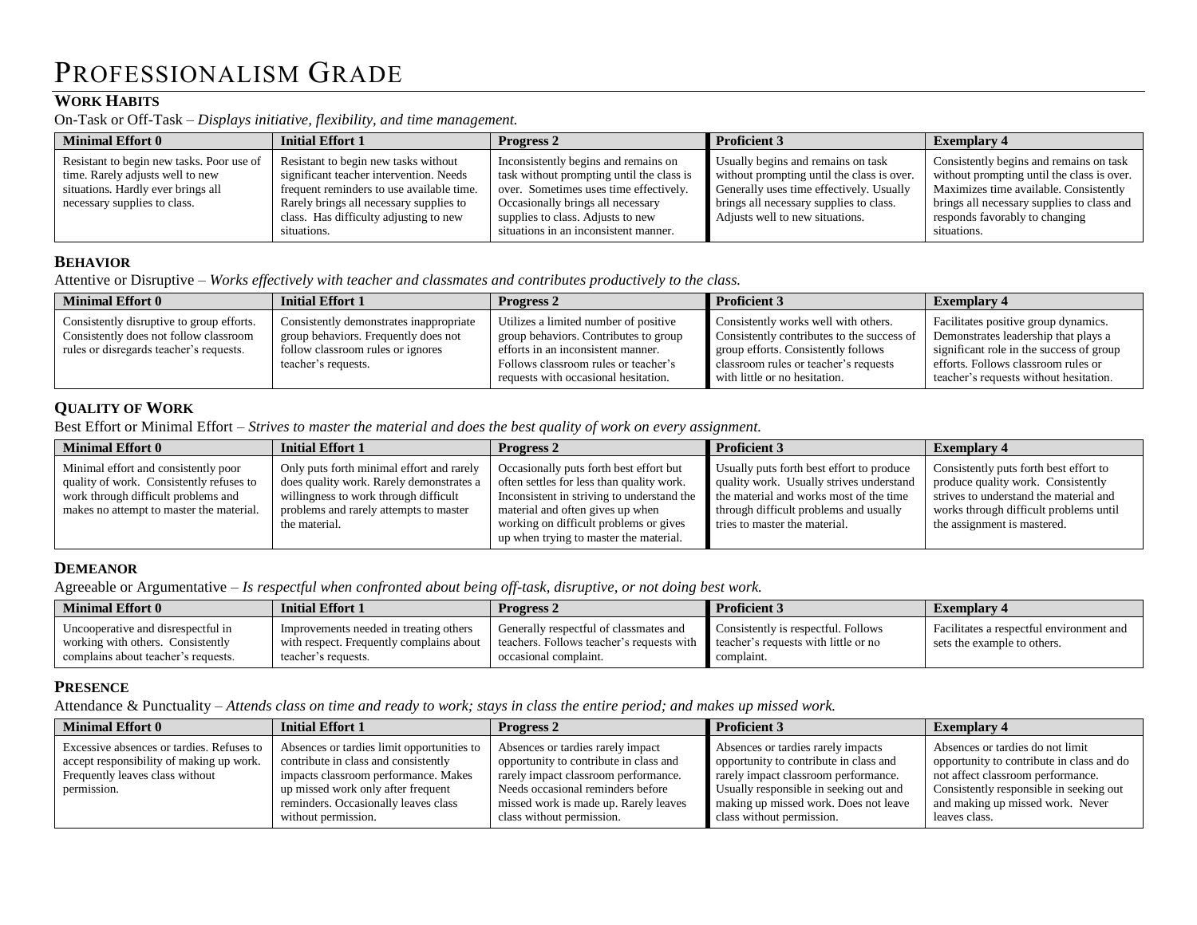# Professionalism Grade

## Work Habits

On-Task or Off-Task – *Displays initiative, flexibility, and time management.*

| Minimal Effort 0 | Initial Effort 1 | Progress 2 | Proficient 3 | Exemplary 4 |
|---|---|---|---|---|
| Resistant to begin new tasks. Poor use of time. Rarely adjusts well to new situations. Hardly ever brings all necessary supplies to class. | Resistant to begin new tasks without significant teacher intervention. Needs frequent reminders to use available time. Rarely brings all necessary supplies to class. Has difficulty adjusting to new situations. | Inconsistently begins and remains on task without prompting until the class is over. Sometimes uses time effectively. Occasionally brings all necessary supplies to class. Adjusts to new situations in an inconsistent manner. | Usually begins and remains on task without prompting until the class is over. Generally uses time effectively. Usually brings all necessary supplies to class. Adjusts well to new situations. | Consistently begins and remains on task without prompting until the class is over. Maximizes time available. Consistently brings all necessary supplies to class and responds favorably to changing situations. |

## Behavior

Attentive or Disruptive – *Works effectively with teacher and classmates and contributes productively to the class.*

| Minimal Effort 0 | Initial Effort 1 | Progress 2 | Proficient 3 | Exemplary 4 |
|---|---|---|---|---|
| Consistently disruptive to group efforts. Consistently does not follow classroom rules or disregards teacher's requests. | Consistently demonstrates inappropriate group behaviors. Frequently does not follow classroom rules or ignores teacher's requests. | Utilizes a limited number of positive group behaviors. Contributes to group efforts in an inconsistent manner. Follows classroom rules or teacher's requests with occasional hesitation. | Consistently works well with others. Consistently contributes to the success of group efforts. Consistently follows classroom rules or teacher's requests with little or no hesitation. | Facilitates positive group dynamics. Demonstrates leadership that plays a significant role in the success of group efforts. Follows classroom rules or teacher's requests without hesitation. |

## Quality of Work

Best Effort or Minimal Effort – *Strives to master the material and does the best quality of work on every assignment.*

| Minimal Effort 0 | Initial Effort 1 | Progress 2 | Proficient 3 | Exemplary 4 |
|---|---|---|---|---|
| Minimal effort and consistently poor quality of work. Consistently refuses to work through difficult problems and makes no attempt to master the material. | Only puts forth minimal effort and rarely does quality work. Rarely demonstrates a willingness to work through difficult problems and rarely attempts to master the material. | Occasionally puts forth best effort but often settles for less than quality work. Inconsistent in striving to understand the material and often gives up when working on difficult problems or gives up when trying to master the material. | Usually puts forth best effort to produce quality work. Usually strives understand the material and works most of the time through difficult problems and usually tries to master the material. | Consistently puts forth best effort to produce quality work. Consistently strives to understand the material and works through difficult problems until the assignment is mastered. |

## Demeanor

Agreeable or Argumentative – *Is respectful when confronted about being off-task, disruptive, or not doing best work.*

| Minimal Effort 0 | Initial Effort 1 | Progress 2 | Proficient 3 | Exemplary 4 |
|---|---|---|---|---|
| Uncooperative and disrespectful in working with others. Consistently complains about teacher's requests. | Improvements needed in treating others with respect. Frequently complains about teacher's requests. | Generally respectful of classmates and teachers. Follows teacher's requests with occasional complaint. | Consistently is respectful. Follows teacher's requests with little or no complaint. | Facilitates a respectful environment and sets the example to others. |

## Presence

Attendance & Punctuality – *Attends class on time and ready to work; stays in class the entire period; and makes up missed work.*

| Minimal Effort 0 | Initial Effort 1 | Progress 2 | Proficient 3 | Exemplary 4 |
|---|---|---|---|---|
| Excessive absences or tardies. Refuses to accept responsibility of making up work. Frequently leaves class without permission. | Absences or tardies limit opportunities to contribute in class and consistently impacts classroom performance. Makes up missed work only after frequent reminders. Occasionally leaves class without permission. | Absences or tardies rarely impact opportunity to contribute in class and rarely impact classroom performance. Needs occasional reminders before missed work is made up. Rarely leaves class without permission. | Absences or tardies rarely impacts opportunity to contribute in class and rarely impact classroom performance. Usually responsible in seeking out and making up missed work. Does not leave class without permission. | Absences or tardies do not limit opportunity to contribute in class and do not affect classroom performance. Consistently responsible in seeking out and making up missed work. Never leaves class. |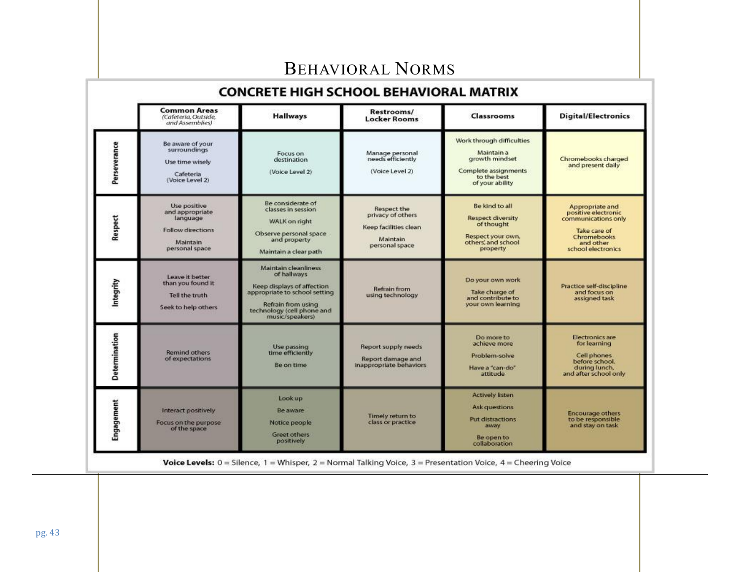# Behavioral Norms

## CONCRETE HIGH SCHOOL BEHAVIORAL MATRIX

| | Common Areas *(Cafeteria, Outside, and Assemblies)* | Hallways | Restrooms/ Locker Rooms | Classrooms | Digital/Electronics |
|---|---|---|---|---|---|
| **Perseverance** | Be aware of your surroundings<br>Use time wisely<br>Cafeteria (Voice Level 2) | Focus on destination<br>(Voice Level 2) | Manage personal needs efficiently<br>(Voice Level 2) | Work through difficulties<br>Maintain a growth mindset<br>Complete assignments to the best of your ability | Chromebooks charged and present daily |
| **Respect** | Use positive and appropriate language<br>Follow directions<br>Maintain personal space | Be considerate of classes in session<br>WALK on right<br>Observe personal space and property<br>Maintain a clear path | Respect the privacy of others<br>Keep facilities clean<br>Maintain personal space | Be kind to all<br>Respect diversity of thought<br>Respect your own, others', and school property | Appropriate and positive electronic communications only<br>Take care of Chromebooks and other school electronics |
| **Integrity** | Leave it better than you found it<br>Tell the truth<br>Seek to help others | Maintain cleanliness of hallways<br>Keep displays of affection appropriate to school setting<br>Refrain from using technology (cell phone and music/speakers) | Refrain from using technology | Do your own work<br>Take charge of and contribute to your own learning | Practice self-discipline and focus on assigned task |
| **Determination** | Remind others of expectations | Use passing time efficiently<br>Be on time | Report supply needs<br>Report damage and inappropriate behaviors | Do more to achieve more<br>Problem-solve<br>Have a "can-do" attitude | Electronics are for learning<br>Cell phones before school, during lunch, and after school only |
| **Engagement** | Interact positively<br>Focus on the purpose of the space | Look up<br>Be aware<br>Notice people<br>Greet others positively | Timely return to class or practice | Actively listen<br>Ask questions<br>Put distractions away<br>Be open to collaboration | Encourage others to be responsible and stay on task |

**Voice Levels:** 0 = Silence, 1 = Whisper, 2 = Normal Talking Voice, 3 = Presentation Voice, 4 = Cheering Voice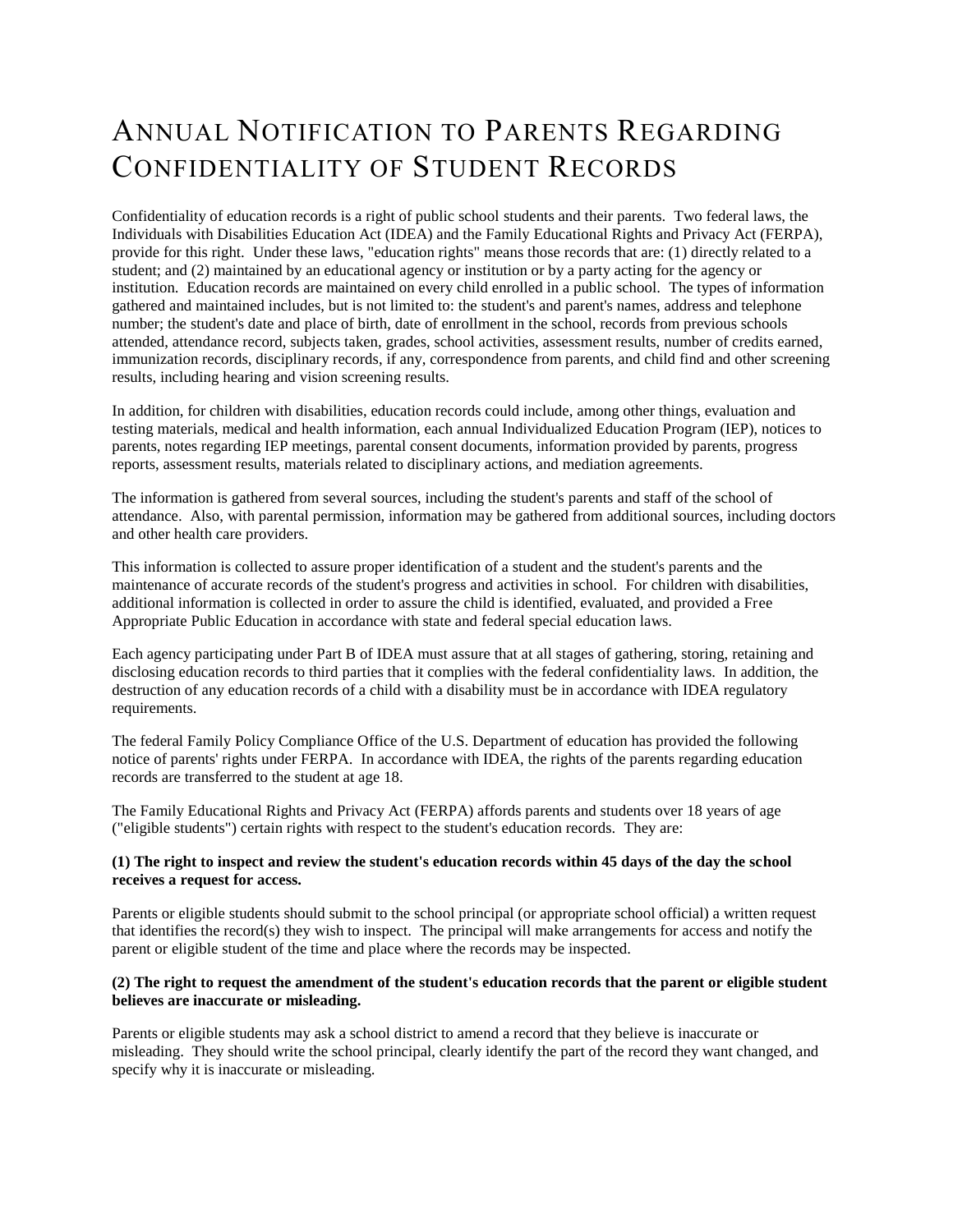# Annual Notification to Parents Regarding Confidentiality of Student Records

Confidentiality of education records is a right of public school students and their parents. Two federal laws, the Individuals with Disabilities Education Act (IDEA) and the Family Educational Rights and Privacy Act (FERPA), provide for this right. Under these laws, "education rights" means those records that are: (1) directly related to a student; and (2) maintained by an educational agency or institution or by a party acting for the agency or institution. Education records are maintained on every child enrolled in a public school. The types of information gathered and maintained includes, but is not limited to: the student's and parent's names, address and telephone number; the student's date and place of birth, date of enrollment in the school, records from previous schools attended, attendance record, subjects taken, grades, school activities, assessment results, number of credits earned, immunization records, disciplinary records, if any, correspondence from parents, and child find and other screening results, including hearing and vision screening results.

In addition, for children with disabilities, education records could include, among other things, evaluation and testing materials, medical and health information, each annual Individualized Education Program (IEP), notices to parents, notes regarding IEP meetings, parental consent documents, information provided by parents, progress reports, assessment results, materials related to disciplinary actions, and mediation agreements.

The information is gathered from several sources, including the student's parents and staff of the school of attendance. Also, with parental permission, information may be gathered from additional sources, including doctors and other health care providers.

This information is collected to assure proper identification of a student and the student's parents and the maintenance of accurate records of the student's progress and activities in school. For children with disabilities, additional information is collected in order to assure the child is identified, evaluated, and provided a Free Appropriate Public Education in accordance with state and federal special education laws.

Each agency participating under Part B of IDEA must assure that at all stages of gathering, storing, retaining and disclosing education records to third parties that it complies with the federal confidentiality laws. In addition, the destruction of any education records of a child with a disability must be in accordance with IDEA regulatory requirements.

The federal Family Policy Compliance Office of the U.S. Department of education has provided the following notice of parents' rights under FERPA. In accordance with IDEA, the rights of the parents regarding education records are transferred to the student at age 18.

The Family Educational Rights and Privacy Act (FERPA) affords parents and students over 18 years of age ("eligible students") certain rights with respect to the student's education records. They are:

**(1) The right to inspect and review the student's education records within 45 days of the day the school receives a request for access.**

Parents or eligible students should submit to the school principal (or appropriate school official) a written request that identifies the record(s) they wish to inspect. The principal will make arrangements for access and notify the parent or eligible student of the time and place where the records may be inspected.

**(2) The right to request the amendment of the student's education records that the parent or eligible student believes are inaccurate or misleading.**

Parents or eligible students may ask a school district to amend a record that they believe is inaccurate or misleading. They should write the school principal, clearly identify the part of the record they want changed, and specify why it is inaccurate or misleading.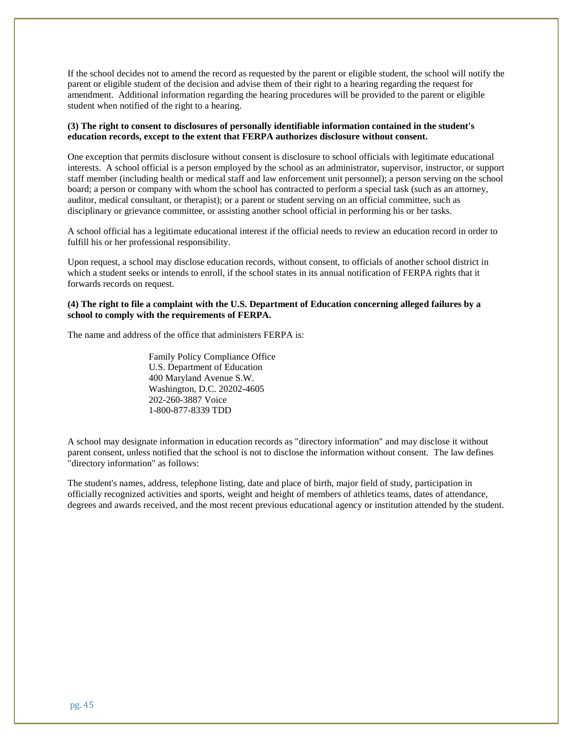If the school decides not to amend the record as requested by the parent or eligible student, the school will notify the parent or eligible student of the decision and advise them of their right to a hearing regarding the request for amendment. Additional information regarding the hearing procedures will be provided to the parent or eligible student when notified of the right to a hearing.

**(3) The right to consent to disclosures of personally identifiable information contained in the student's education records, except to the extent that FERPA authorizes disclosure without consent.**

One exception that permits disclosure without consent is disclosure to school officials with legitimate educational interests. A school official is a person employed by the school as an administrator, supervisor, instructor, or support staff member (including health or medical staff and law enforcement unit personnel); a person serving on the school board; a person or company with whom the school has contracted to perform a special task (such as an attorney, auditor, medical consultant, or therapist); or a parent or student serving on an official committee, such as disciplinary or grievance committee, or assisting another school official in performing his or her tasks.

A school official has a legitimate educational interest if the official needs to review an education record in order to fulfill his or her professional responsibility.

Upon request, a school may disclose education records, without consent, to officials of another school district in which a student seeks or intends to enroll, if the school states in its annual notification of FERPA rights that it forwards records on request.

**(4) The right to file a complaint with the U.S. Department of Education concerning alleged failures by a school to comply with the requirements of FERPA.**

The name and address of the office that administers FERPA is:

Family Policy Compliance Office
U.S. Department of Education
400 Maryland Avenue S.W.
Washington, D.C. 20202-4605
202-260-3887 Voice
1-800-877-8339 TDD

A school may designate information in education records as "directory information" and may disclose it without parent consent, unless notified that the school is not to disclose the information without consent. The law defines "directory information" as follows:

The student's names, address, telephone listing, date and place of birth, major field of study, participation in officially recognized activities and sports, weight and height of members of athletics teams, dates of attendance, degrees and awards received, and the most recent previous educational agency or institution attended by the student.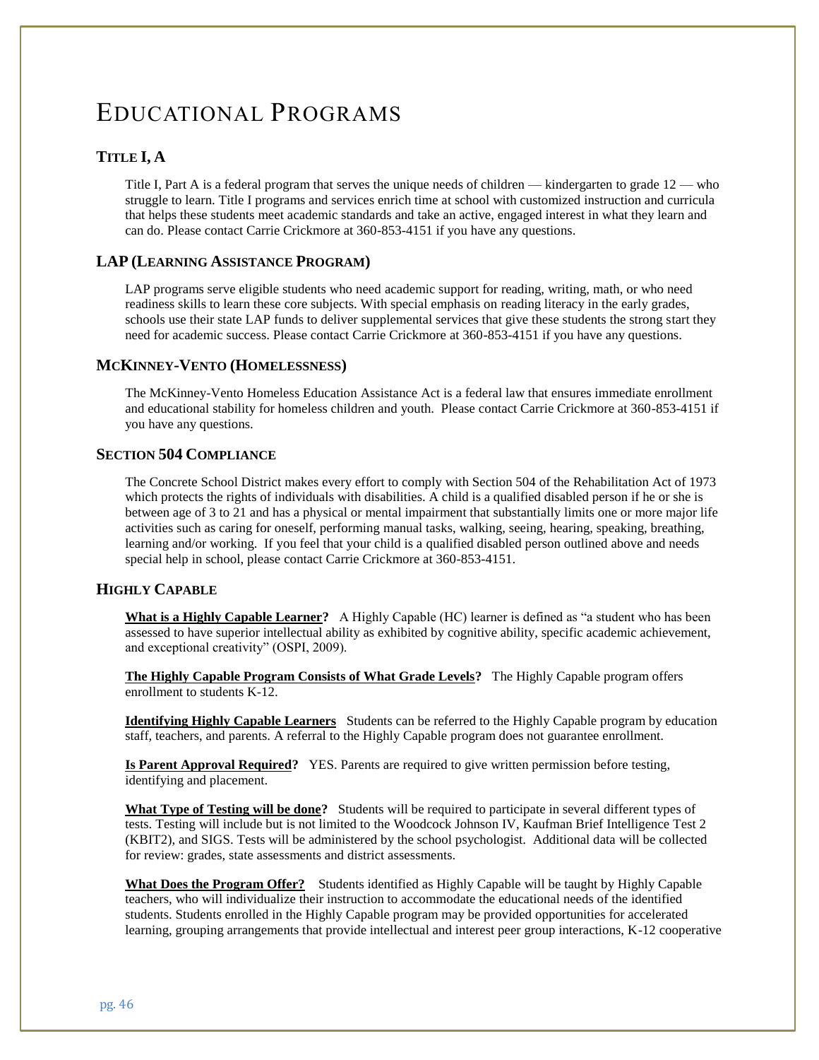# EDUCATIONAL PROGRAMS

## TITLE I, A

Title I, Part A is a federal program that serves the unique needs of children — kindergarten to grade 12 — who struggle to learn. Title I programs and services enrich time at school with customized instruction and curricula that helps these students meet academic standards and take an active, engaged interest in what they learn and can do. Please contact Carrie Crickmore at 360-853-4151 if you have any questions.

## LAP (LEARNING ASSISTANCE PROGRAM)

LAP programs serve eligible students who need academic support for reading, writing, math, or who need readiness skills to learn these core subjects. With special emphasis on reading literacy in the early grades, schools use their state LAP funds to deliver supplemental services that give these students the strong start they need for academic success. Please contact Carrie Crickmore at 360-853-4151 if you have any questions.

## MCKINNEY-VENTO (HOMELESSNESS)

The McKinney-Vento Homeless Education Assistance Act is a federal law that ensures immediate enrollment and educational stability for homeless children and youth. Please contact Carrie Crickmore at 360-853-4151 if you have any questions.

## SECTION 504 COMPLIANCE

The Concrete School District makes every effort to comply with Section 504 of the Rehabilitation Act of 1973 which protects the rights of individuals with disabilities. A child is a qualified disabled person if he or she is between age of 3 to 21 and has a physical or mental impairment that substantially limits one or more major life activities such as caring for oneself, performing manual tasks, walking, seeing, hearing, speaking, breathing, learning and/or working. If you feel that your child is a qualified disabled person outlined above and needs special help in school, please contact Carrie Crickmore at 360-853-4151.

## HIGHLY CAPABLE

**What is a Highly Capable Learner?** A Highly Capable (HC) learner is defined as "a student who has been assessed to have superior intellectual ability as exhibited by cognitive ability, specific academic achievement, and exceptional creativity" (OSPI, 2009).

**The Highly Capable Program Consists of What Grade Levels?** The Highly Capable program offers enrollment to students K-12.

**Identifying Highly Capable Learners** Students can be referred to the Highly Capable program by education staff, teachers, and parents. A referral to the Highly Capable program does not guarantee enrollment.

**Is Parent Approval Required?** YES. Parents are required to give written permission before testing, identifying and placement.

**What Type of Testing will be done?** Students will be required to participate in several different types of tests. Testing will include but is not limited to the Woodcock Johnson IV, Kaufman Brief Intelligence Test 2 (KBIT2), and SIGS. Tests will be administered by the school psychologist. Additional data will be collected for review: grades, state assessments and district assessments.

**What Does the Program Offer?** Students identified as Highly Capable will be taught by Highly Capable teachers, who will individualize their instruction to accommodate the educational needs of the identified students. Students enrolled in the Highly Capable program may be provided opportunities for accelerated learning, grouping arrangements that provide intellectual and interest peer group interactions, K-12 cooperative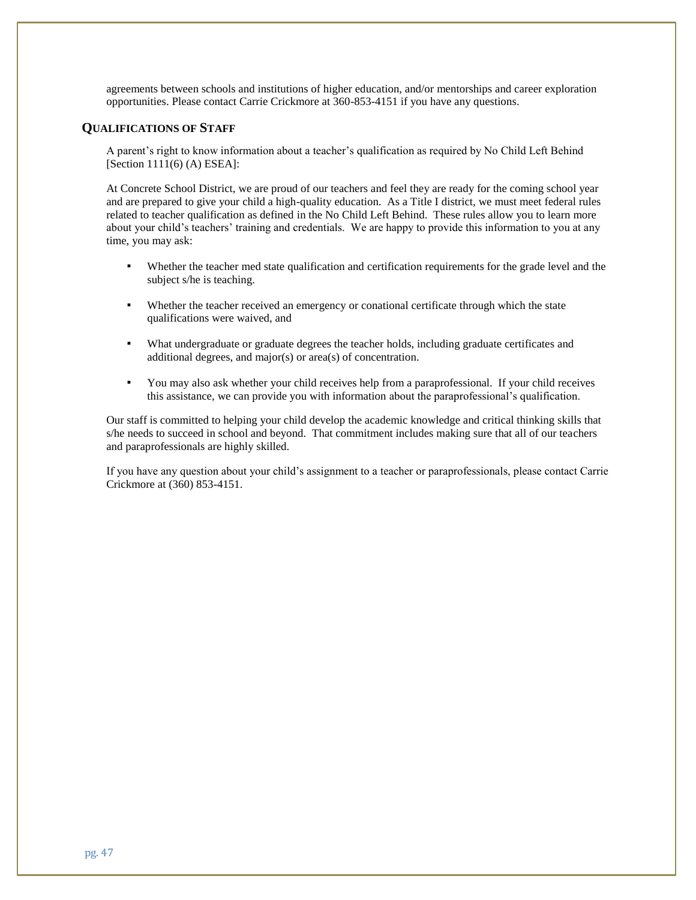agreements between schools and institutions of higher education, and/or mentorships and career exploration opportunities. Please contact Carrie Crickmore at 360-853-4151 if you have any questions.

## QUALIFICATIONS OF STAFF

A parent's right to know information about a teacher's qualification as required by No Child Left Behind [Section 1111(6) (A) ESEA]:

At Concrete School District, we are proud of our teachers and feel they are ready for the coming school year and are prepared to give your child a high-quality education. As a Title I district, we must meet federal rules related to teacher qualification as defined in the No Child Left Behind. These rules allow you to learn more about your child's teachers' training and credentials. We are happy to provide this information to you at any time, you may ask:

- Whether the teacher med state qualification and certification requirements for the grade level and the subject s/he is teaching.
- Whether the teacher received an emergency or conational certificate through which the state qualifications were waived, and
- What undergraduate or graduate degrees the teacher holds, including graduate certificates and additional degrees, and major(s) or area(s) of concentration.
- You may also ask whether your child receives help from a paraprofessional. If your child receives this assistance, we can provide you with information about the paraprofessional's qualification.

Our staff is committed to helping your child develop the academic knowledge and critical thinking skills that s/he needs to succeed in school and beyond. That commitment includes making sure that all of our teachers and paraprofessionals are highly skilled.

If you have any question about your child's assignment to a teacher or paraprofessionals, please contact Carrie Crickmore at (360) 853-4151.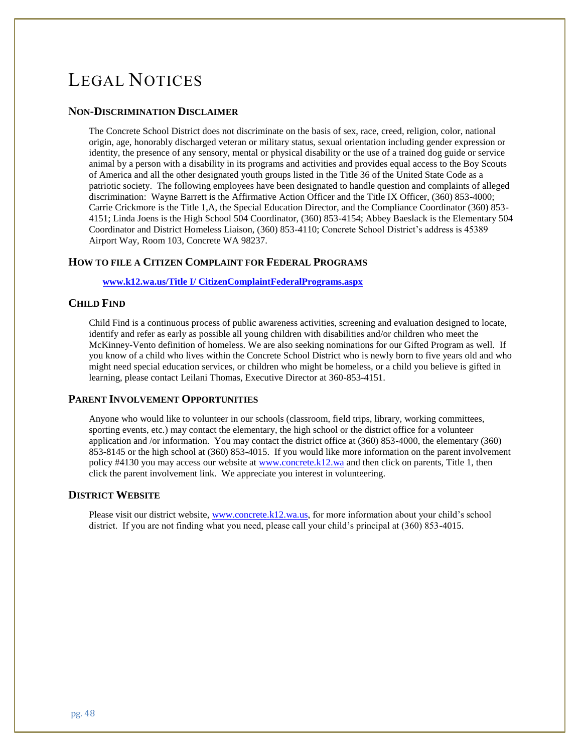# LEGAL NOTICES

## NON-DISCRIMINATION DISCLAIMER

The Concrete School District does not discriminate on the basis of sex, race, creed, religion, color, national origin, age, honorably discharged veteran or military status, sexual orientation including gender expression or identity, the presence of any sensory, mental or physical disability or the use of a trained dog guide or service animal by a person with a disability in its programs and activities and provides equal access to the Boy Scouts of America and all the other designated youth groups listed in the Title 36 of the United State Code as a patriotic society. The following employees have been designated to handle question and complaints of alleged discrimination: Wayne Barrett is the Affirmative Action Officer and the Title IX Officer, (360) 853-4000; Carrie Crickmore is the Title 1,A, the Special Education Director, and the Compliance Coordinator (360) 853-4151; Linda Joens is the High School 504 Coordinator, (360) 853-4154; Abbey Baeslack is the Elementary 504 Coordinator and District Homeless Liaison, (360) 853-4110; Concrete School District's address is 45389 Airport Way, Room 103, Concrete WA 98237.

## HOW TO FILE A CITIZEN COMPLAINT FOR FEDERAL PROGRAMS

**www.k12.wa.us/Title I/ CitizenComplaintFederalPrograms.aspx**

## CHILD FIND

Child Find is a continuous process of public awareness activities, screening and evaluation designed to locate, identify and refer as early as possible all young children with disabilities and/or children who meet the McKinney-Vento definition of homeless. We are also seeking nominations for our Gifted Program as well. If you know of a child who lives within the Concrete School District who is newly born to five years old and who might need special education services, or children who might be homeless, or a child you believe is gifted in learning, please contact Leilani Thomas, Executive Director at 360-853-4151.

## PARENT INVOLVEMENT OPPORTUNITIES

Anyone who would like to volunteer in our schools (classroom, field trips, library, working committees, sporting events, etc.) may contact the elementary, the high school or the district office for a volunteer application and /or information. You may contact the district office at (360) 853-4000, the elementary (360) 853-8145 or the high school at (360) 853-4015. If you would like more information on the parent involvement policy #4130 you may access our website at www.concrete.k12.wa and then click on parents, Title 1, then click the parent involvement link. We appreciate you interest in volunteering.

## DISTRICT WEBSITE

Please visit our district website, www.concrete.k12.wa.us, for more information about your child's school district. If you are not finding what you need, please call your child's principal at (360) 853-4015.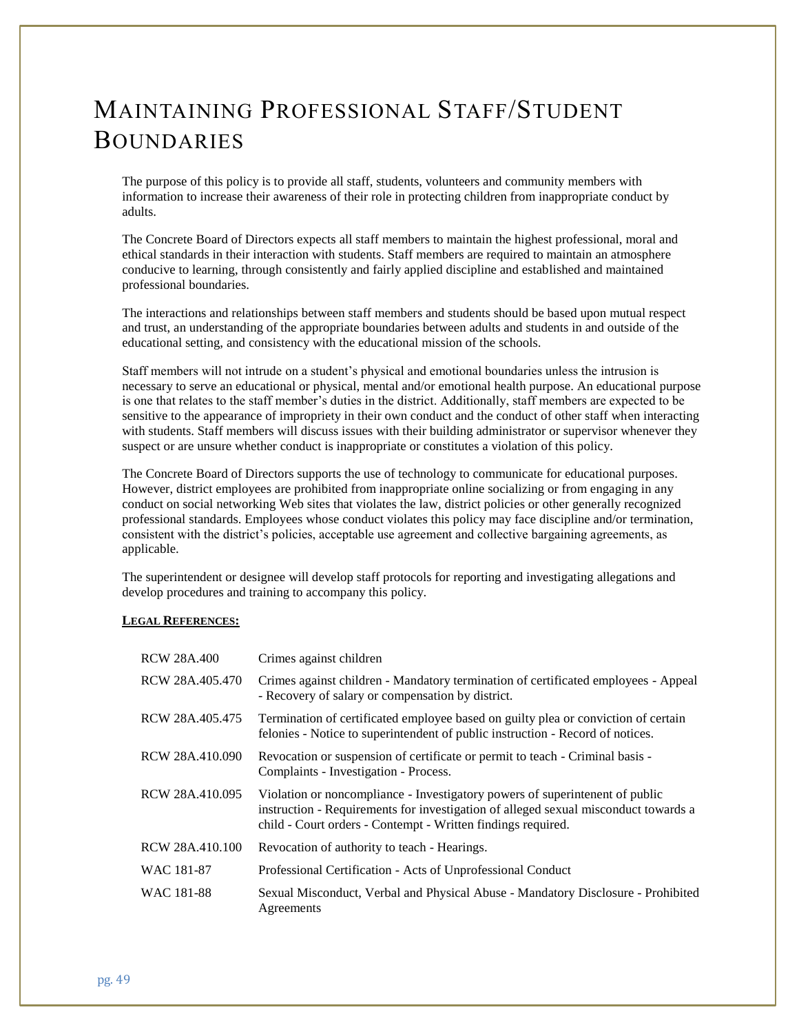# Maintaining Professional Staff/Student Boundaries

The purpose of this policy is to provide all staff, students, volunteers and community members with information to increase their awareness of their role in protecting children from inappropriate conduct by adults.

The Concrete Board of Directors expects all staff members to maintain the highest professional, moral and ethical standards in their interaction with students. Staff members are required to maintain an atmosphere conducive to learning, through consistently and fairly applied discipline and established and maintained professional boundaries.

The interactions and relationships between staff members and students should be based upon mutual respect and trust, an understanding of the appropriate boundaries between adults and students in and outside of the educational setting, and consistency with the educational mission of the schools.

Staff members will not intrude on a student's physical and emotional boundaries unless the intrusion is necessary to serve an educational or physical, mental and/or emotional health purpose. An educational purpose is one that relates to the staff member's duties in the district. Additionally, staff members are expected to be sensitive to the appearance of impropriety in their own conduct and the conduct of other staff when interacting with students. Staff members will discuss issues with their building administrator or supervisor whenever they suspect or are unsure whether conduct is inappropriate or constitutes a violation of this policy.

The Concrete Board of Directors supports the use of technology to communicate for educational purposes. However, district employees are prohibited from inappropriate online socializing or from engaging in any conduct on social networking Web sites that violates the law, district policies or other generally recognized professional standards. Employees whose conduct violates this policy may face discipline and/or termination, consistent with the district's policies, acceptable use agreement and collective bargaining agreements, as applicable.

The superintendent or designee will develop staff protocols for reporting and investigating allegations and develop procedures and training to accompany this policy.

**LEGAL REFERENCES:**

| | |
|---|---|
| RCW 28A.400 | Crimes against children |
| RCW 28A.405.470 | Crimes against children - Mandatory termination of certificated employees - Appeal - Recovery of salary or compensation by district. |
| RCW 28A.405.475 | Termination of certificated employee based on guilty plea or conviction of certain felonies - Notice to superintendent of public instruction - Record of notices. |
| RCW 28A.410.090 | Revocation or suspension of certificate or permit to teach - Criminal basis - Complaints - Investigation - Process. |
| RCW 28A.410.095 | Violation or noncompliance - Investigatory powers of superintenent of public instruction - Requirements for investigation of alleged sexual misconduct towards a child - Court orders - Contempt - Written findings required. |
| RCW 28A.410.100 | Revocation of authority to teach - Hearings. |
| WAC 181-87 | Professional Certification - Acts of Unprofessional Conduct |
| WAC 181-88 | Sexual Misconduct, Verbal and Physical Abuse - Mandatory Disclosure - Prohibited Agreements |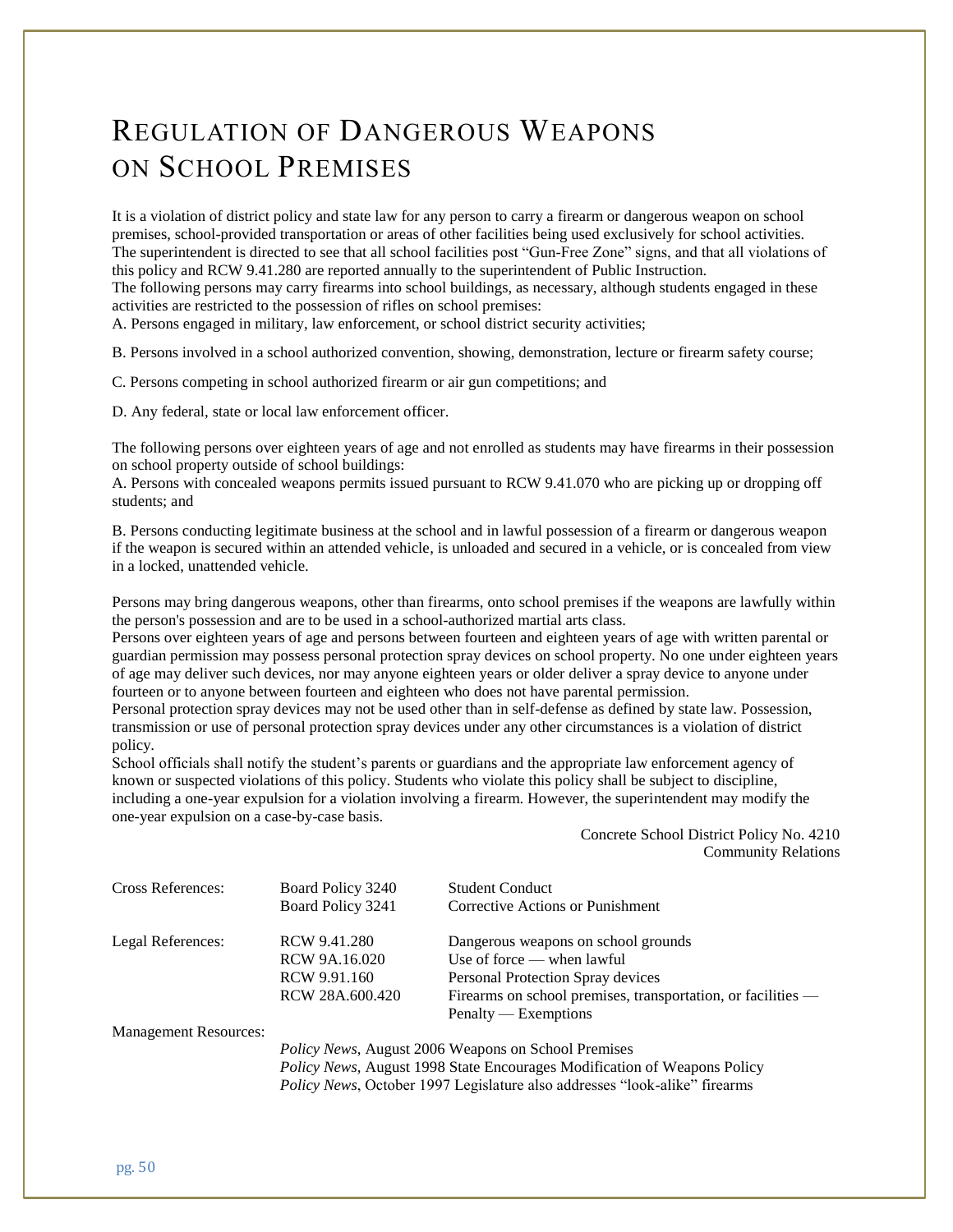# Regulation of Dangerous Weapons on School Premises

It is a violation of district policy and state law for any person to carry a firearm or dangerous weapon on school premises, school-provided transportation or areas of other facilities being used exclusively for school activities. The superintendent is directed to see that all school facilities post "Gun-Free Zone" signs, and that all violations of this policy and RCW 9.41.280 are reported annually to the superintendent of Public Instruction.
The following persons may carry firearms into school buildings, as necessary, although students engaged in these activities are restricted to the possession of rifles on school premises:
A. Persons engaged in military, law enforcement, or school district security activities;

B. Persons involved in a school authorized convention, showing, demonstration, lecture or firearm safety course;

C. Persons competing in school authorized firearm or air gun competitions; and

D. Any federal, state or local law enforcement officer.

The following persons over eighteen years of age and not enrolled as students may have firearms in their possession on school property outside of school buildings:
A. Persons with concealed weapons permits issued pursuant to RCW 9.41.070 who are picking up or dropping off students; and

B. Persons conducting legitimate business at the school and in lawful possession of a firearm or dangerous weapon if the weapon is secured within an attended vehicle, is unloaded and secured in a vehicle, or is concealed from view in a locked, unattended vehicle.

Persons may bring dangerous weapons, other than firearms, onto school premises if the weapons are lawfully within the person's possession and are to be used in a school-authorized martial arts class.
Persons over eighteen years of age and persons between fourteen and eighteen years of age with written parental or guardian permission may possess personal protection spray devices on school property. No one under eighteen years of age may deliver such devices, nor may anyone eighteen years or older deliver a spray device to anyone under fourteen or to anyone between fourteen and eighteen who does not have parental permission.
Personal protection spray devices may not be used other than in self-defense as defined by state law. Possession, transmission or use of personal protection spray devices under any other circumstances is a violation of district policy.
School officials shall notify the student's parents or guardians and the appropriate law enforcement agency of known or suspected violations of this policy. Students who violate this policy shall be subject to discipline, including a one-year expulsion for a violation involving a firearm. However, the superintendent may modify the one-year expulsion on a case-by-case basis.

Concrete School District Policy No. 4210
Community Relations

| | | |
|---|---|---|
| Cross References: | Board Policy 3240 | Student Conduct |
| | Board Policy 3241 | Corrective Actions or Punishment |
| Legal References: | RCW 9.41.280 | Dangerous weapons on school grounds |
| | RCW 9A.16.020 | Use of force — when lawful |
| | RCW 9.91.160 | Personal Protection Spray devices |
| | RCW 28A.600.420 | Firearms on school premises, transportation, or facilities — Penalty — Exemptions |

Management Resources:

*Policy News*, August 2006 Weapons on School Premises
*Policy News*, August 1998 State Encourages Modification of Weapons Policy
*Policy News*, October 1997 Legislature also addresses "look-alike" firearms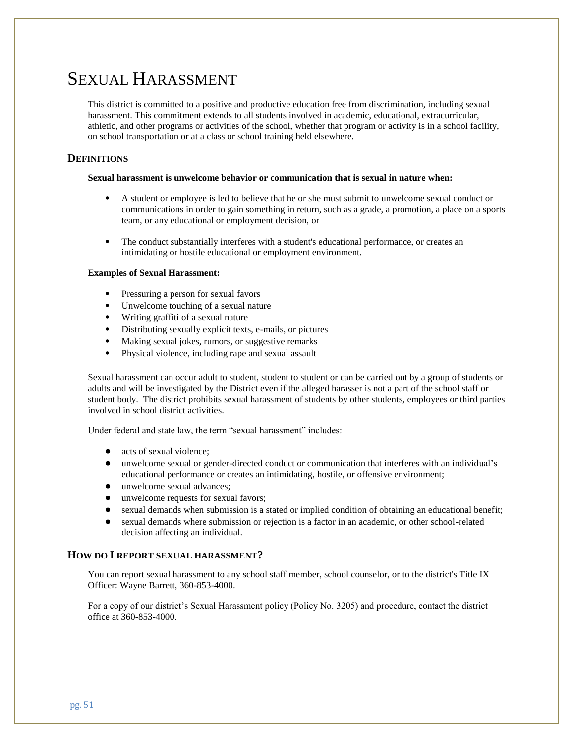# SEXUAL HARASSMENT

This district is committed to a positive and productive education free from discrimination, including sexual harassment. This commitment extends to all students involved in academic, educational, extracurricular, athletic, and other programs or activities of the school, whether that program or activity is in a school facility, on school transportation or at a class or school training held elsewhere.

## DEFINITIONS

**Sexual harassment is unwelcome behavior or communication that is sexual in nature when:**

- A student or employee is led to believe that he or she must submit to unwelcome sexual conduct or communications in order to gain something in return, such as a grade, a promotion, a place on a sports team, or any educational or employment decision, or
- The conduct substantially interferes with a student's educational performance, or creates an intimidating or hostile educational or employment environment.

**Examples of Sexual Harassment:**

- Pressuring a person for sexual favors
- Unwelcome touching of a sexual nature
- Writing graffiti of a sexual nature
- Distributing sexually explicit texts, e-mails, or pictures
- Making sexual jokes, rumors, or suggestive remarks
- Physical violence, including rape and sexual assault

Sexual harassment can occur adult to student, student to student or can be carried out by a group of students or adults and will be investigated by the District even if the alleged harasser is not a part of the school staff or student body. The district prohibits sexual harassment of students by other students, employees or third parties involved in school district activities.

Under federal and state law, the term "sexual harassment" includes:

- acts of sexual violence;
- unwelcome sexual or gender-directed conduct or communication that interferes with an individual's educational performance or creates an intimidating, hostile, or offensive environment;
- unwelcome sexual advances;
- unwelcome requests for sexual favors;
- sexual demands when submission is a stated or implied condition of obtaining an educational benefit;
- sexual demands where submission or rejection is a factor in an academic, or other school-related decision affecting an individual.

## HOW DO I REPORT SEXUAL HARASSMENT?

You can report sexual harassment to any school staff member, school counselor, or to the district's Title IX Officer: Wayne Barrett, 360-853-4000.

For a copy of our district's Sexual Harassment policy (Policy No. 3205) and procedure, contact the district office at 360-853-4000.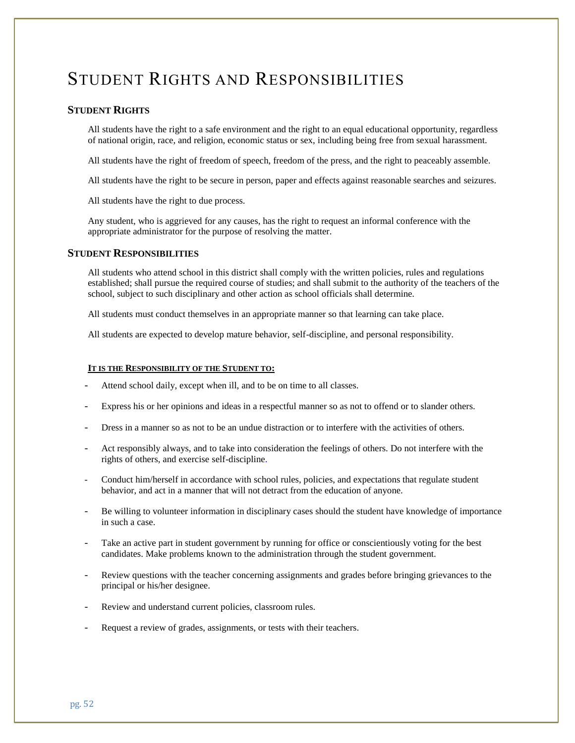# Student Rights and Responsibilities

## Student Rights

All students have the right to a safe environment and the right to an equal educational opportunity, regardless of national origin, race, and religion, economic status or sex, including being free from sexual harassment.

All students have the right of freedom of speech, freedom of the press, and the right to peaceably assemble.

All students have the right to be secure in person, paper and effects against reasonable searches and seizures.

All students have the right to due process.

Any student, who is aggrieved for any causes, has the right to request an informal conference with the appropriate administrator for the purpose of resolving the matter.

## Student Responsibilities

All students who attend school in this district shall comply with the written policies, rules and regulations established; shall pursue the required course of studies; and shall submit to the authority of the teachers of the school, subject to such disciplinary and other action as school officials shall determine.

All students must conduct themselves in an appropriate manner so that learning can take place.

All students are expected to develop mature behavior, self-discipline, and personal responsibility.

**It is the Responsibility of the Student to:**

- Attend school daily, except when ill, and to be on time to all classes.
- Express his or her opinions and ideas in a respectful manner so as not to offend or to slander others.
- Dress in a manner so as not to be an undue distraction or to interfere with the activities of others.
- Act responsibly always, and to take into consideration the feelings of others. Do not interfere with the rights of others, and exercise self-discipline.
- Conduct him/herself in accordance with school rules, policies, and expectations that regulate student behavior, and act in a manner that will not detract from the education of anyone.
- Be willing to volunteer information in disciplinary cases should the student have knowledge of importance in such a case.
- Take an active part in student government by running for office or conscientiously voting for the best candidates. Make problems known to the administration through the student government.
- Review questions with the teacher concerning assignments and grades before bringing grievances to the principal or his/her designee.
- Review and understand current policies, classroom rules.
- Request a review of grades, assignments, or tests with their teachers.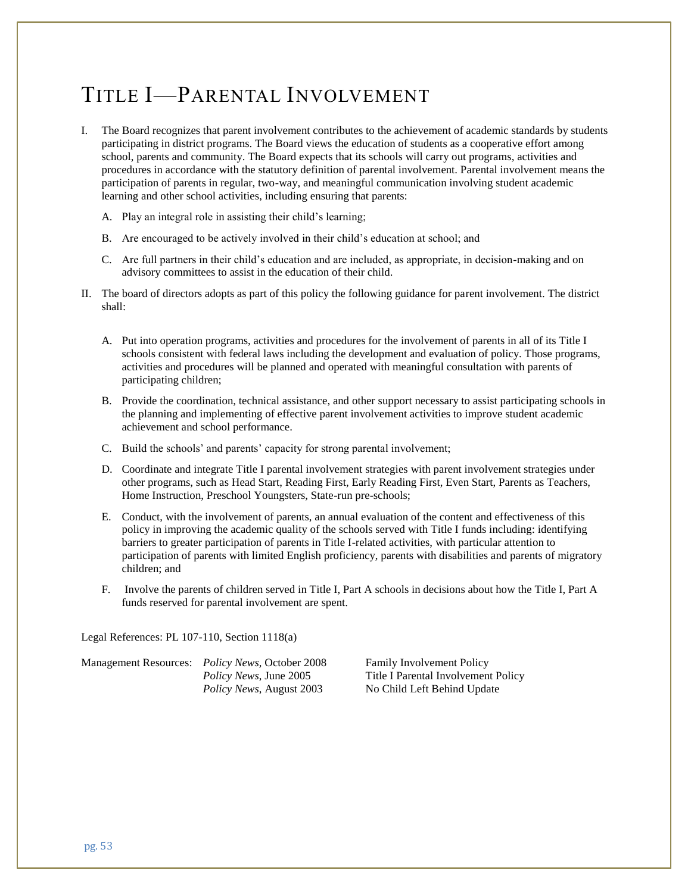# Title I—Parental Involvement

I. The Board recognizes that parent involvement contributes to the achievement of academic standards by students participating in district programs. The Board views the education of students as a cooperative effort among school, parents and community. The Board expects that its schools will carry out programs, activities and procedures in accordance with the statutory definition of parental involvement. Parental involvement means the participation of parents in regular, two-way, and meaningful communication involving student academic learning and other school activities, including ensuring that parents:

   A. Play an integral role in assisting their child's learning;

   B. Are encouraged to be actively involved in their child's education at school; and

   C. Are full partners in their child's education and are included, as appropriate, in decision-making and on advisory committees to assist in the education of their child.

II. The board of directors adopts as part of this policy the following guidance for parent involvement. The district shall:

   A. Put into operation programs, activities and procedures for the involvement of parents in all of its Title I schools consistent with federal laws including the development and evaluation of policy. Those programs, activities and procedures will be planned and operated with meaningful consultation with parents of participating children;

   B. Provide the coordination, technical assistance, and other support necessary to assist participating schools in the planning and implementing of effective parent involvement activities to improve student academic achievement and school performance.

   C. Build the schools' and parents' capacity for strong parental involvement;

   D. Coordinate and integrate Title I parental involvement strategies with parent involvement strategies under other programs, such as Head Start, Reading First, Early Reading First, Even Start, Parents as Teachers, Home Instruction, Preschool Youngsters, State-run pre-schools;

   E. Conduct, with the involvement of parents, an annual evaluation of the content and effectiveness of this policy in improving the academic quality of the schools served with Title I funds including: identifying barriers to greater participation of parents in Title I-related activities, with particular attention to participation of parents with limited English proficiency, parents with disabilities and parents of migratory children; and

   F. Involve the parents of children served in Title I, Part A schools in decisions about how the Title I, Part A funds reserved for parental involvement are spent.

Legal References: PL 107-110, Section 1118(a)

| Management Resources: | *Policy News*, October 2008 | Family Involvement Policy |
|---|---|---|
| | *Policy News*, June 2005 | Title I Parental Involvement Policy |
| | *Policy News*, August 2003 | No Child Left Behind Update |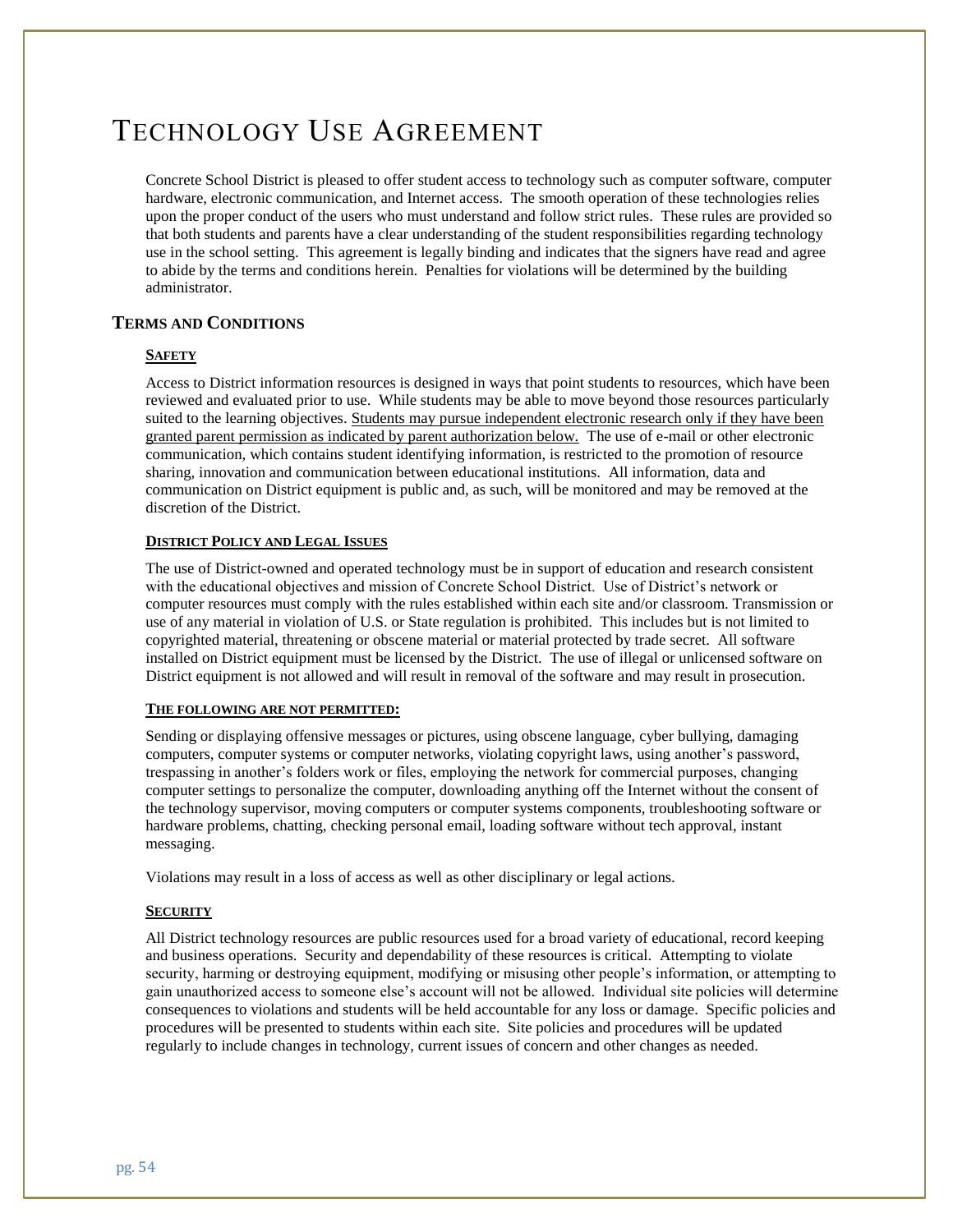# TECHNOLOGY USE AGREEMENT

Concrete School District is pleased to offer student access to technology such as computer software, computer hardware, electronic communication, and Internet access. The smooth operation of these technologies relies upon the proper conduct of the users who must understand and follow strict rules. These rules are provided so that both students and parents have a clear understanding of the student responsibilities regarding technology use in the school setting. This agreement is legally binding and indicates that the signers have read and agree to abide by the terms and conditions herein. Penalties for violations will be determined by the building administrator.

## TERMS AND CONDITIONS

### SAFETY

Access to District information resources is designed in ways that point students to resources, which have been reviewed and evaluated prior to use. While students may be able to move beyond those resources particularly suited to the learning objectives. Students may pursue independent electronic research only if they have been granted parent permission as indicated by parent authorization below. The use of e-mail or other electronic communication, which contains student identifying information, is restricted to the promotion of resource sharing, innovation and communication between educational institutions. All information, data and communication on District equipment is public and, as such, will be monitored and may be removed at the discretion of the District.

### DISTRICT POLICY AND LEGAL ISSUES

The use of District-owned and operated technology must be in support of education and research consistent with the educational objectives and mission of Concrete School District. Use of District's network or computer resources must comply with the rules established within each site and/or classroom. Transmission or use of any material in violation of U.S. or State regulation is prohibited. This includes but is not limited to copyrighted material, threatening or obscene material or material protected by trade secret. All software installed on District equipment must be licensed by the District. The use of illegal or unlicensed software on District equipment is not allowed and will result in removal of the software and may result in prosecution.

### THE FOLLOWING ARE NOT PERMITTED:

Sending or displaying offensive messages or pictures, using obscene language, cyber bullying, damaging computers, computer systems or computer networks, violating copyright laws, using another's password, trespassing in another's folders work or files, employing the network for commercial purposes, changing computer settings to personalize the computer, downloading anything off the Internet without the consent of the technology supervisor, moving computers or computer systems components, troubleshooting software or hardware problems, chatting, checking personal email, loading software without tech approval, instant messaging.

Violations may result in a loss of access as well as other disciplinary or legal actions.

### SECURITY

All District technology resources are public resources used for a broad variety of educational, record keeping and business operations. Security and dependability of these resources is critical. Attempting to violate security, harming or destroying equipment, modifying or misusing other people's information, or attempting to gain unauthorized access to someone else's account will not be allowed. Individual site policies will determine consequences to violations and students will be held accountable for any loss or damage. Specific policies and procedures will be presented to students within each site. Site policies and procedures will be updated regularly to include changes in technology, current issues of concern and other changes as needed.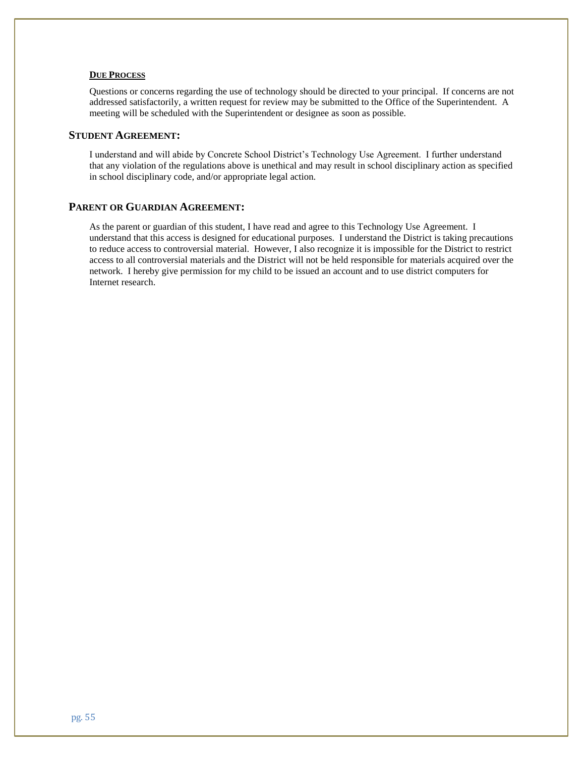#### **Due Process**

Questions or concerns regarding the use of technology should be directed to your principal. If concerns are not addressed satisfactorily, a written request for review may be submitted to the Office of the Superintendent. A meeting will be scheduled with the Superintendent or designee as soon as possible.

### **Student Agreement:**

I understand and will abide by Concrete School District's Technology Use Agreement. I further understand that any violation of the regulations above is unethical and may result in school disciplinary action as specified in school disciplinary code, and/or appropriate legal action.

### **Parent or Guardian Agreement:**

As the parent or guardian of this student, I have read and agree to this Technology Use Agreement. I understand that this access is designed for educational purposes. I understand the District is taking precautions to reduce access to controversial material. However, I also recognize it is impossible for the District to restrict access to all controversial materials and the District will not be held responsible for materials acquired over the network. I hereby give permission for my child to be issued an account and to use district computers for Internet research.